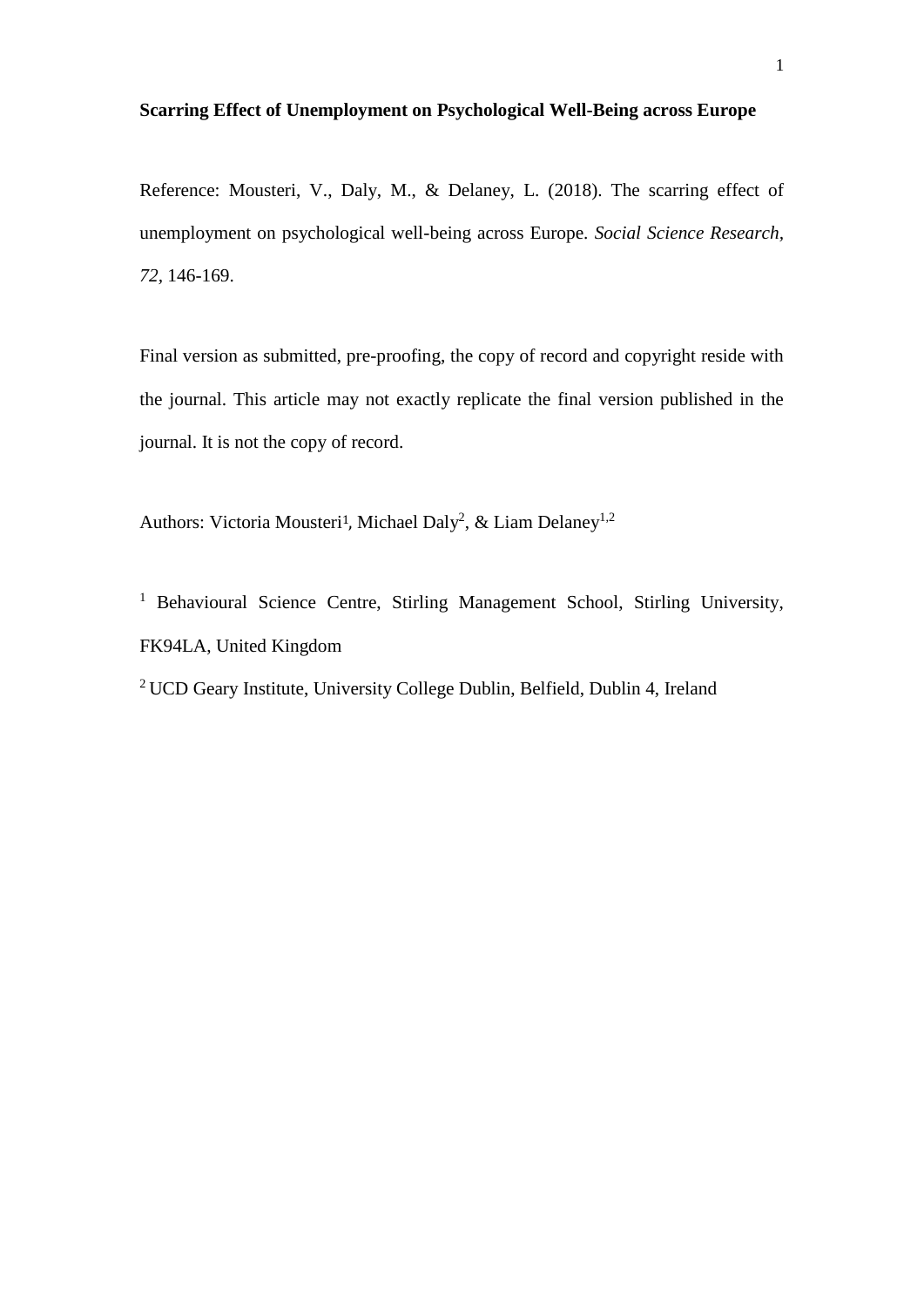**Scarring Effect of Unemployment on Psychological Well-Being across Europe**

Reference: Mousteri, V., Daly, M., & Delaney, L. (2018). The scarring effect of unemployment on psychological well-being across Europe. *Social Science Research*, *72*, 146-169.

Final version as submitted, pre-proofing, the copy of record and copyright reside with the journal. This article may not exactly replicate the final version published in the journal. It is not the copy of record.

Authors: Victoria Mousteri[1], Michael Daly[2], & Liam Delaney[1,2]

[1] Behavioural Science Centre, Stirling Management School, Stirling University, FK94LA, United Kingdom

[2] UCD Geary Institute, University College Dublin, Belfield, Dublin 4, Ireland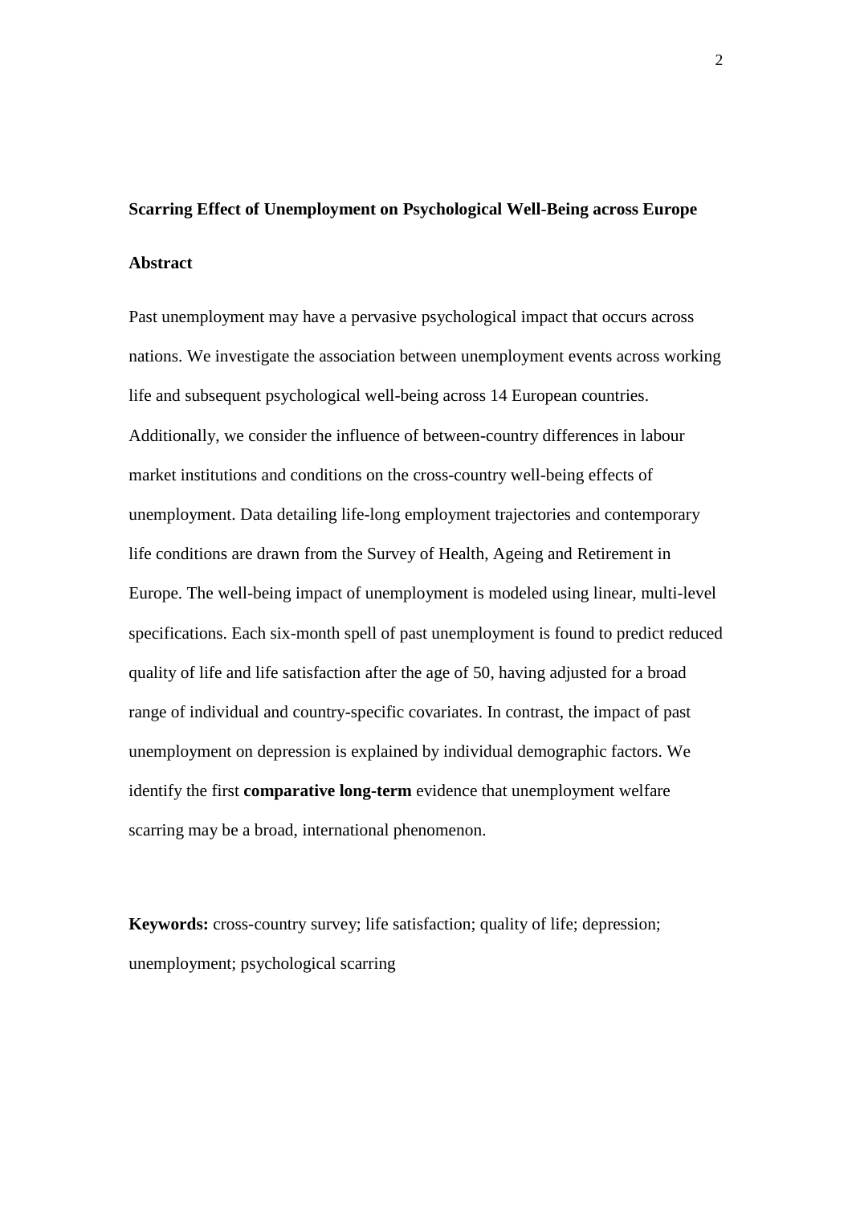**Scarring Effect of Unemployment on Psychological Well-Being across Europe**

**Abstract**

Past unemployment may have a pervasive psychological impact that occurs across nations. We investigate the association between unemployment events across working life and subsequent psychological well-being across 14 European countries. Additionally, we consider the influence of between-country differences in labour market institutions and conditions on the cross-country well-being effects of unemployment. Data detailing life-long employment trajectories and contemporary life conditions are drawn from the Survey of Health, Ageing and Retirement in Europe. The well-being impact of unemployment is modeled using linear, multi-level specifications. Each six-month spell of past unemployment is found to predict reduced quality of life and life satisfaction after the age of 50, having adjusted for a broad range of individual and country-specific covariates. In contrast, the impact of past unemployment on depression is explained by individual demographic factors. We identify the first **comparative long-term** evidence that unemployment welfare scarring may be a broad, international phenomenon.

**Keywords:** cross-country survey; life satisfaction; quality of life; depression; unemployment; psychological scarring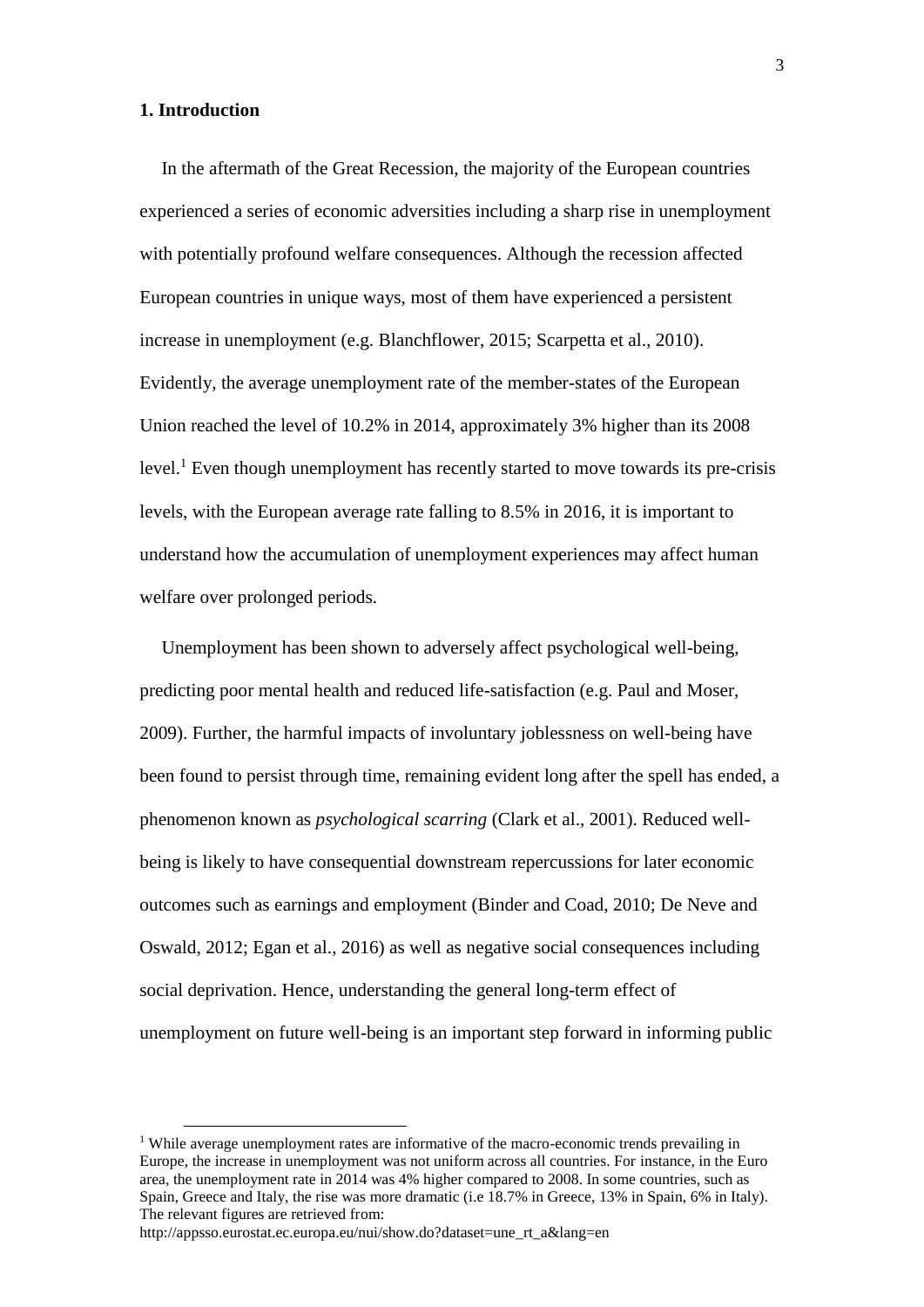## 1. Introduction

In the aftermath of the Great Recession, the majority of the European countries experienced a series of economic adversities including a sharp rise in unemployment with potentially profound welfare consequences. Although the recession affected European countries in unique ways, most of them have experienced a persistent increase in unemployment (e.g. Blanchflower, 2015; Scarpetta et al., 2010). Evidently, the average unemployment rate of the member-states of the European Union reached the level of 10.2% in 2014, approximately 3% higher than its 2008 level.[1] Even though unemployment has recently started to move towards its pre-crisis levels, with the European average rate falling to 8.5% in 2016, it is important to understand how the accumulation of unemployment experiences may affect human welfare over prolonged periods.

Unemployment has been shown to adversely affect psychological well-being, predicting poor mental health and reduced life-satisfaction (e.g. Paul and Moser, 2009). Further, the harmful impacts of involuntary joblessness on well-being have been found to persist through time, remaining evident long after the spell has ended, a phenomenon known as *psychological scarring* (Clark et al., 2001). Reduced well-being is likely to have consequential downstream repercussions for later economic outcomes such as earnings and employment (Binder and Coad, 2010; De Neve and Oswald, 2012; Egan et al., 2016) as well as negative social consequences including social deprivation. Hence, understanding the general long-term effect of unemployment on future well-being is an important step forward in informing public

[1] While average unemployment rates are informative of the macro-economic trends prevailing in Europe, the increase in unemployment was not uniform across all countries. For instance, in the Euro area, the unemployment rate in 2014 was 4% higher compared to 2008. In some countries, such as Spain, Greece and Italy, the rise was more dramatic (i.e 18.7% in Greece, 13% in Spain, 6% in Italy). The relevant figures are retrieved from: http://appsso.eurostat.ec.europa.eu/nui/show.do?dataset=une_rt_a&lang=en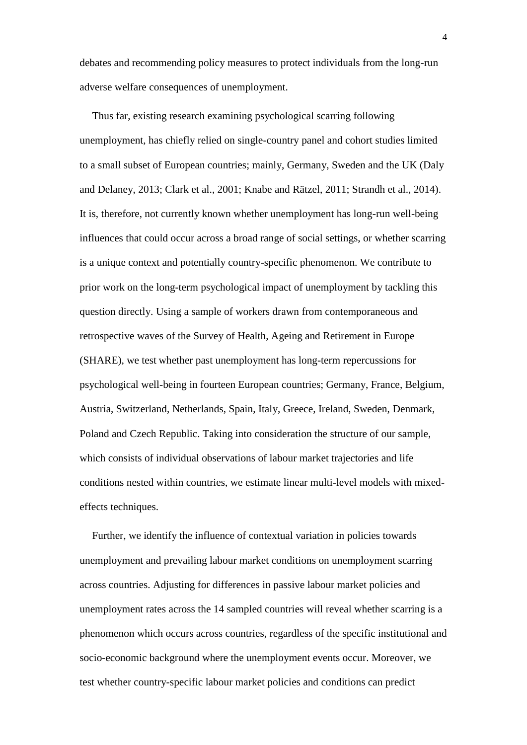debates and recommending policy measures to protect individuals from the long-run adverse welfare consequences of unemployment.

Thus far, existing research examining psychological scarring following unemployment, has chiefly relied on single-country panel and cohort studies limited to a small subset of European countries; mainly, Germany, Sweden and the UK (Daly and Delaney, 2013; Clark et al., 2001; Knabe and Rätzel, 2011; Strandh et al., 2014). It is, therefore, not currently known whether unemployment has long-run well-being influences that could occur across a broad range of social settings, or whether scarring is a unique context and potentially country-specific phenomenon. We contribute to prior work on the long-term psychological impact of unemployment by tackling this question directly. Using a sample of workers drawn from contemporaneous and retrospective waves of the Survey of Health, Ageing and Retirement in Europe (SHARE), we test whether past unemployment has long-term repercussions for psychological well-being in fourteen European countries; Germany, France, Belgium, Austria, Switzerland, Netherlands, Spain, Italy, Greece, Ireland, Sweden, Denmark, Poland and Czech Republic. Taking into consideration the structure of our sample, which consists of individual observations of labour market trajectories and life conditions nested within countries, we estimate linear multi-level models with mixed-effects techniques.

Further, we identify the influence of contextual variation in policies towards unemployment and prevailing labour market conditions on unemployment scarring across countries. Adjusting for differences in passive labour market policies and unemployment rates across the 14 sampled countries will reveal whether scarring is a phenomenon which occurs across countries, regardless of the specific institutional and socio-economic background where the unemployment events occur. Moreover, we test whether country-specific labour market policies and conditions can predict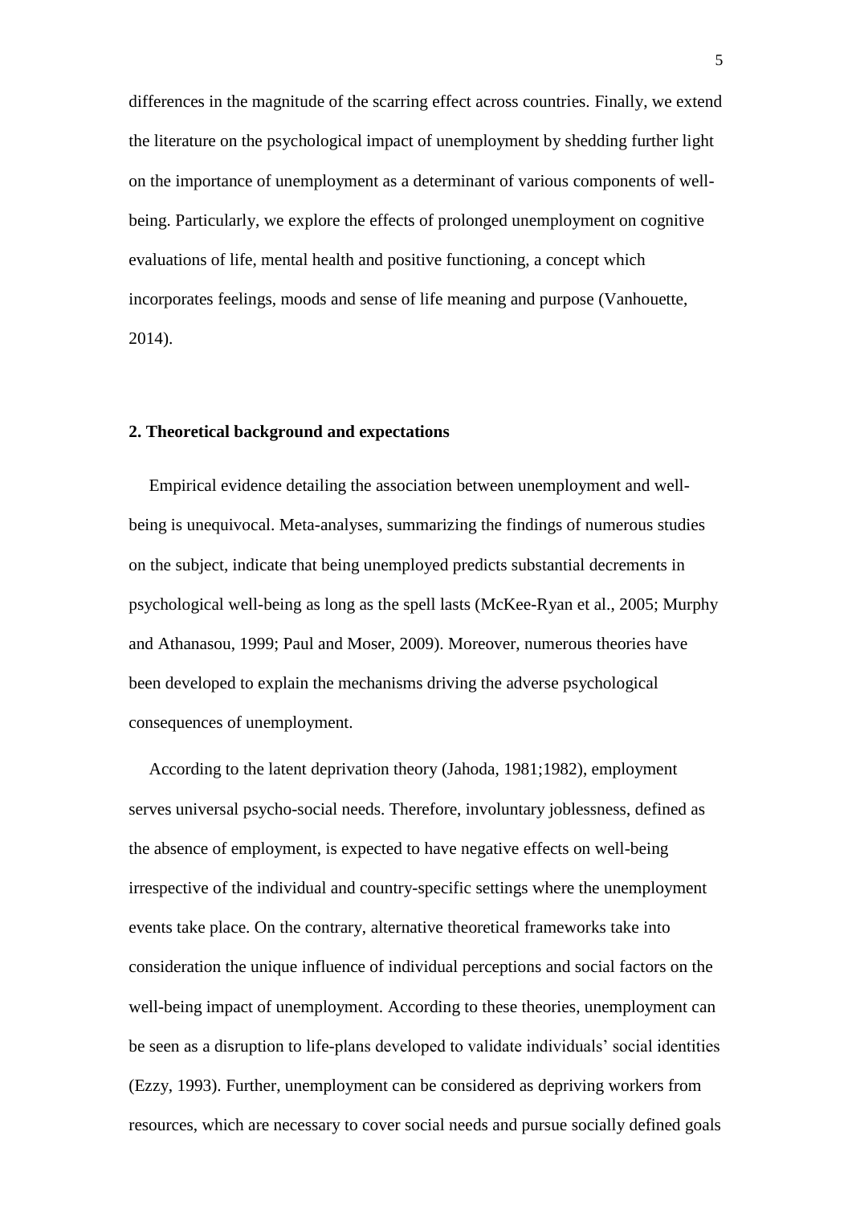differences in the magnitude of the scarring effect across countries. Finally, we extend the literature on the psychological impact of unemployment by shedding further light on the importance of unemployment as a determinant of various components of well-being. Particularly, we explore the effects of prolonged unemployment on cognitive evaluations of life, mental health and positive functioning, a concept which incorporates feelings, moods and sense of life meaning and purpose (Vanhouette, 2014).

## 2. Theoretical background and expectations

Empirical evidence detailing the association between unemployment and well-being is unequivocal. Meta-analyses, summarizing the findings of numerous studies on the subject, indicate that being unemployed predicts substantial decrements in psychological well-being as long as the spell lasts (McKee-Ryan et al., 2005; Murphy and Athanasou, 1999; Paul and Moser, 2009). Moreover, numerous theories have been developed to explain the mechanisms driving the adverse psychological consequences of unemployment.

According to the latent deprivation theory (Jahoda, 1981;1982), employment serves universal psycho-social needs. Therefore, involuntary joblessness, defined as the absence of employment, is expected to have negative effects on well-being irrespective of the individual and country-specific settings where the unemployment events take place. On the contrary, alternative theoretical frameworks take into consideration the unique influence of individual perceptions and social factors on the well-being impact of unemployment. According to these theories, unemployment can be seen as a disruption to life-plans developed to validate individuals' social identities (Ezzy, 1993). Further, unemployment can be considered as depriving workers from resources, which are necessary to cover social needs and pursue socially defined goals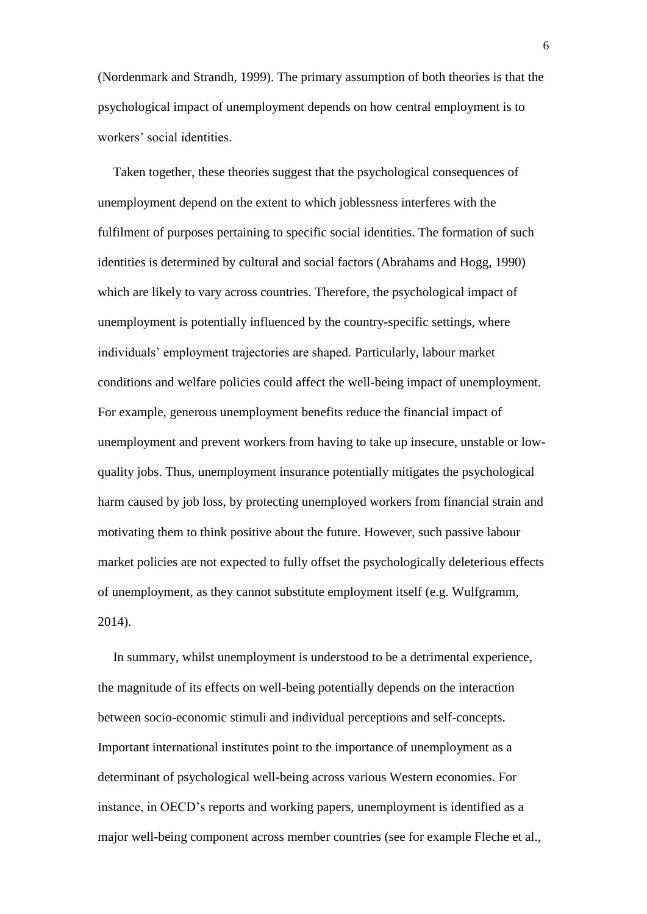(Nordenmark and Strandh, 1999). The primary assumption of both theories is that the psychological impact of unemployment depends on how central employment is to workers' social identities.

Taken together, these theories suggest that the psychological consequences of unemployment depend on the extent to which joblessness interferes with the fulfilment of purposes pertaining to specific social identities. The formation of such identities is determined by cultural and social factors (Abrahams and Hogg, 1990) which are likely to vary across countries. Therefore, the psychological impact of unemployment is potentially influenced by the country-specific settings, where individuals' employment trajectories are shaped. Particularly, labour market conditions and welfare policies could affect the well-being impact of unemployment. For example, generous unemployment benefits reduce the financial impact of unemployment and prevent workers from having to take up insecure, unstable or low-quality jobs. Thus, unemployment insurance potentially mitigates the psychological harm caused by job loss, by protecting unemployed workers from financial strain and motivating them to think positive about the future. However, such passive labour market policies are not expected to fully offset the psychologically deleterious effects of unemployment, as they cannot substitute employment itself (e.g. Wulfgramm, 2014).

In summary, whilst unemployment is understood to be a detrimental experience, the magnitude of its effects on well-being potentially depends on the interaction between socio-economic stimuli and individual perceptions and self-concepts. Important international institutes point to the importance of unemployment as a determinant of psychological well-being across various Western economies. For instance, in OECD's reports and working papers, unemployment is identified as a major well-being component across member countries (see for example Fleche et al.,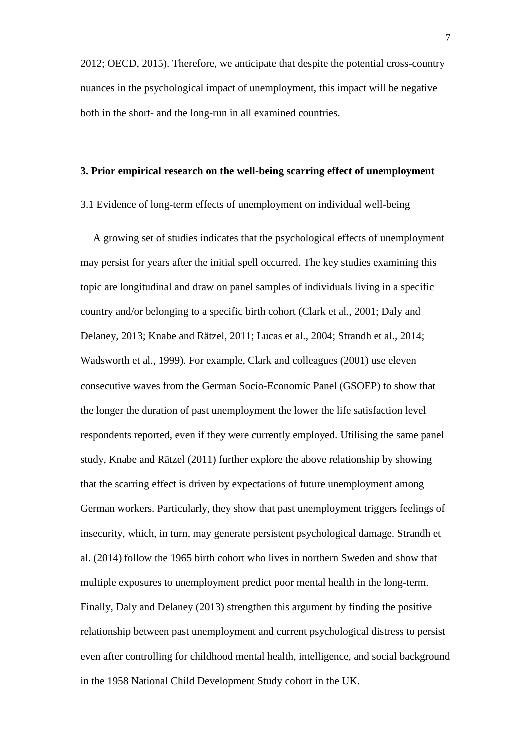2012; OECD, 2015). Therefore, we anticipate that despite the potential cross-country nuances in the psychological impact of unemployment, this impact will be negative both in the short- and the long-run in all examined countries.

## 3. Prior empirical research on the well-being scarring effect of unemployment

### 3.1 Evidence of long-term effects of unemployment on individual well-being

A growing set of studies indicates that the psychological effects of unemployment may persist for years after the initial spell occurred. The key studies examining this topic are longitudinal and draw on panel samples of individuals living in a specific country and/or belonging to a specific birth cohort (Clark et al., 2001; Daly and Delaney, 2013; Knabe and Rätzel, 2011; Lucas et al., 2004; Strandh et al., 2014; Wadsworth et al., 1999). For example, Clark and colleagues (2001) use eleven consecutive waves from the German Socio-Economic Panel (GSOEP) to show that the longer the duration of past unemployment the lower the life satisfaction level respondents reported, even if they were currently employed. Utilising the same panel study, Knabe and Rätzel (2011) further explore the above relationship by showing that the scarring effect is driven by expectations of future unemployment among German workers. Particularly, they show that past unemployment triggers feelings of insecurity, which, in turn, may generate persistent psychological damage. Strandh et al. (2014) follow the 1965 birth cohort who lives in northern Sweden and show that multiple exposures to unemployment predict poor mental health in the long-term. Finally, Daly and Delaney (2013) strengthen this argument by finding the positive relationship between past unemployment and current psychological distress to persist even after controlling for childhood mental health, intelligence, and social background in the 1958 National Child Development Study cohort in the UK.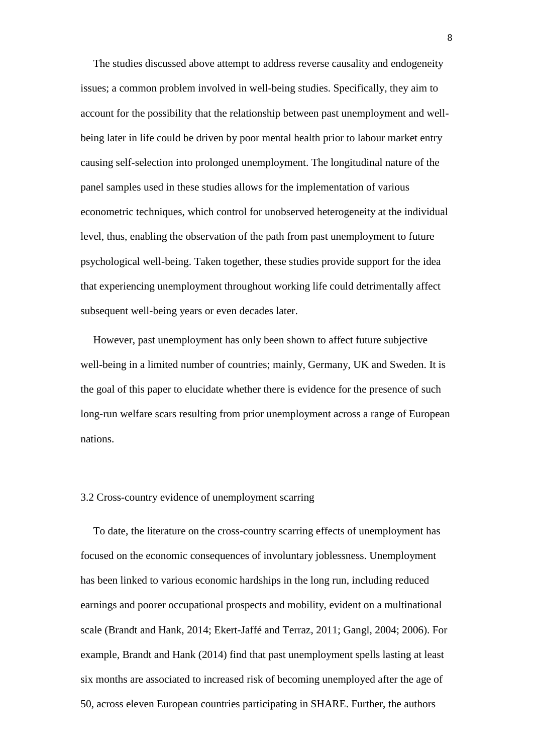The studies discussed above attempt to address reverse causality and endogeneity issues; a common problem involved in well-being studies. Specifically, they aim to account for the possibility that the relationship between past unemployment and well-being later in life could be driven by poor mental health prior to labour market entry causing self-selection into prolonged unemployment. The longitudinal nature of the panel samples used in these studies allows for the implementation of various econometric techniques, which control for unobserved heterogeneity at the individual level, thus, enabling the observation of the path from past unemployment to future psychological well-being. Taken together, these studies provide support for the idea that experiencing unemployment throughout working life could detrimentally affect subsequent well-being years or even decades later.

However, past unemployment has only been shown to affect future subjective well-being in a limited number of countries; mainly, Germany, UK and Sweden. It is the goal of this paper to elucidate whether there is evidence for the presence of such long-run welfare scars resulting from prior unemployment across a range of European nations.

### 3.2 Cross-country evidence of unemployment scarring

To date, the literature on the cross-country scarring effects of unemployment has focused on the economic consequences of involuntary joblessness. Unemployment has been linked to various economic hardships in the long run, including reduced earnings and poorer occupational prospects and mobility, evident on a multinational scale (Brandt and Hank, 2014; Ekert-Jaffé and Terraz, 2011; Gangl, 2004; 2006). For example, Brandt and Hank (2014) find that past unemployment spells lasting at least six months are associated to increased risk of becoming unemployed after the age of 50, across eleven European countries participating in SHARE. Further, the authors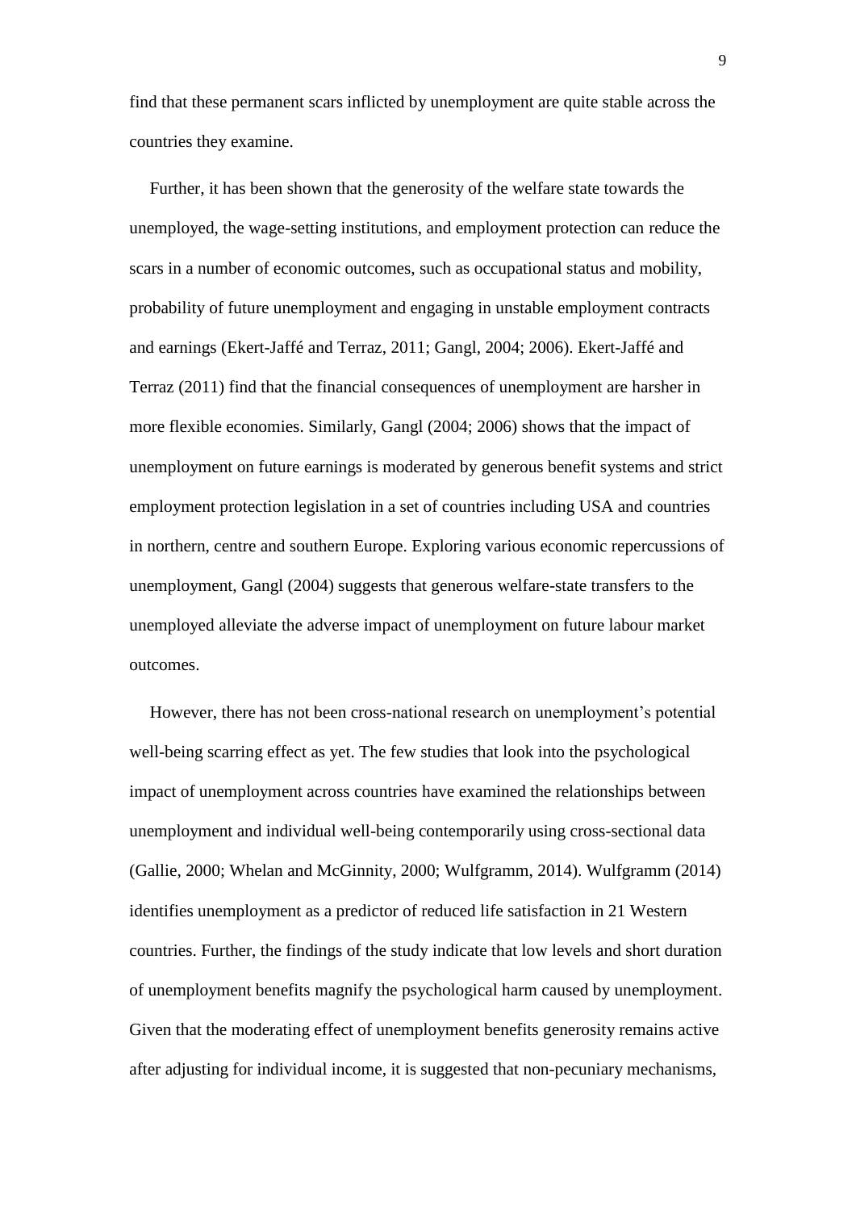find that these permanent scars inflicted by unemployment are quite stable across the countries they examine.

Further, it has been shown that the generosity of the welfare state towards the unemployed, the wage-setting institutions, and employment protection can reduce the scars in a number of economic outcomes, such as occupational status and mobility, probability of future unemployment and engaging in unstable employment contracts and earnings (Ekert-Jaffé and Terraz, 2011; Gangl, 2004; 2006). Ekert-Jaffé and Terraz (2011) find that the financial consequences of unemployment are harsher in more flexible economies. Similarly, Gangl (2004; 2006) shows that the impact of unemployment on future earnings is moderated by generous benefit systems and strict employment protection legislation in a set of countries including USA and countries in northern, centre and southern Europe. Exploring various economic repercussions of unemployment, Gangl (2004) suggests that generous welfare-state transfers to the unemployed alleviate the adverse impact of unemployment on future labour market outcomes.

However, there has not been cross-national research on unemployment's potential well-being scarring effect as yet. The few studies that look into the psychological impact of unemployment across countries have examined the relationships between unemployment and individual well-being contemporarily using cross-sectional data (Gallie, 2000; Whelan and McGinnity, 2000; Wulfgramm, 2014). Wulfgramm (2014) identifies unemployment as a predictor of reduced life satisfaction in 21 Western countries. Further, the findings of the study indicate that low levels and short duration of unemployment benefits magnify the psychological harm caused by unemployment. Given that the moderating effect of unemployment benefits generosity remains active after adjusting for individual income, it is suggested that non-pecuniary mechanisms,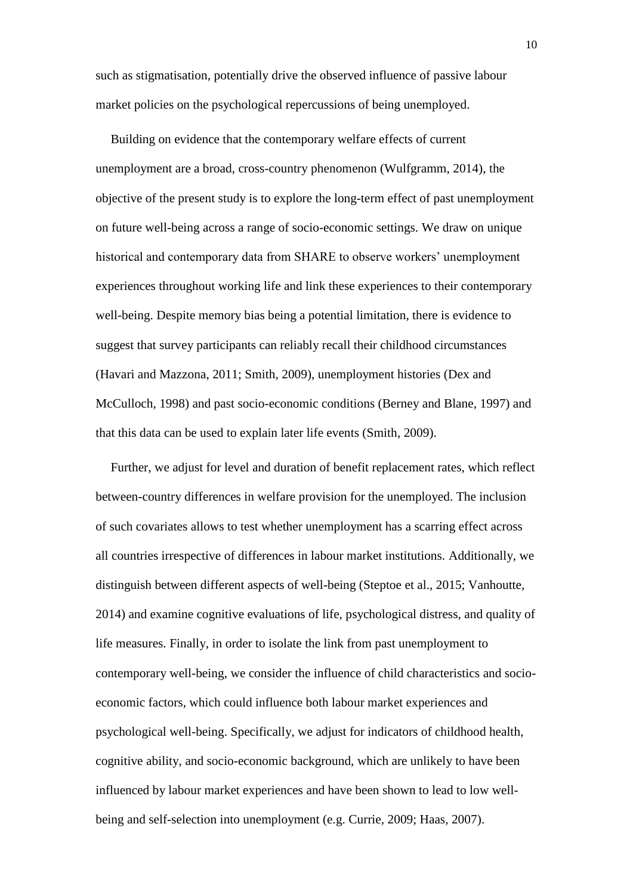such as stigmatisation, potentially drive the observed influence of passive labour market policies on the psychological repercussions of being unemployed.

Building on evidence that the contemporary welfare effects of current unemployment are a broad, cross-country phenomenon (Wulfgramm, 2014), the objective of the present study is to explore the long-term effect of past unemployment on future well-being across a range of socio-economic settings. We draw on unique historical and contemporary data from SHARE to observe workers' unemployment experiences throughout working life and link these experiences to their contemporary well-being. Despite memory bias being a potential limitation, there is evidence to suggest that survey participants can reliably recall their childhood circumstances (Havari and Mazzona, 2011; Smith, 2009), unemployment histories (Dex and McCulloch, 1998) and past socio-economic conditions (Berney and Blane, 1997) and that this data can be used to explain later life events (Smith, 2009).

Further, we adjust for level and duration of benefit replacement rates, which reflect between-country differences in welfare provision for the unemployed. The inclusion of such covariates allows to test whether unemployment has a scarring effect across all countries irrespective of differences in labour market institutions. Additionally, we distinguish between different aspects of well-being (Steptoe et al., 2015; Vanhoutte, 2014) and examine cognitive evaluations of life, psychological distress, and quality of life measures. Finally, in order to isolate the link from past unemployment to contemporary well-being, we consider the influence of child characteristics and socio-economic factors, which could influence both labour market experiences and psychological well-being. Specifically, we adjust for indicators of childhood health, cognitive ability, and socio-economic background, which are unlikely to have been influenced by labour market experiences and have been shown to lead to low well-being and self-selection into unemployment (e.g. Currie, 2009; Haas, 2007).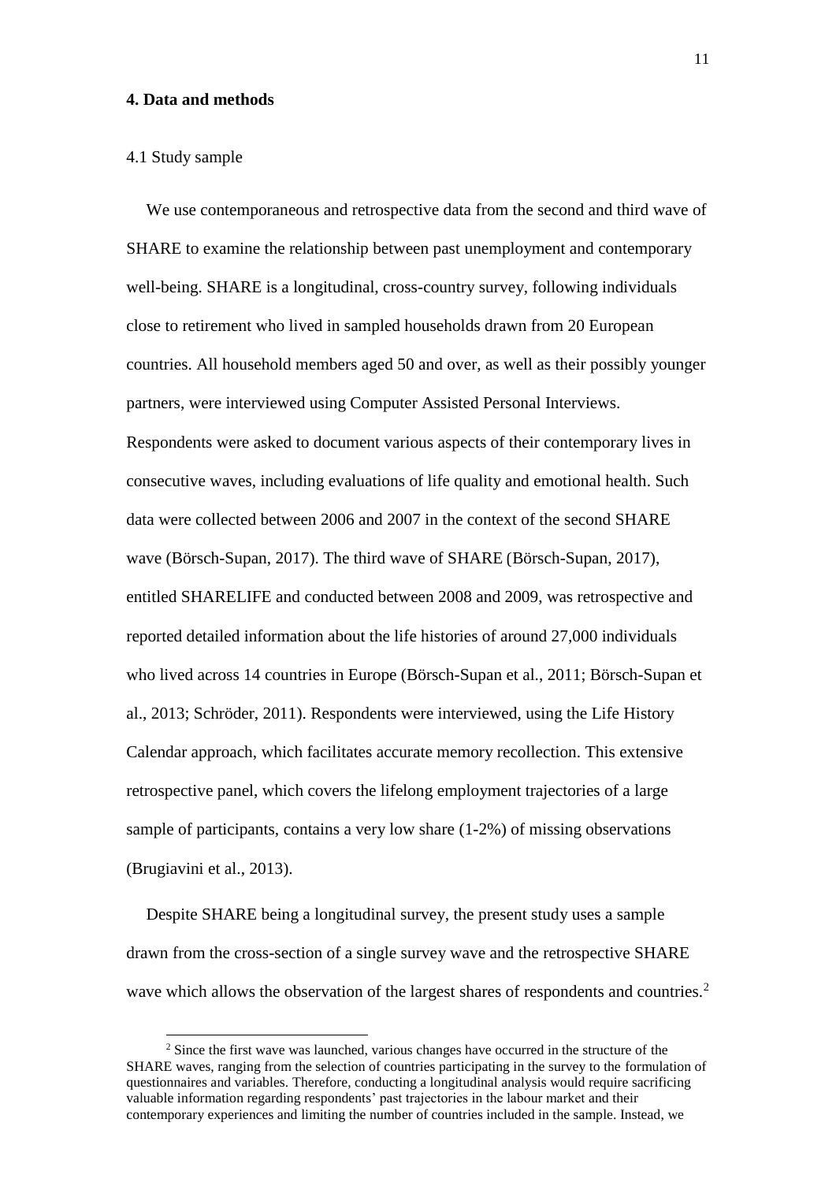## 4. Data and methods

4.1 Study sample

We use contemporaneous and retrospective data from the second and third wave of SHARE to examine the relationship between past unemployment and contemporary well-being. SHARE is a longitudinal, cross-country survey, following individuals close to retirement who lived in sampled households drawn from 20 European countries. All household members aged 50 and over, as well as their possibly younger partners, were interviewed using Computer Assisted Personal Interviews. Respondents were asked to document various aspects of their contemporary lives in consecutive waves, including evaluations of life quality and emotional health. Such data were collected between 2006 and 2007 in the context of the second SHARE wave (Börsch-Supan, 2017). The third wave of SHARE (Börsch-Supan, 2017), entitled SHARELIFE and conducted between 2008 and 2009, was retrospective and reported detailed information about the life histories of around 27,000 individuals who lived across 14 countries in Europe (Börsch-Supan et al., 2011; Börsch-Supan et al., 2013; Schröder, 2011). Respondents were interviewed, using the Life History Calendar approach, which facilitates accurate memory recollection. This extensive retrospective panel, which covers the lifelong employment trajectories of a large sample of participants, contains a very low share (1-2%) of missing observations (Brugiavini et al., 2013).

Despite SHARE being a longitudinal survey, the present study uses a sample drawn from the cross-section of a single survey wave and the retrospective SHARE wave which allows the observation of the largest shares of respondents and countries.[2]

[2] Since the first wave was launched, various changes have occurred in the structure of the SHARE waves, ranging from the selection of countries participating in the survey to the formulation of questionnaires and variables. Therefore, conducting a longitudinal analysis would require sacrificing valuable information regarding respondents' past trajectories in the labour market and their contemporary experiences and limiting the number of countries included in the sample. Instead, we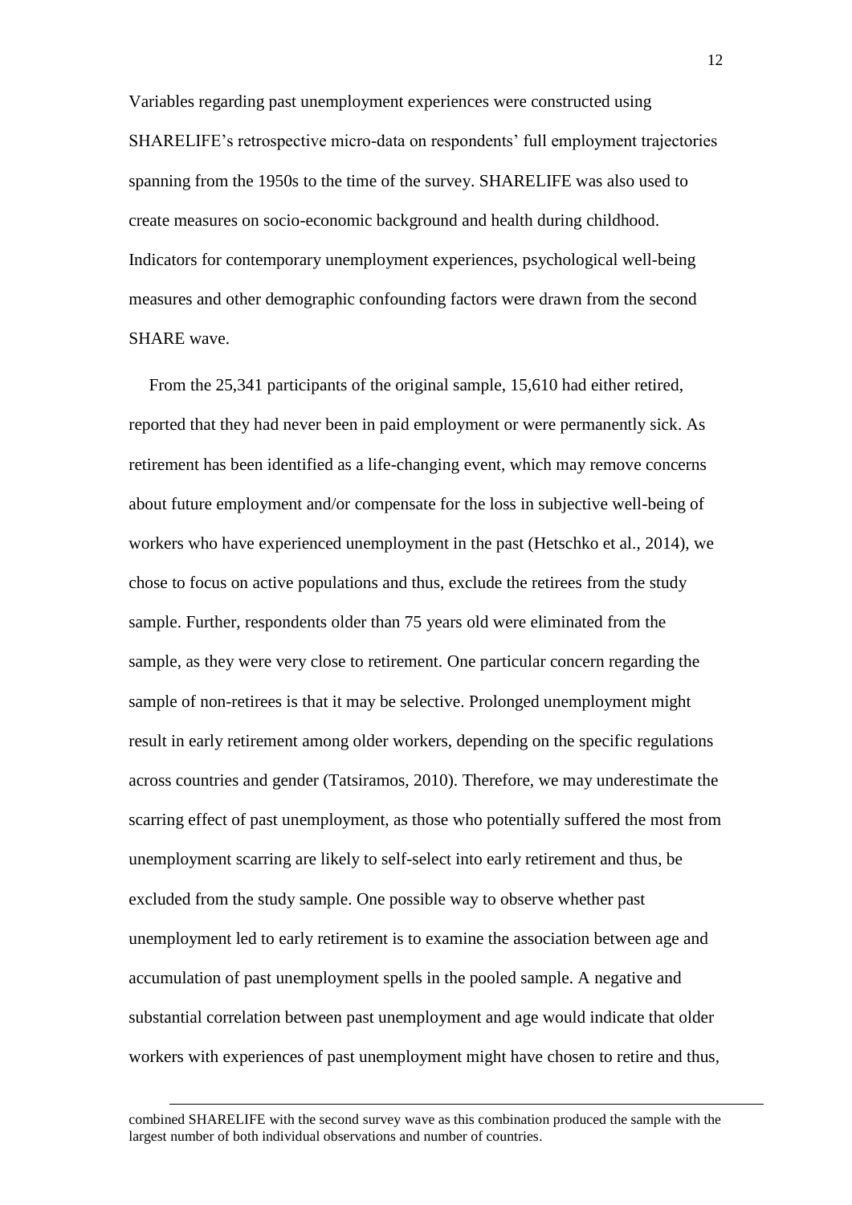Variables regarding past unemployment experiences were constructed using SHARELIFE's retrospective micro-data on respondents' full employment trajectories spanning from the 1950s to the time of the survey. SHARELIFE was also used to create measures on socio-economic background and health during childhood. Indicators for contemporary unemployment experiences, psychological well-being measures and other demographic confounding factors were drawn from the second SHARE wave.

From the 25,341 participants of the original sample, 15,610 had either retired, reported that they had never been in paid employment or were permanently sick. As retirement has been identified as a life-changing event, which may remove concerns about future employment and/or compensate for the loss in subjective well-being of workers who have experienced unemployment in the past (Hetschko et al., 2014), we chose to focus on active populations and thus, exclude the retirees from the study sample. Further, respondents older than 75 years old were eliminated from the sample, as they were very close to retirement. One particular concern regarding the sample of non-retirees is that it may be selective. Prolonged unemployment might result in early retirement among older workers, depending on the specific regulations across countries and gender (Tatsiramos, 2010). Therefore, we may underestimate the scarring effect of past unemployment, as those who potentially suffered the most from unemployment scarring are likely to self-select into early retirement and thus, be excluded from the study sample. One possible way to observe whether past unemployment led to early retirement is to examine the association between age and accumulation of past unemployment spells in the pooled sample. A negative and substantial correlation between past unemployment and age would indicate that older workers with experiences of past unemployment might have chosen to retire and thus,

combined SHARELIFE with the second survey wave as this combination produced the sample with the largest number of both individual observations and number of countries.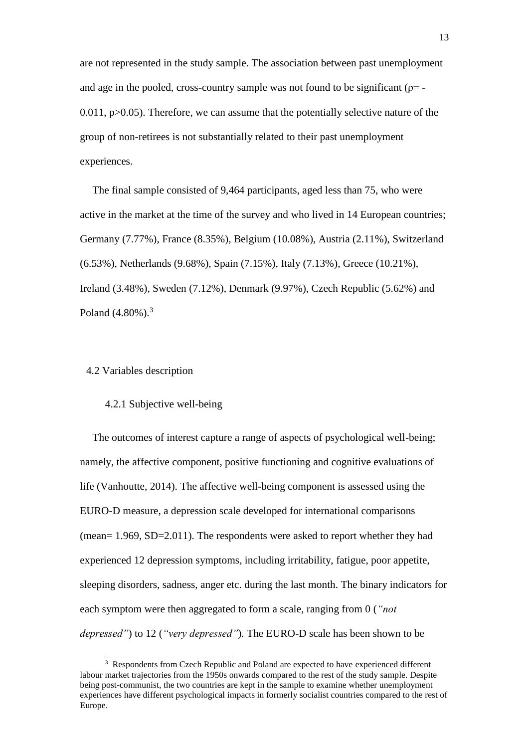are not represented in the study sample. The association between past unemployment and age in the pooled, cross-country sample was not found to be significant ($\rho = -0.011$, $p > 0.05$). Therefore, we can assume that the potentially selective nature of the group of non-retirees is not substantially related to their past unemployment experiences.

The final sample consisted of 9,464 participants, aged less than 75, who were active in the market at the time of the survey and who lived in 14 European countries; Germany (7.77%), France (8.35%), Belgium (10.08%), Austria (2.11%), Switzerland (6.53%), Netherlands (9.68%), Spain (7.15%), Italy (7.13%), Greece (10.21%), Ireland (3.48%), Sweden (7.12%), Denmark (9.97%), Czech Republic (5.62%) and Poland (4.80%).[3]

## 4.2 Variables description

### 4.2.1 Subjective well-being

The outcomes of interest capture a range of aspects of psychological well-being; namely, the affective component, positive functioning and cognitive evaluations of life (Vanhoutte, 2014). The affective well-being component is assessed using the EURO-D measure, a depression scale developed for international comparisons (mean= 1.969, SD=2.011). The respondents were asked to report whether they had experienced 12 depression symptoms, including irritability, fatigue, poor appetite, sleeping disorders, sadness, anger etc. during the last month. The binary indicators for each symptom were then aggregated to form a scale, ranging from 0 (*"not depressed"*) to 12 (*"very depressed"*). The EURO-D scale has been shown to be

[3] Respondents from Czech Republic and Poland are expected to have experienced different labour market trajectories from the 1950s onwards compared to the rest of the study sample. Despite being post-communist, the two countries are kept in the sample to examine whether unemployment experiences have different psychological impacts in formerly socialist countries compared to the rest of Europe.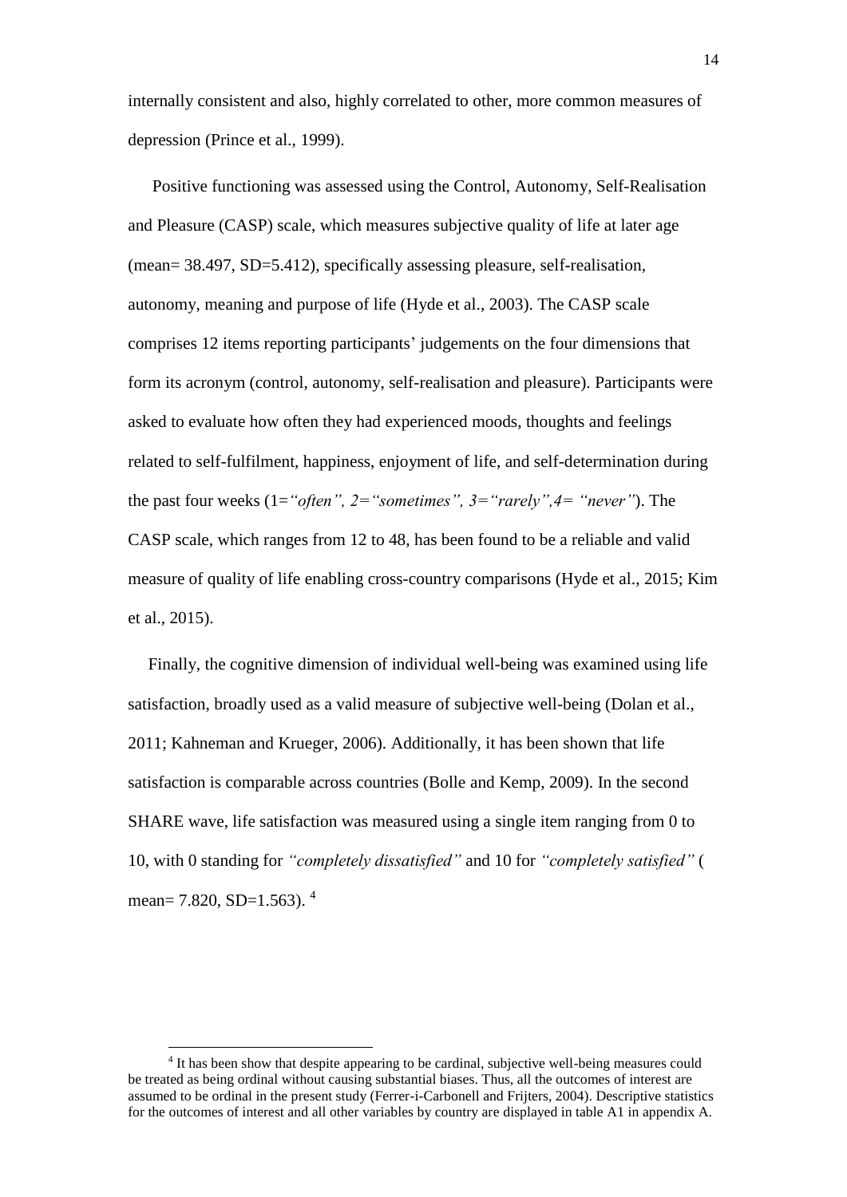internally consistent and also, highly correlated to other, more common measures of depression (Prince et al., 1999).

Positive functioning was assessed using the Control, Autonomy, Self-Realisation and Pleasure (CASP) scale, which measures subjective quality of life at later age (mean= 38.497, SD=5.412), specifically assessing pleasure, self-realisation, autonomy, meaning and purpose of life (Hyde et al., 2003). The CASP scale comprises 12 items reporting participants' judgements on the four dimensions that form its acronym (control, autonomy, self-realisation and pleasure). Participants were asked to evaluate how often they had experienced moods, thoughts and feelings related to self-fulfilment, happiness, enjoyment of life, and self-determination during the past four weeks (1=*"often", 2="sometimes", 3="rarely",4= "never"*). The CASP scale, which ranges from 12 to 48, has been found to be a reliable and valid measure of quality of life enabling cross-country comparisons (Hyde et al., 2015; Kim et al., 2015).

Finally, the cognitive dimension of individual well-being was examined using life satisfaction, broadly used as a valid measure of subjective well-being (Dolan et al., 2011; Kahneman and Krueger, 2006). Additionally, it has been shown that life satisfaction is comparable across countries (Bolle and Kemp, 2009). In the second SHARE wave, life satisfaction was measured using a single item ranging from 0 to 10, with 0 standing for *"completely dissatisfied"* and 10 for *"completely satisfied"* ( mean= 7.820, SD=1.563). [4]

---

[4] It has been show that despite appearing to be cardinal, subjective well-being measures could be treated as being ordinal without causing substantial biases. Thus, all the outcomes of interest are assumed to be ordinal in the present study (Ferrer-i-Carbonell and Frijters, 2004). Descriptive statistics for the outcomes of interest and all other variables by country are displayed in table A1 in appendix A.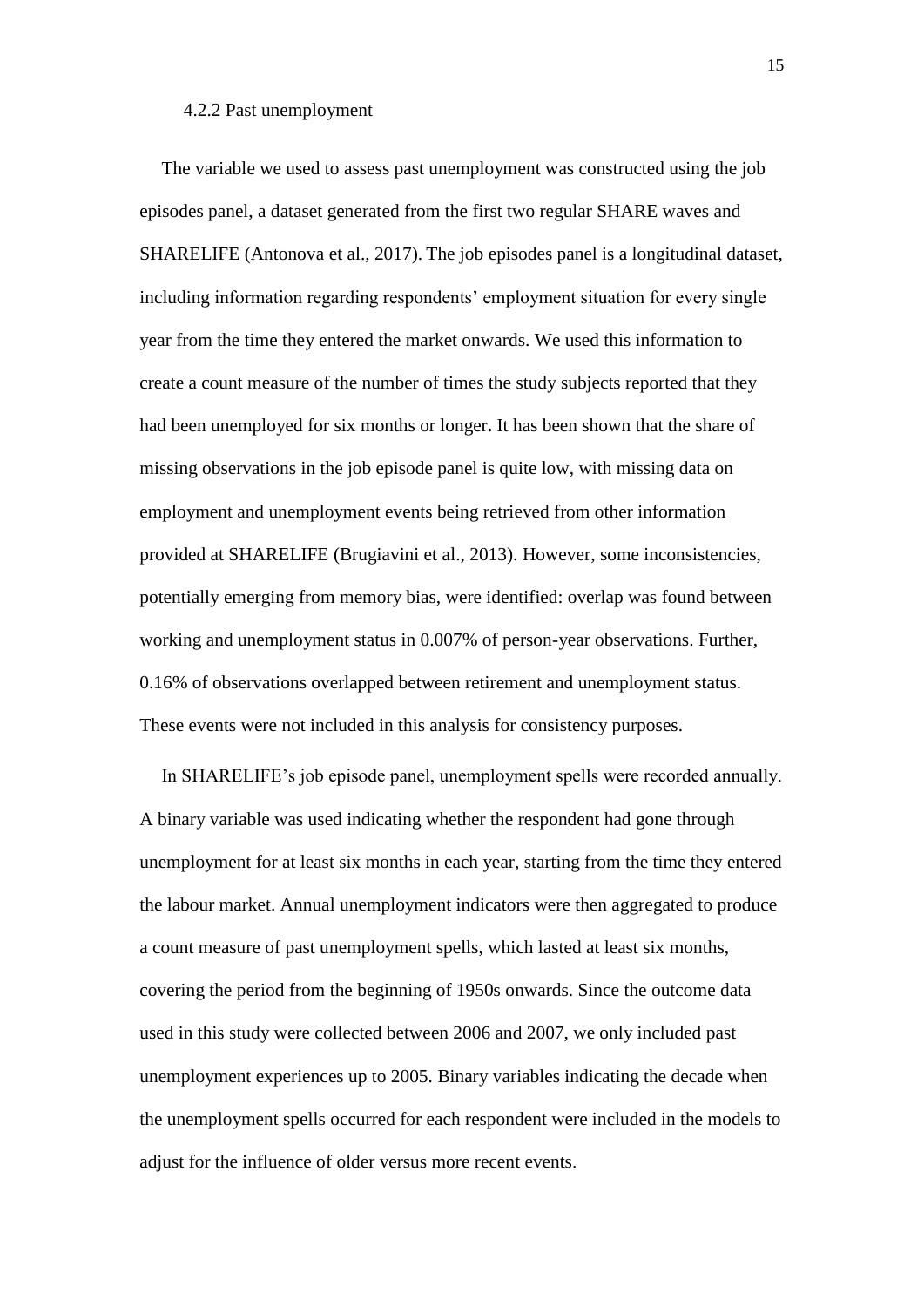#### 4.2.2 Past unemployment

The variable we used to assess past unemployment was constructed using the job episodes panel, a dataset generated from the first two regular SHARE waves and SHARELIFE (Antonova et al., 2017). The job episodes panel is a longitudinal dataset, including information regarding respondents' employment situation for every single year from the time they entered the market onwards. We used this information to create a count measure of the number of times the study subjects reported that they had been unemployed for six months or longer**.** It has been shown that the share of missing observations in the job episode panel is quite low, with missing data on employment and unemployment events being retrieved from other information provided at SHARELIFE (Brugiavini et al., 2013). However, some inconsistencies, potentially emerging from memory bias, were identified: overlap was found between working and unemployment status in 0.007% of person-year observations. Further, 0.16% of observations overlapped between retirement and unemployment status. These events were not included in this analysis for consistency purposes.

In SHARELIFE's job episode panel, unemployment spells were recorded annually. A binary variable was used indicating whether the respondent had gone through unemployment for at least six months in each year, starting from the time they entered the labour market. Annual unemployment indicators were then aggregated to produce a count measure of past unemployment spells, which lasted at least six months, covering the period from the beginning of 1950s onwards. Since the outcome data used in this study were collected between 2006 and 2007, we only included past unemployment experiences up to 2005. Binary variables indicating the decade when the unemployment spells occurred for each respondent were included in the models to adjust for the influence of older versus more recent events.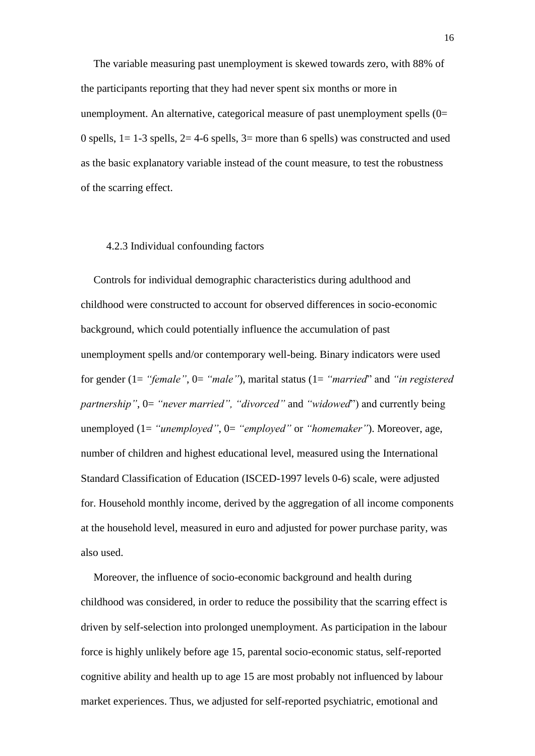The variable measuring past unemployment is skewed towards zero, with 88% of the participants reporting that they had never spent six months or more in unemployment. An alternative, categorical measure of past unemployment spells (0= 0 spells, 1= 1-3 spells, 2= 4-6 spells, 3= more than 6 spells) was constructed and used as the basic explanatory variable instead of the count measure, to test the robustness of the scarring effect.

### 4.2.3 Individual confounding factors

Controls for individual demographic characteristics during adulthood and childhood were constructed to account for observed differences in socio-economic background, which could potentially influence the accumulation of past unemployment spells and/or contemporary well-being. Binary indicators were used for gender (1= *"female"*, 0= *"male"*), marital status (1= *"married"* and *"in registered partnership"*, 0= *"never married", "divorced"* and *"widowed"*) and currently being unemployed (1= *"unemployed"*, 0= *"employed"* or *"homemaker"*). Moreover, age, number of children and highest educational level, measured using the International Standard Classification of Education (ISCED-1997 levels 0-6) scale, were adjusted for. Household monthly income, derived by the aggregation of all income components at the household level, measured in euro and adjusted for power purchase parity, was also used.

Moreover, the influence of socio-economic background and health during childhood was considered, in order to reduce the possibility that the scarring effect is driven by self-selection into prolonged unemployment. As participation in the labour force is highly unlikely before age 15, parental socio-economic status, self-reported cognitive ability and health up to age 15 are most probably not influenced by labour market experiences. Thus, we adjusted for self-reported psychiatric, emotional and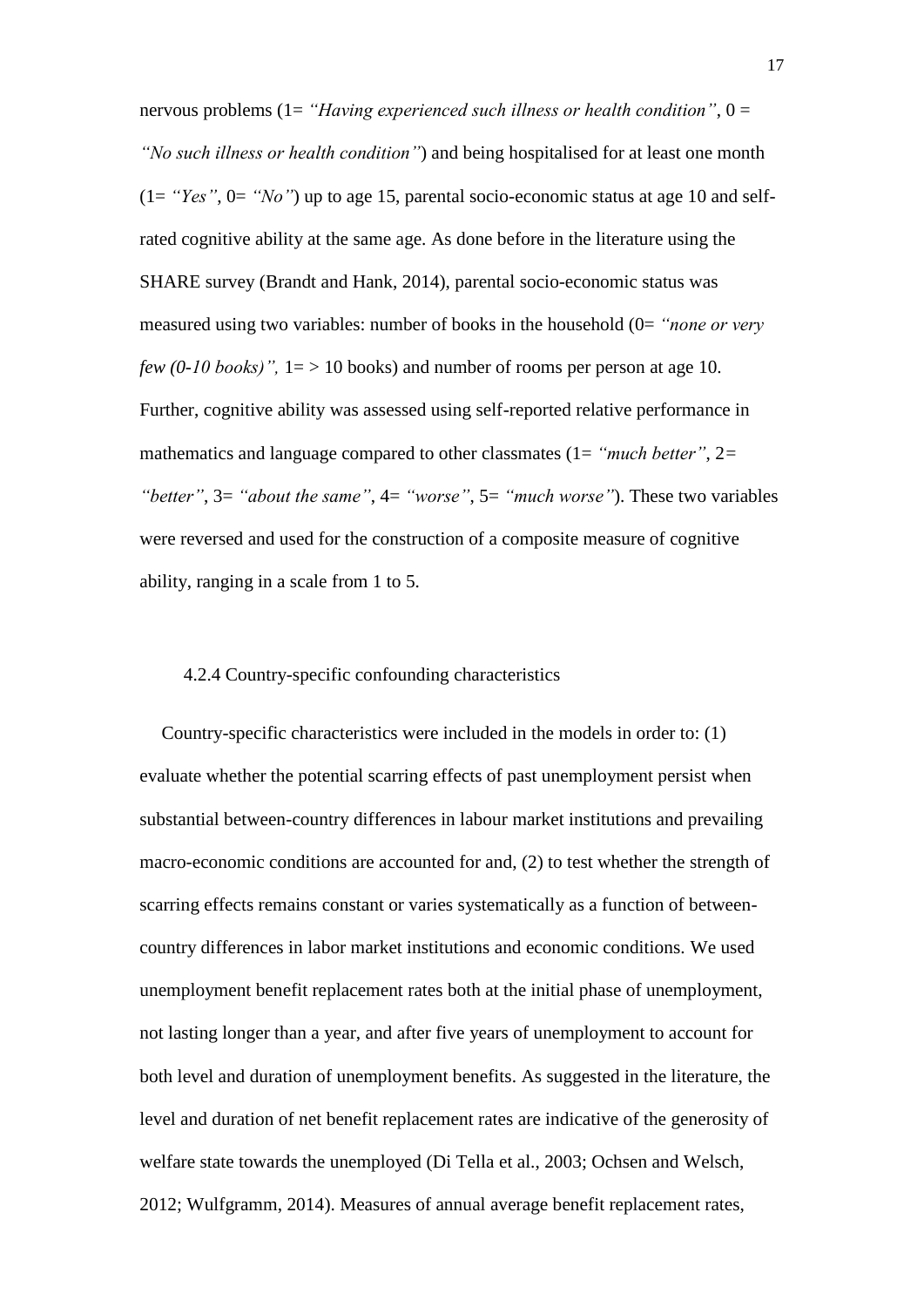nervous problems (1= *"Having experienced such illness or health condition"*, 0 = *"No such illness or health condition"*) and being hospitalised for at least one month (1= *"Yes"*, 0= *"No"*) up to age 15, parental socio-economic status at age 10 and self-rated cognitive ability at the same age. As done before in the literature using the SHARE survey (Brandt and Hank, 2014), parental socio-economic status was measured using two variables: number of books in the household (0= *"none or very few (0-10 books)",* 1= > 10 books) and number of rooms per person at age 10. Further, cognitive ability was assessed using self-reported relative performance in mathematics and language compared to other classmates (1= *"much better"*, 2= *"better"*, 3= *"about the same"*, 4= *"worse"*, 5= *"much worse"*). These two variables were reversed and used for the construction of a composite measure of cognitive ability, ranging in a scale from 1 to 5.

#### 4.2.4 Country-specific confounding characteristics

Country-specific characteristics were included in the models in order to: (1) evaluate whether the potential scarring effects of past unemployment persist when substantial between-country differences in labour market institutions and prevailing macro-economic conditions are accounted for and, (2) to test whether the strength of scarring effects remains constant or varies systematically as a function of between-country differences in labor market institutions and economic conditions. We used unemployment benefit replacement rates both at the initial phase of unemployment, not lasting longer than a year, and after five years of unemployment to account for both level and duration of unemployment benefits. As suggested in the literature, the level and duration of net benefit replacement rates are indicative of the generosity of welfare state towards the unemployed (Di Tella et al., 2003; Ochsen and Welsch, 2012; Wulfgramm, 2014). Measures of annual average benefit replacement rates,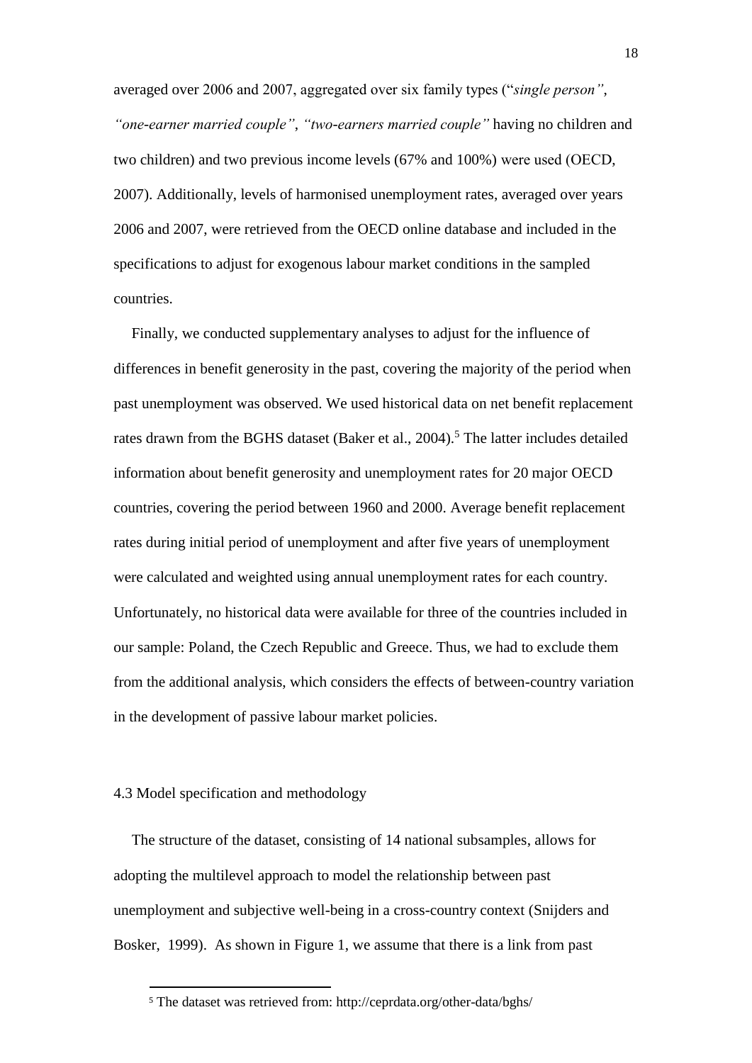averaged over 2006 and 2007, aggregated over six family types ("*single person"*, *"one-earner married couple"*, *"two-earners married couple"* having no children and two children) and two previous income levels (67% and 100%) were used (OECD, 2007). Additionally, levels of harmonised unemployment rates, averaged over years 2006 and 2007, were retrieved from the OECD online database and included in the specifications to adjust for exogenous labour market conditions in the sampled countries.

Finally, we conducted supplementary analyses to adjust for the influence of differences in benefit generosity in the past, covering the majority of the period when past unemployment was observed. We used historical data on net benefit replacement rates drawn from the BGHS dataset (Baker et al., 2004).[5] The latter includes detailed information about benefit generosity and unemployment rates for 20 major OECD countries, covering the period between 1960 and 2000. Average benefit replacement rates during initial period of unemployment and after five years of unemployment were calculated and weighted using annual unemployment rates for each country. Unfortunately, no historical data were available for three of the countries included in our sample: Poland, the Czech Republic and Greece. Thus, we had to exclude them from the additional analysis, which considers the effects of between-country variation in the development of passive labour market policies.

### 4.3 Model specification and methodology

The structure of the dataset, consisting of 14 national subsamples, allows for adopting the multilevel approach to model the relationship between past unemployment and subjective well-being in a cross-country context (Snijders and Bosker, 1999). As shown in Figure 1, we assume that there is a link from past

[5] The dataset was retrieved from: http://ceprdata.org/other-data/bghs/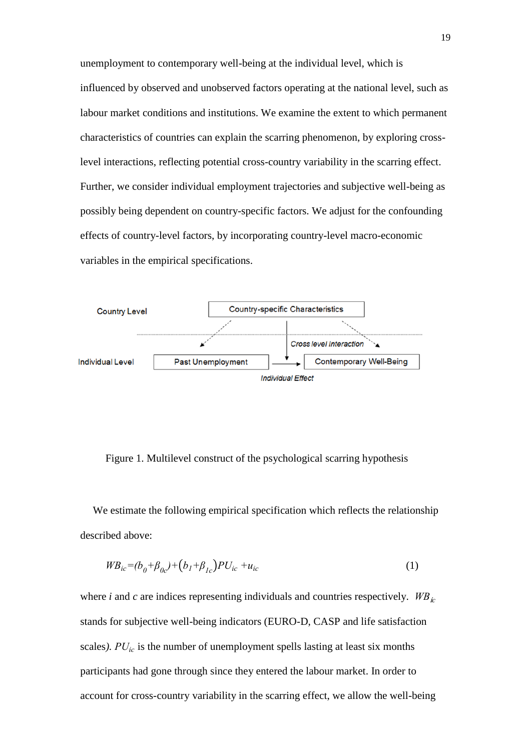unemployment to contemporary well-being at the individual level, which is influenced by observed and unobserved factors operating at the national level, such as labour market conditions and institutions. We examine the extent to which permanent characteristics of countries can explain the scarring phenomenon, by exploring cross-level interactions, reflecting potential cross-country variability in the scarring effect. Further, we consider individual employment trajectories and subjective well-being as possibly being dependent on country-specific factors. We adjust for the confounding effects of country-level factors, by incorporating country-level macro-economic variables in the empirical specifications.

Figure 1. Multilevel construct of the psychological scarring hypothesis

We estimate the following empirical specification which reflects the relationship described above:

$$WB_{ic}=(b_0+\beta_{0c})+\left(b_1+\beta_{1c}\right)PU_{ic}+u_{ic} \tag{1}$$

where $i$ and $c$ are indices representing individuals and countries respectively. $WB_{ic}$ stands for subjective well-being indicators (EURO-D, CASP and life satisfaction scales). $PU_{ic}$ is the number of unemployment spells lasting at least six months participants had gone through since they entered the labour market. In order to account for cross-country variability in the scarring effect, we allow the well-being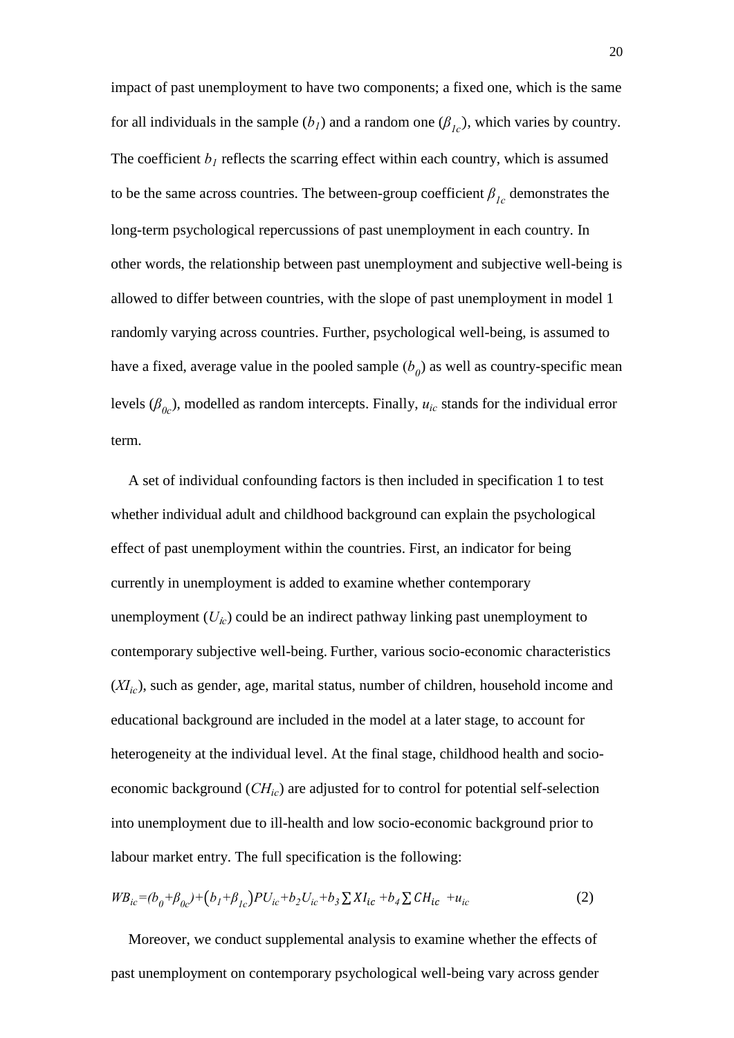impact of past unemployment to have two components; a fixed one, which is the same for all individuals in the sample ($b_1$) and a random one ($\beta_{1c}$), which varies by country. The coefficient $b_1$ reflects the scarring effect within each country, which is assumed to be the same across countries. The between-group coefficient $\beta_{1c}$ demonstrates the long-term psychological repercussions of past unemployment in each country. In other words, the relationship between past unemployment and subjective well-being is allowed to differ between countries, with the slope of past unemployment in model 1 randomly varying across countries. Further, psychological well-being, is assumed to have a fixed, average value in the pooled sample ($b_0$) as well as country-specific mean levels ($\beta_{0c}$), modelled as random intercepts. Finally, $u_{ic}$ stands for the individual error term.

A set of individual confounding factors is then included in specification 1 to test whether individual adult and childhood background can explain the psychological effect of past unemployment within the countries. First, an indicator for being currently in unemployment is added to examine whether contemporary unemployment ($U_{ic}$) could be an indirect pathway linking past unemployment to contemporary subjective well-being. Further, various socio-economic characteristics ($XI_{ic}$), such as gender, age, marital status, number of children, household income and educational background are included in the model at a later stage, to account for heterogeneity at the individual level. At the final stage, childhood health and socio-economic background ($CH_{ic}$) are adjusted for to control for potential self-selection into unemployment due to ill-health and low socio-economic background prior to labour market entry. The full specification is the following:

$$WB_{ic}=(b_0+\beta_{0c})+(b_1+\beta_{1c})PU_{ic}+b_2U_{ic}+b_3\sum XI_{ic}+b_4\sum CH_{ic}+u_{ic} \tag{2}$$

Moreover, we conduct supplemental analysis to examine whether the effects of past unemployment on contemporary psychological well-being vary across gender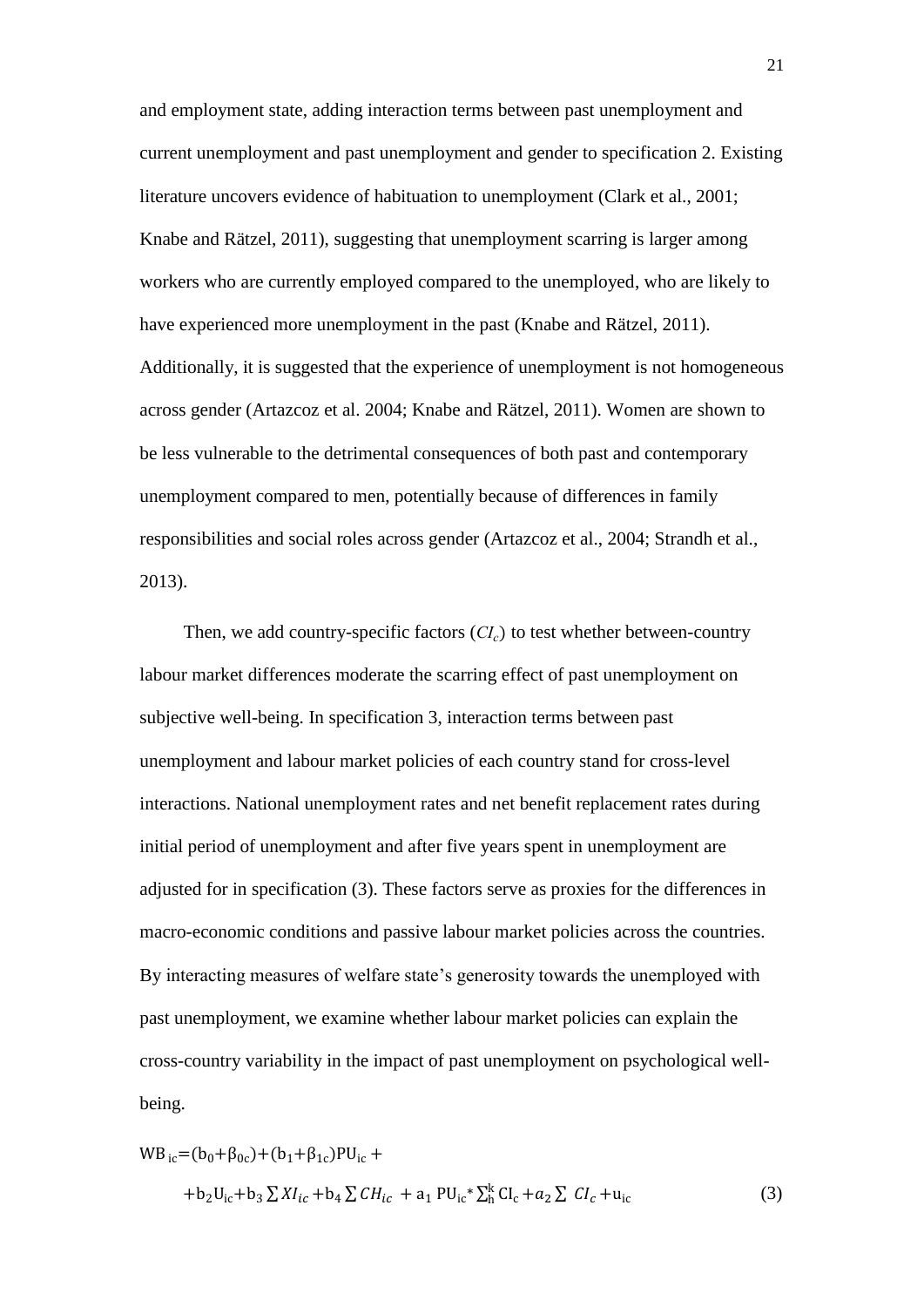and employment state, adding interaction terms between past unemployment and current unemployment and past unemployment and gender to specification 2. Existing literature uncovers evidence of habituation to unemployment (Clark et al., 2001; Knabe and Rätzel, 2011), suggesting that unemployment scarring is larger among workers who are currently employed compared to the unemployed, who are likely to have experienced more unemployment in the past (Knabe and Rätzel, 2011). Additionally, it is suggested that the experience of unemployment is not homogeneous across gender (Artazcoz et al. 2004; Knabe and Rätzel, 2011). Women are shown to be less vulnerable to the detrimental consequences of both past and contemporary unemployment compared to men, potentially because of differences in family responsibilities and social roles across gender (Artazcoz et al., 2004; Strandh et al., 2013).

Then, we add country-specific factors ($CI_c$) to test whether between-country labour market differences moderate the scarring effect of past unemployment on subjective well-being. In specification 3, interaction terms between past unemployment and labour market policies of each country stand for cross-level interactions. National unemployment rates and net benefit replacement rates during initial period of unemployment and after five years spent in unemployment are adjusted for in specification (3). These factors serve as proxies for the differences in macro-economic conditions and passive labour market policies across the countries. By interacting measures of welfare state's generosity towards the unemployed with past unemployment, we examine whether labour market policies can explain the cross-country variability in the impact of past unemployment on psychological well-being.

$$\mathrm{WB}_{ic} = (b_0 + \beta_{0c}) + (b_1 + \beta_{1c})\mathrm{PU}_{ic} + \\ + b_2 \mathrm{U}_{ic} + b_3 \sum XI_{ic} + b_4 \sum CH_{ic} + a_1 \, \mathrm{PU}_{ic} * \sum_{h}^{k} \mathrm{CI}_c + a_2 \sum CI_c + \mathrm{u}_{ic} \tag{3}$$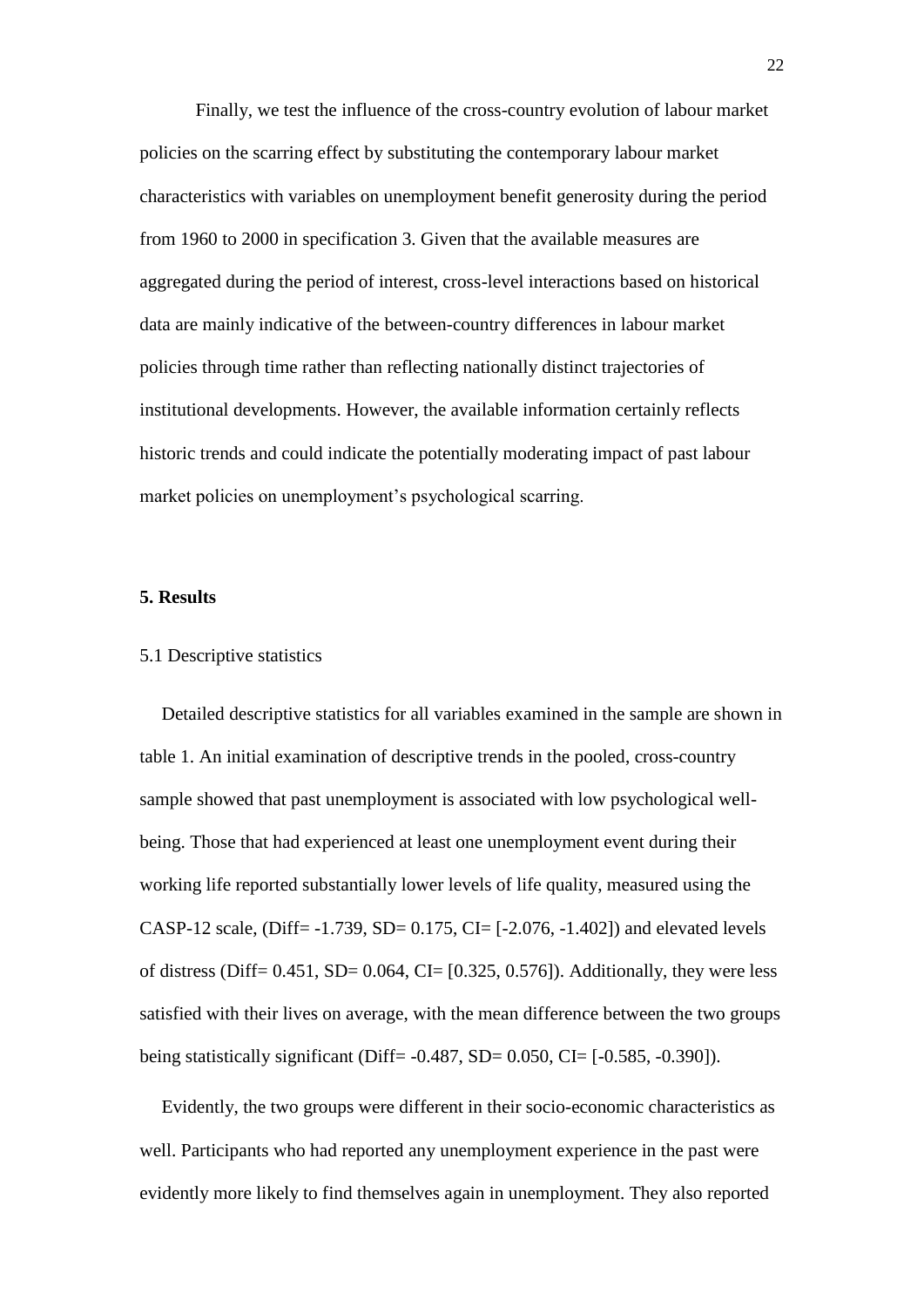Finally, we test the influence of the cross-country evolution of labour market policies on the scarring effect by substituting the contemporary labour market characteristics with variables on unemployment benefit generosity during the period from 1960 to 2000 in specification 3. Given that the available measures are aggregated during the period of interest, cross-level interactions based on historical data are mainly indicative of the between-country differences in labour market policies through time rather than reflecting nationally distinct trajectories of institutional developments. However, the available information certainly reflects historic trends and could indicate the potentially moderating impact of past labour market policies on unemployment's psychological scarring.

## 5. Results

### 5.1 Descriptive statistics

Detailed descriptive statistics for all variables examined in the sample are shown in table 1. An initial examination of descriptive trends in the pooled, cross-country sample showed that past unemployment is associated with low psychological well-being. Those that had experienced at least one unemployment event during their working life reported substantially lower levels of life quality, measured using the CASP-12 scale, (Diff= -1.739, SD= 0.175, CI= [-2.076, -1.402]) and elevated levels of distress (Diff= 0.451, SD= 0.064, CI= [0.325, 0.576]). Additionally, they were less satisfied with their lives on average, with the mean difference between the two groups being statistically significant (Diff= -0.487, SD= 0.050, CI= [-0.585, -0.390]).

Evidently, the two groups were different in their socio-economic characteristics as well. Participants who had reported any unemployment experience in the past were evidently more likely to find themselves again in unemployment. They also reported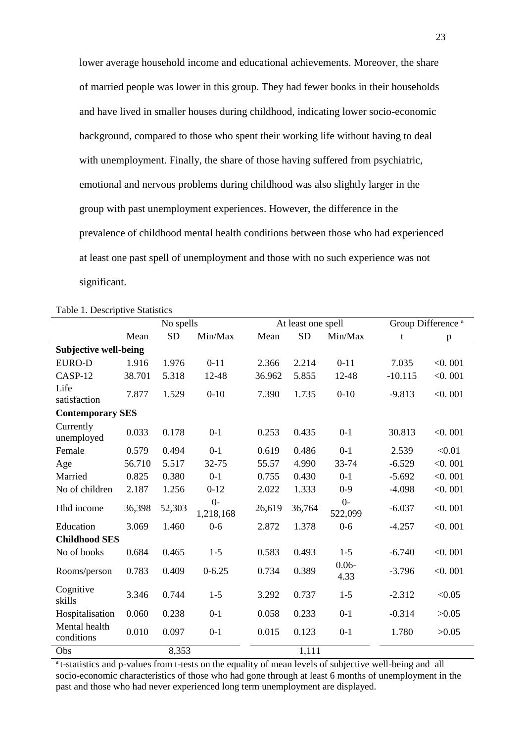lower average household income and educational achievements. Moreover, the share of married people was lower in this group. They had fewer books in their households and have lived in smaller houses during childhood, indicating lower socio-economic background, compared to those who spent their working life without having to deal with unemployment. Finally, the share of those having suffered from psychiatric, emotional and nervous problems during childhood was also slightly larger in the group with past unemployment experiences. However, the difference in the prevalence of childhood mental health conditions between those who had experienced at least one past spell of unemployment and those with no such experience was not significant.

Table 1. Descriptive Statistics

| | No spells | | | At least one spell | | | Group Difference [a] | |
|---|---|---|---|---|---|---|---|---|
| | Mean | SD | Min/Max | Mean | SD | Min/Max | t | p |
| **Subjective well-being** | | | | | | | | |
| EURO-D | 1.916 | 1.976 | 0-11 | 2.366 | 2.214 | 0-11 | 7.035 | <0. 001 |
| CASP-12 | 38.701 | 5.318 | 12-48 | 36.962 | 5.855 | 12-48 | -10.115 | <0. 001 |
| Life satisfaction | 7.877 | 1.529 | 0-10 | 7.390 | 1.735 | 0-10 | -9.813 | <0. 001 |
| **Contemporary SES** | | | | | | | | |
| Currently unemployed | 0.033 | 0.178 | 0-1 | 0.253 | 0.435 | 0-1 | 30.813 | <0. 001 |
| Female | 0.579 | 0.494 | 0-1 | 0.619 | 0.486 | 0-1 | 2.539 | <0.01 |
| Age | 56.710 | 5.517 | 32-75 | 55.57 | 4.990 | 33-74 | -6.529 | <0. 001 |
| Married | 0.825 | 0.380 | 0-1 | 0.755 | 0.430 | 0-1 | -5.692 | <0. 001 |
| No of children | 2.187 | 1.256 | 0-12 | 2.022 | 1.333 | 0-9 | -4.098 | <0. 001 |
| Hhd income | 36,398 | 52,303 | 0-1,218,168 | 26,619 | 36,764 | 0-522,099 | -6.037 | <0. 001 |
| Education | 3.069 | 1.460 | 0-6 | 2.872 | 1.378 | 0-6 | -4.257 | <0. 001 |
| **Childhood SES** | | | | | | | | |
| No of books | 0.684 | 0.465 | 1-5 | 0.583 | 0.493 | 1-5 | -6.740 | <0. 001 |
| Rooms/person | 0.783 | 0.409 | 0-6.25 | 0.734 | 0.389 | 0.06-4.33 | -3.796 | <0. 001 |
| Cognitive skills | 3.346 | 0.744 | 1-5 | 3.292 | 0.737 | 1-5 | -2.312 | <0.05 |
| Hospitalisation | 0.060 | 0.238 | 0-1 | 0.058 | 0.233 | 0-1 | -0.314 | >0.05 |
| Mental health conditions | 0.010 | 0.097 | 0-1 | 0.015 | 0.123 | 0-1 | 1.780 | >0.05 |
| Obs | | 8,353 | | | 1,111 | | | |

[a] t-statistics and p-values from t-tests on the equality of mean levels of subjective well-being and all socio-economic characteristics of those who had gone through at least 6 months of unemployment in the past and those who had never experienced long term unemployment are displayed.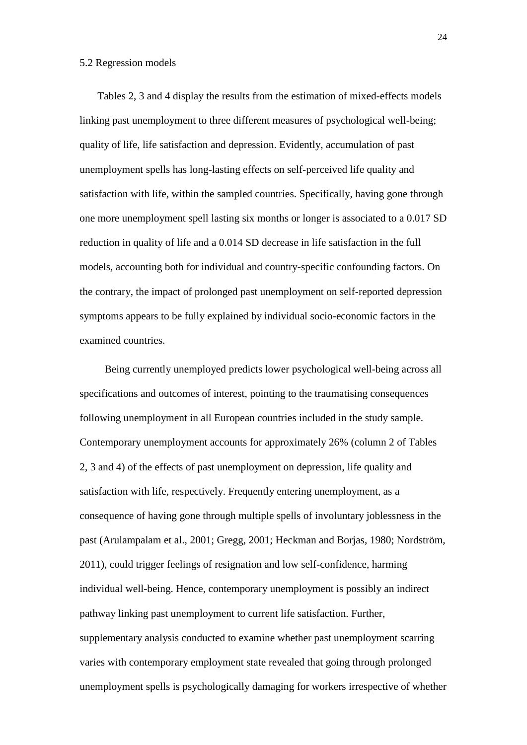5.2 Regression models

Tables 2, 3 and 4 display the results from the estimation of mixed-effects models linking past unemployment to three different measures of psychological well-being; quality of life, life satisfaction and depression. Evidently, accumulation of past unemployment spells has long-lasting effects on self-perceived life quality and satisfaction with life, within the sampled countries. Specifically, having gone through one more unemployment spell lasting six months or longer is associated to a 0.017 SD reduction in quality of life and a 0.014 SD decrease in life satisfaction in the full models, accounting both for individual and country-specific confounding factors. On the contrary, the impact of prolonged past unemployment on self-reported depression symptoms appears to be fully explained by individual socio-economic factors in the examined countries.

Being currently unemployed predicts lower psychological well-being across all specifications and outcomes of interest, pointing to the traumatising consequences following unemployment in all European countries included in the study sample. Contemporary unemployment accounts for approximately 26% (column 2 of Tables 2, 3 and 4) of the effects of past unemployment on depression, life quality and satisfaction with life, respectively. Frequently entering unemployment, as a consequence of having gone through multiple spells of involuntary joblessness in the past (Arulampalam et al., 2001; Gregg, 2001; Heckman and Borjas, 1980; Nordström, 2011), could trigger feelings of resignation and low self-confidence, harming individual well-being. Hence, contemporary unemployment is possibly an indirect pathway linking past unemployment to current life satisfaction. Further, supplementary analysis conducted to examine whether past unemployment scarring varies with contemporary employment state revealed that going through prolonged unemployment spells is psychologically damaging for workers irrespective of whether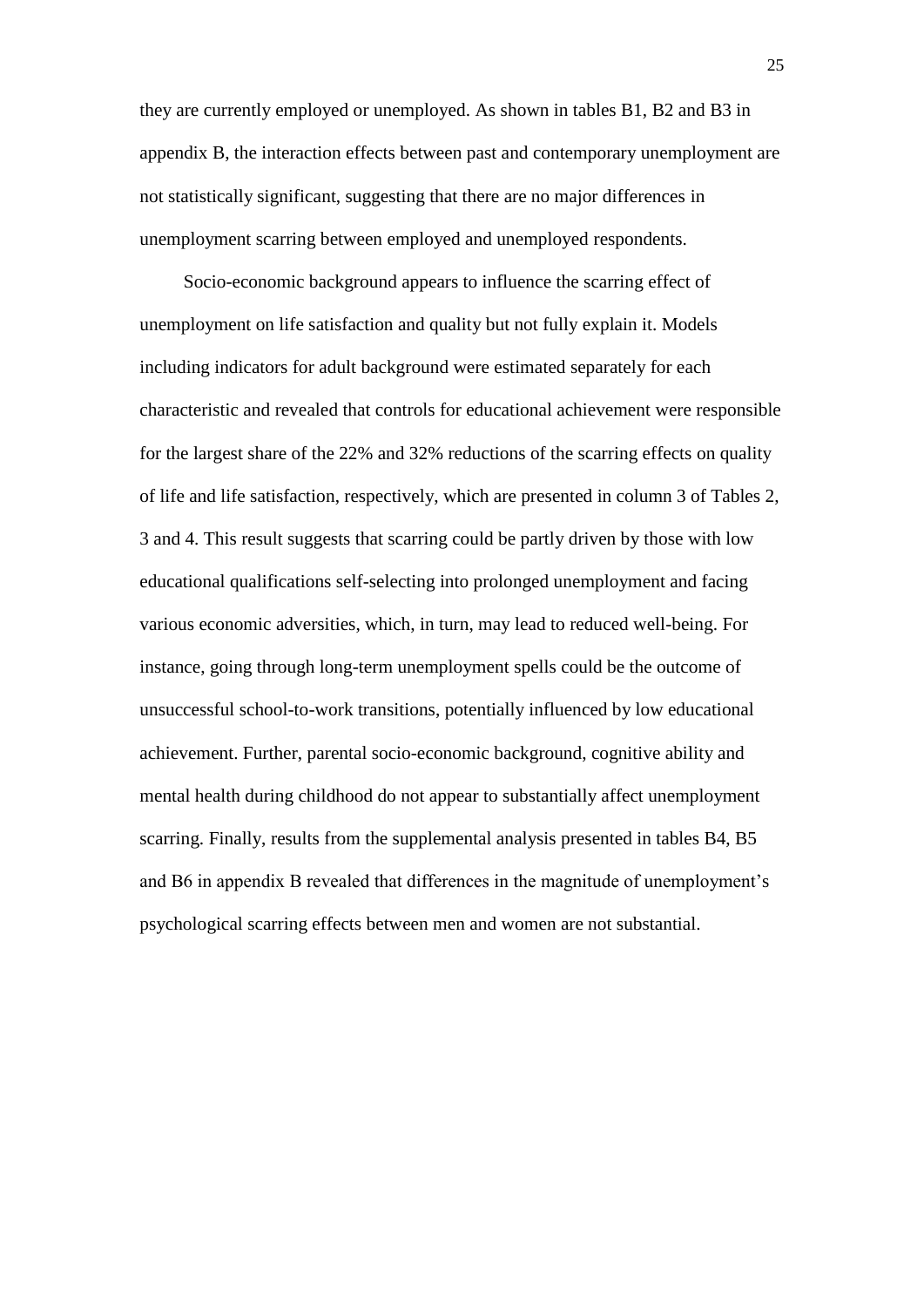they are currently employed or unemployed. As shown in tables B1, B2 and B3 in appendix B, the interaction effects between past and contemporary unemployment are not statistically significant, suggesting that there are no major differences in unemployment scarring between employed and unemployed respondents.

Socio-economic background appears to influence the scarring effect of unemployment on life satisfaction and quality but not fully explain it. Models including indicators for adult background were estimated separately for each characteristic and revealed that controls for educational achievement were responsible for the largest share of the 22% and 32% reductions of the scarring effects on quality of life and life satisfaction, respectively, which are presented in column 3 of Tables 2, 3 and 4. This result suggests that scarring could be partly driven by those with low educational qualifications self-selecting into prolonged unemployment and facing various economic adversities, which, in turn, may lead to reduced well-being. For instance, going through long-term unemployment spells could be the outcome of unsuccessful school-to-work transitions, potentially influenced by low educational achievement. Further, parental socio-economic background, cognitive ability and mental health during childhood do not appear to substantially affect unemployment scarring. Finally, results from the supplemental analysis presented in tables B4, B5 and B6 in appendix B revealed that differences in the magnitude of unemployment's psychological scarring effects between men and women are not substantial.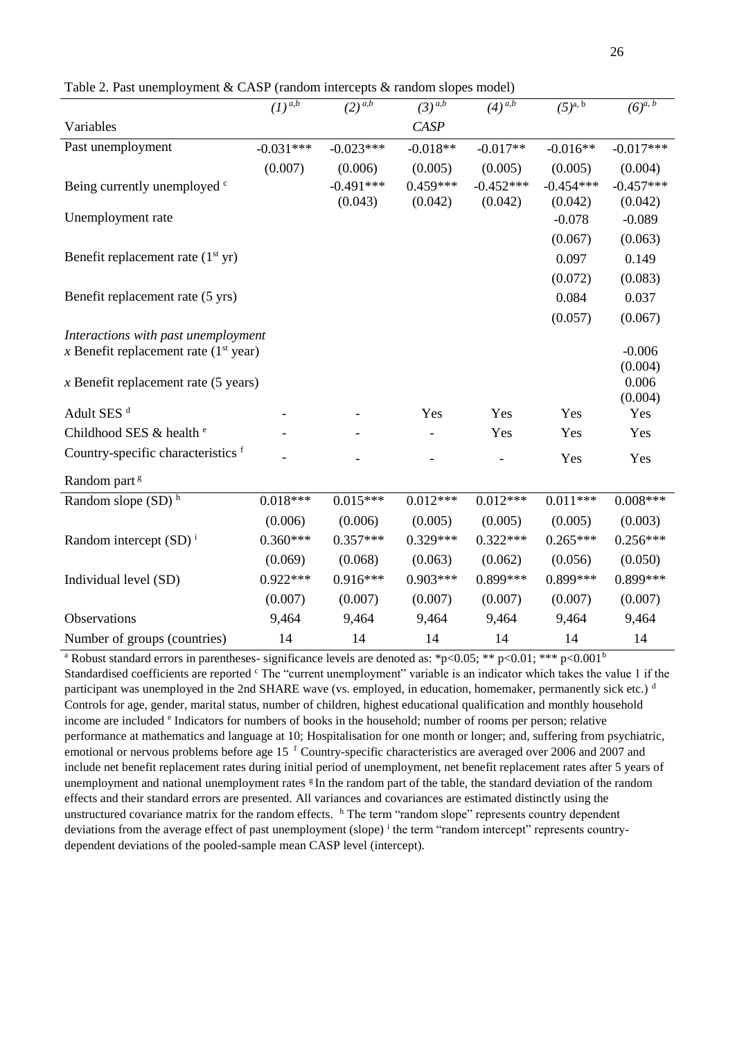Table 2. Past unemployment & CASP (random intercepts & random slopes model)

| | *(1)* [a,b] | *(2)* [a,b] | *(3)* [a,b] | *(4)* [a,b] | *(5)* [a, b] | *(6)* [a, b] |
|---|---|---|---|---|---|---|
| Variables | | | *CASP* | | | |
| Past unemployment | -0.031*** | -0.023*** | -0.018** | -0.017** | -0.016** | -0.017*** |
| | (0.007) | (0.006) | (0.005) | (0.005) | (0.005) | (0.004) |
| Being currently unemployed [c] | | -0.491*** | 0.459*** | -0.452*** | -0.454*** | -0.457*** |
| | | (0.043) | (0.042) | (0.042) | (0.042) | (0.042) |
| Unemployment rate | | | | | -0.078 | -0.089 |
| | | | | | (0.067) | (0.063) |
| Benefit replacement rate (1[st] yr) | | | | | 0.097 | 0.149 |
| | | | | | (0.072) | (0.083) |
| Benefit replacement rate (5 yrs) | | | | | 0.084 | 0.037 |
| | | | | | (0.057) | (0.067) |
| *Interactions with past unemployment* | | | | | | |
| *x* Benefit replacement rate (1[st] year) | | | | | | -0.006 |
| | | | | | | (0.004) |
| *x* Benefit replacement rate (5 years) | | | | | | 0.006 |
| | | | | | | (0.004) |
| Adult SES [d] | - | - | Yes | Yes | Yes | Yes |
| Childhood SES & health [e] | - | - | - | Yes | Yes | Yes |
| Country-specific characteristics [f] | - | - | - | - | Yes | Yes |
| Random part [g] | | | | | | |
| Random slope (SD) [h] | 0.018*** | 0.015*** | 0.012*** | 0.012*** | 0.011*** | 0.008*** |
| | (0.006) | (0.006) | (0.005) | (0.005) | (0.005) | (0.003) |
| Random intercept (SD) [i] | 0.360*** | 0.357*** | 0.329*** | 0.322*** | 0.265*** | 0.256*** |
| | (0.069) | (0.068) | (0.063) | (0.062) | (0.056) | (0.050) |
| Individual level (SD) | 0.922*** | 0.916*** | 0.903*** | 0.899*** | 0.899*** | 0.899*** |
| | (0.007) | (0.007) | (0.007) | (0.007) | (0.007) | (0.007) |
| Observations | 9,464 | 9,464 | 9,464 | 9,464 | 9,464 | 9,464 |
| Number of groups (countries) | 14 | 14 | 14 | 14 | 14 | 14 |

[a] Robust standard errors in parentheses- significance levels are denoted as: *p<0.05; ** p<0.01; *** p<0.001 [b] Standardised coefficients are reported [c] The "current unemployment" variable is an indicator which takes the value 1 if the participant was unemployed in the 2nd SHARE wave (vs. employed, in education, homemaker, permanently sick etc.) [d] Controls for age, gender, marital status, number of children, highest educational qualification and monthly household income are included [e] Indicators for numbers of books in the household; number of rooms per person; relative performance at mathematics and language at 10; Hospitalisation for one month or longer; and, suffering from psychiatric, emotional or nervous problems before age 15 [f] Country-specific characteristics are averaged over 2006 and 2007 and include net benefit replacement rates during initial period of unemployment, net benefit replacement rates after 5 years of unemployment and national unemployment rates [g] In the random part of the table, the standard deviation of the random effects and their standard errors are presented. All variances and covariances are estimated distinctly using the unstructured covariance matrix for the random effects. [h] The term "random slope" represents country dependent deviations from the average effect of past unemployment (slope) [i] the term "random intercept" represents country-dependent deviations of the pooled-sample mean CASP level (intercept).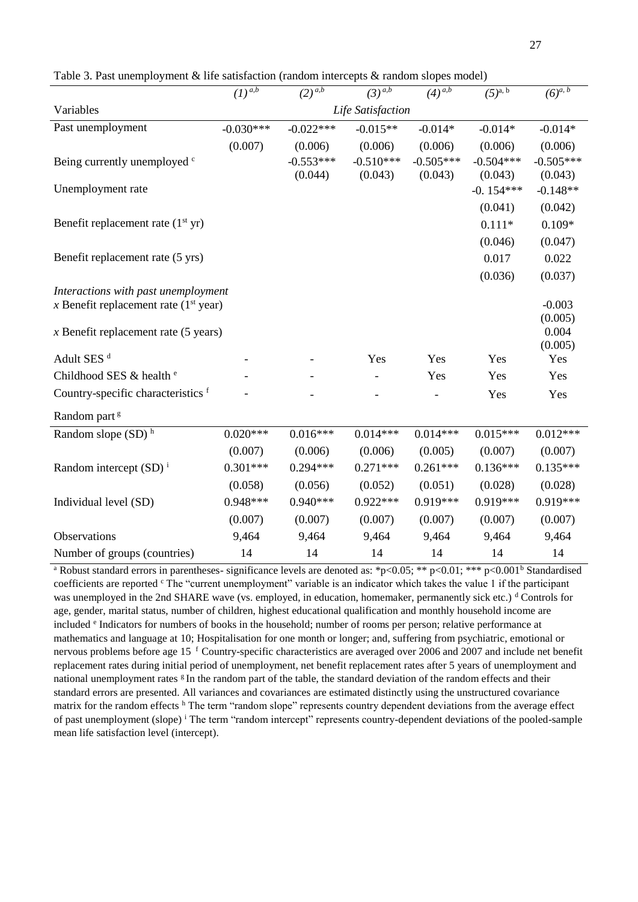Table 3. Past unemployment & life satisfaction (random intercepts & random slopes model)

| | $(1)^{a,b}$ | $(2)^{a,b}$ | $(3)^{a,b}$ | $(4)^{a,b}$ | $(5)^{a,b}$ | $(6)^{a,b}$ |
|---|---|---|---|---|---|---|
| Variables | | | *Life Satisfaction* | | | |
| Past unemployment | -0.030*** | -0.022*** | -0.015** | -0.014* | -0.014* | -0.014* |
| | (0.007) | (0.006) | (0.006) | (0.006) | (0.006) | (0.006) |
| Being currently unemployed [c] | | -0.553*** | -0.510*** | -0.505*** | -0.504*** | -0.505*** |
| | | (0.044) | (0.043) | (0.043) | (0.043) | (0.043) |
| Unemployment rate | | | | | -0. 154*** | -0.148** |
| | | | | | (0.041) | (0.042) |
| Benefit replacement rate (1[st] yr) | | | | | 0.111* | 0.109* |
| | | | | | (0.046) | (0.047) |
| Benefit replacement rate (5 yrs) | | | | | 0.017 | 0.022 |
| | | | | | (0.036) | (0.037) |
| *Interactions with past unemployment* | | | | | | |
| *x* Benefit replacement rate (1[st] year) | | | | | | -0.003 |
| | | | | | | (0.005) |
| *x* Benefit replacement rate (5 years) | | | | | | 0.004 |
| | | | | | | (0.005) |
| Adult SES [d] | - | - | Yes | Yes | Yes | Yes |
| Childhood SES & health [e] | - | - | - | Yes | Yes | Yes |
| Country-specific characteristics [f] | - | - | - | - | Yes | Yes |
| Random part [g] | | | | | | |
| Random slope (SD) [h] | 0.020*** | 0.016*** | 0.014*** | 0.014*** | 0.015*** | 0.012*** |
| | (0.007) | (0.006) | (0.006) | (0.005) | (0.007) | (0.007) |
| Random intercept (SD) [i] | 0.301*** | 0.294*** | 0.271*** | 0.261*** | 0.136*** | 0.135*** |
| | (0.058) | (0.056) | (0.052) | (0.051) | (0.028) | (0.028) |
| Individual level (SD) | 0.948*** | 0.940*** | 0.922*** | 0.919*** | 0.919*** | 0.919*** |
| | (0.007) | (0.007) | (0.007) | (0.007) | (0.007) | (0.007) |
| Observations | 9,464 | 9,464 | 9,464 | 9,464 | 9,464 | 9,464 |
| Number of groups (countries) | 14 | 14 | 14 | 14 | 14 | 14 |

[a] Robust standard errors in parentheses- significance levels are denoted as: *p<0.05; ** p<0.01; *** p<0.001 [b] Standardised coefficients are reported [c] The "current unemployment" variable is an indicator which takes the value 1 if the participant was unemployed in the 2nd SHARE wave (vs. employed, in education, homemaker, permanently sick etc.) [d] Controls for age, gender, marital status, number of children, highest educational qualification and monthly household income are included [e] Indicators for numbers of books in the household; number of rooms per person; relative performance at mathematics and language at 10; Hospitalisation for one month or longer; and, suffering from psychiatric, emotional or nervous problems before age 15 [f] Country-specific characteristics are averaged over 2006 and 2007 and include net benefit replacement rates during initial period of unemployment, net benefit replacement rates after 5 years of unemployment and national unemployment rates [g] In the random part of the table, the standard deviation of the random effects and their standard errors are presented. All variances and covariances are estimated distinctly using the unstructured covariance matrix for the random effects [h] The term "random slope" represents country dependent deviations from the average effect of past unemployment (slope) [i] The term "random intercept" represents country-dependent deviations of the pooled-sample mean life satisfaction level (intercept).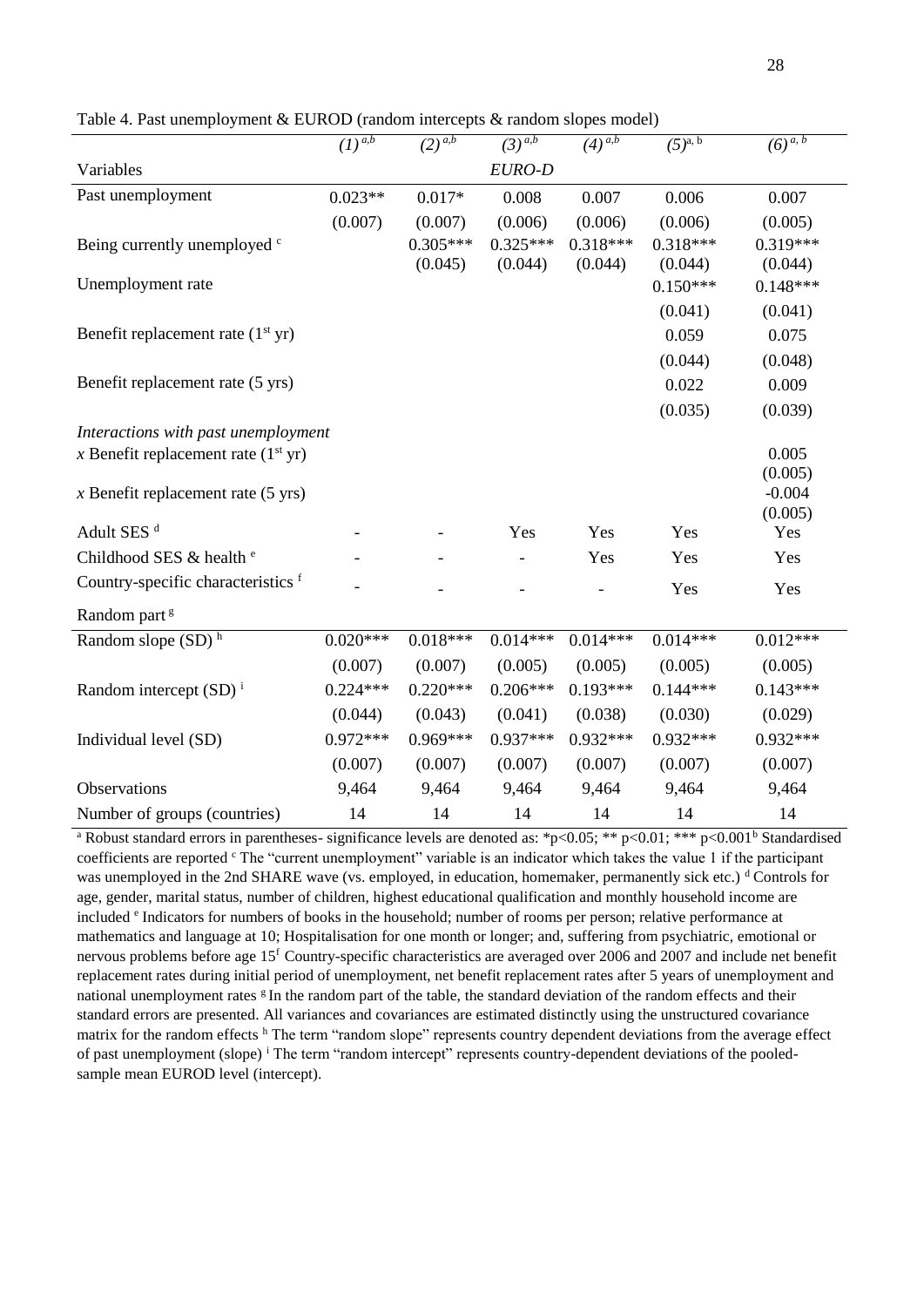Table 4. Past unemployment & EUROD (random intercepts & random slopes model)

| | (1)[a,b] | (2)[a,b] | (3)[a,b] | (4)[a,b] | (5)[a, b] | (6)[a, b] |
|---|---|---|---|---|---|---|
| Variables | | | *EURO-D* | | | |
| Past unemployment | 0.023** | 0.017* | 0.008 | 0.007 | 0.006 | 0.007 |
| | (0.007) | (0.007) | (0.006) | (0.006) | (0.006) | (0.005) |
| Being currently unemployed [c] | | 0.305*** | 0.325*** | 0.318*** | 0.318*** | 0.319*** |
| | | (0.045) | (0.044) | (0.044) | (0.044) | (0.044) |
| Unemployment rate | | | | | 0.150*** | 0.148*** |
| | | | | | (0.041) | (0.041) |
| Benefit replacement rate (1[st] yr) | | | | | 0.059 | 0.075 |
| | | | | | (0.044) | (0.048) |
| Benefit replacement rate (5 yrs) | | | | | 0.022 | 0.009 |
| | | | | | (0.035) | (0.039) |
| *Interactions with past unemployment* | | | | | | |
| *x* Benefit replacement rate (1[st] yr) | | | | | | 0.005 |
| | | | | | | (0.005) |
| *x* Benefit replacement rate (5 yrs) | | | | | | -0.004 |
| | | | | | | (0.005) |
| Adult SES [d] | - | - | Yes | Yes | Yes | Yes |
| Childhood SES & health [e] | - | - | - | Yes | Yes | Yes |
| Country-specific characteristics [f] | - | - | - | - | Yes | Yes |
| Random part [g] | | | | | | |
| Random slope (SD) [h] | 0.020*** | 0.018*** | 0.014*** | 0.014*** | 0.014*** | 0.012*** |
| | (0.007) | (0.007) | (0.005) | (0.005) | (0.005) | (0.005) |
| Random intercept (SD) [i] | 0.224*** | 0.220*** | 0.206*** | 0.193*** | 0.144*** | 0.143*** |
| | (0.044) | (0.043) | (0.041) | (0.038) | (0.030) | (0.029) |
| Individual level (SD) | 0.972*** | 0.969*** | 0.937*** | 0.932*** | 0.932*** | 0.932*** |
| | (0.007) | (0.007) | (0.007) | (0.007) | (0.007) | (0.007) |
| Observations | 9,464 | 9,464 | 9,464 | 9,464 | 9,464 | 9,464 |
| Number of groups (countries) | 14 | 14 | 14 | 14 | 14 | 14 |

[a] Robust standard errors in parentheses- significance levels are denoted as: *p<0.05; ** p<0.01; *** p<0.001 [b] Standardised coefficients are reported [c] The "current unemployment" variable is an indicator which takes the value 1 if the participant was unemployed in the 2nd SHARE wave (vs. employed, in education, homemaker, permanently sick etc.) [d] Controls for age, gender, marital status, number of children, highest educational qualification and monthly household income are included [e] Indicators for numbers of books in the household; number of rooms per person; relative performance at mathematics and language at 10; Hospitalisation for one month or longer; and, suffering from psychiatric, emotional or nervous problems before age 15 [f] Country-specific characteristics are averaged over 2006 and 2007 and include net benefit replacement rates during initial period of unemployment, net benefit replacement rates after 5 years of unemployment and national unemployment rates [g] In the random part of the table, the standard deviation of the random effects and their standard errors are presented. All variances and covariances are estimated distinctly using the unstructured covariance matrix for the random effects [h] The term "random slope" represents country dependent deviations from the average effect of past unemployment (slope) [i] The term "random intercept" represents country-dependent deviations of the pooled-sample mean EUROD level (intercept).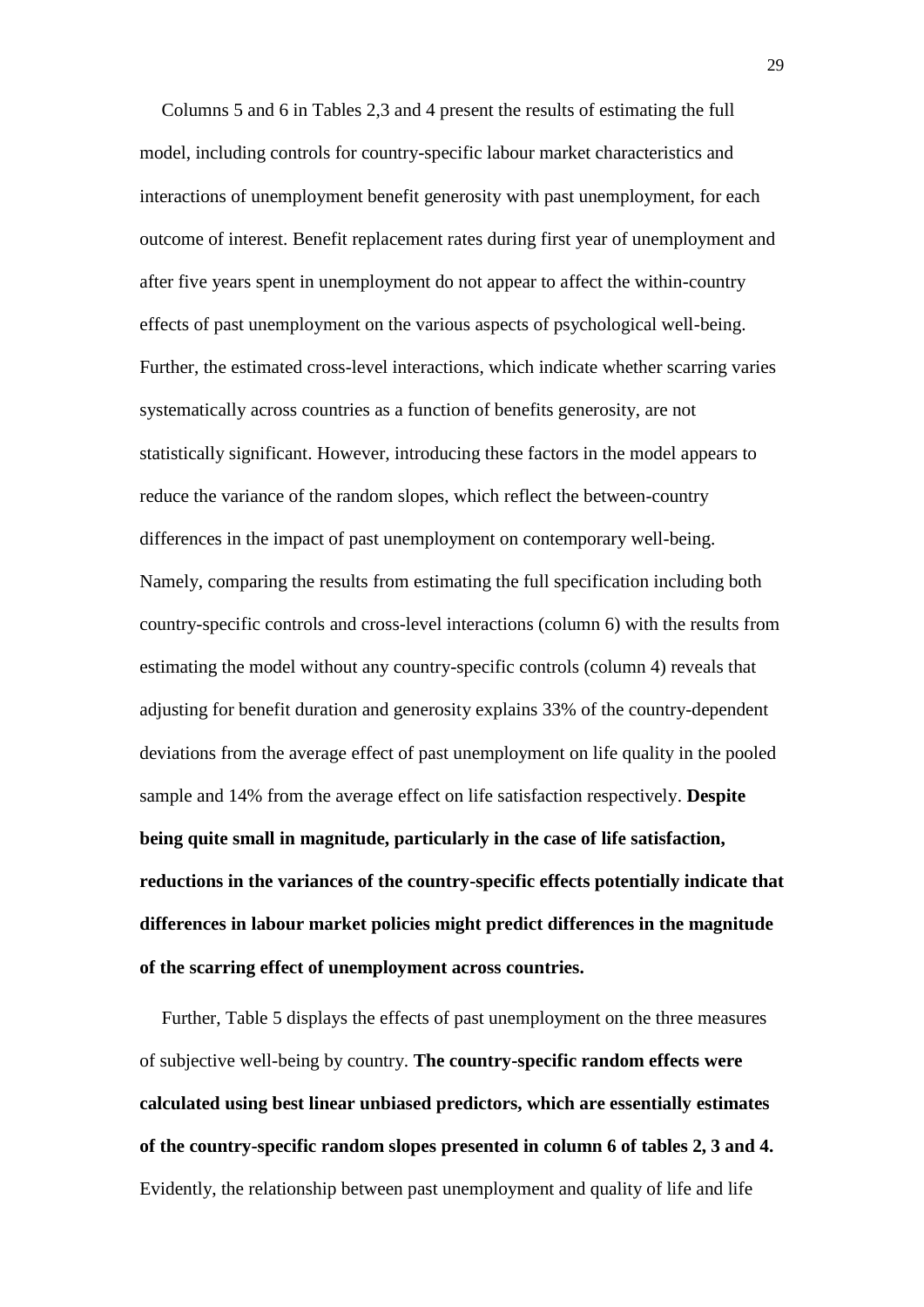Columns 5 and 6 in Tables 2,3 and 4 present the results of estimating the full model, including controls for country-specific labour market characteristics and interactions of unemployment benefit generosity with past unemployment, for each outcome of interest. Benefit replacement rates during first year of unemployment and after five years spent in unemployment do not appear to affect the within-country effects of past unemployment on the various aspects of psychological well-being. Further, the estimated cross-level interactions, which indicate whether scarring varies systematically across countries as a function of benefits generosity, are not statistically significant. However, introducing these factors in the model appears to reduce the variance of the random slopes, which reflect the between-country differences in the impact of past unemployment on contemporary well-being. Namely, comparing the results from estimating the full specification including both country-specific controls and cross-level interactions (column 6) with the results from estimating the model without any country-specific controls (column 4) reveals that adjusting for benefit duration and generosity explains 33% of the country-dependent deviations from the average effect of past unemployment on life quality in the pooled sample and 14% from the average effect on life satisfaction respectively. **Despite being quite small in magnitude, particularly in the case of life satisfaction, reductions in the variances of the country-specific effects potentially indicate that differences in labour market policies might predict differences in the magnitude of the scarring effect of unemployment across countries.**

Further, Table 5 displays the effects of past unemployment on the three measures of subjective well-being by country. **The country-specific random effects were calculated using best linear unbiased predictors, which are essentially estimates of the country-specific random slopes presented in column 6 of tables 2, 3 and 4.** Evidently, the relationship between past unemployment and quality of life and life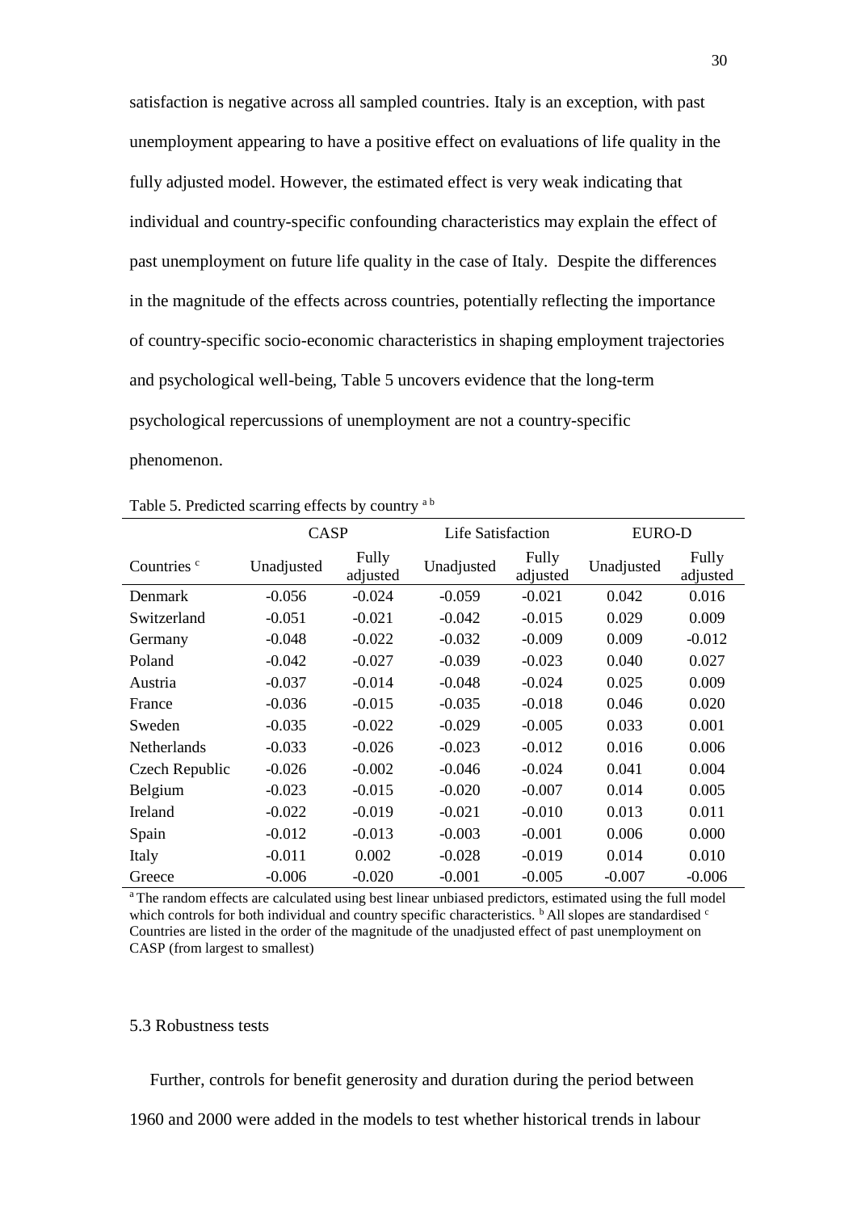satisfaction is negative across all sampled countries. Italy is an exception, with past unemployment appearing to have a positive effect on evaluations of life quality in the fully adjusted model. However, the estimated effect is very weak indicating that individual and country-specific confounding characteristics may explain the effect of past unemployment on future life quality in the case of Italy. Despite the differences in the magnitude of the effects across countries, potentially reflecting the importance of country-specific socio-economic characteristics in shaping employment trajectories and psychological well-being, Table 5 uncovers evidence that the long-term psychological repercussions of unemployment are not a country-specific phenomenon.

Table 5. Predicted scarring effects by country [a b]

| | CASP | | Life Satisfaction | | EURO-D | |
|---|---|---|---|---|---|---|
| Countries [c] | Unadjusted | Fully adjusted | Unadjusted | Fully adjusted | Unadjusted | Fully adjusted |
| Denmark | -0.056 | -0.024 | -0.059 | -0.021 | 0.042 | 0.016 |
| Switzerland | -0.051 | -0.021 | -0.042 | -0.015 | 0.029 | 0.009 |
| Germany | -0.048 | -0.022 | -0.032 | -0.009 | 0.009 | -0.012 |
| Poland | -0.042 | -0.027 | -0.039 | -0.023 | 0.040 | 0.027 |
| Austria | -0.037 | -0.014 | -0.048 | -0.024 | 0.025 | 0.009 |
| France | -0.036 | -0.015 | -0.035 | -0.018 | 0.046 | 0.020 |
| Sweden | -0.035 | -0.022 | -0.029 | -0.005 | 0.033 | 0.001 |
| Netherlands | -0.033 | -0.026 | -0.023 | -0.012 | 0.016 | 0.006 |
| Czech Republic | -0.026 | -0.002 | -0.046 | -0.024 | 0.041 | 0.004 |
| Belgium | -0.023 | -0.015 | -0.020 | -0.007 | 0.014 | 0.005 |
| Ireland | -0.022 | -0.019 | -0.021 | -0.010 | 0.013 | 0.011 |
| Spain | -0.012 | -0.013 | -0.003 | -0.001 | 0.006 | 0.000 |
| Italy | -0.011 | 0.002 | -0.028 | -0.019 | 0.014 | 0.010 |
| Greece | -0.006 | -0.020 | -0.001 | -0.005 | -0.007 | -0.006 |

[a] The random effects are calculated using best linear unbiased predictors, estimated using the full model which controls for both individual and country specific characteristics. [b] All slopes are standardised [c] Countries are listed in the order of the magnitude of the unadjusted effect of past unemployment on CASP (from largest to smallest)

### 5.3 Robustness tests

Further, controls for benefit generosity and duration during the period between 1960 and 2000 were added in the models to test whether historical trends in labour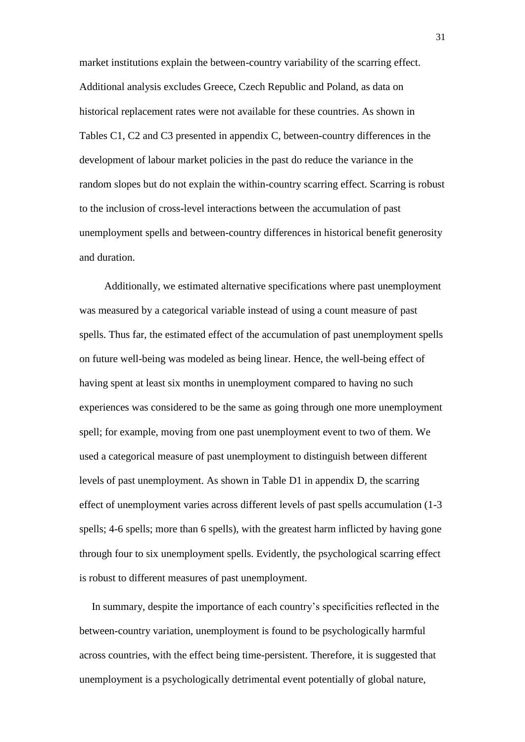market institutions explain the between-country variability of the scarring effect. Additional analysis excludes Greece, Czech Republic and Poland, as data on historical replacement rates were not available for these countries. As shown in Tables C1, C2 and C3 presented in appendix C, between-country differences in the development of labour market policies in the past do reduce the variance in the random slopes but do not explain the within-country scarring effect. Scarring is robust to the inclusion of cross-level interactions between the accumulation of past unemployment spells and between-country differences in historical benefit generosity and duration.

Additionally, we estimated alternative specifications where past unemployment was measured by a categorical variable instead of using a count measure of past spells. Thus far, the estimated effect of the accumulation of past unemployment spells on future well-being was modeled as being linear. Hence, the well-being effect of having spent at least six months in unemployment compared to having no such experiences was considered to be the same as going through one more unemployment spell; for example, moving from one past unemployment event to two of them. We used a categorical measure of past unemployment to distinguish between different levels of past unemployment. As shown in Table D1 in appendix D, the scarring effect of unemployment varies across different levels of past spells accumulation (1-3 spells; 4-6 spells; more than 6 spells), with the greatest harm inflicted by having gone through four to six unemployment spells. Evidently, the psychological scarring effect is robust to different measures of past unemployment.

In summary, despite the importance of each country's specificities reflected in the between-country variation, unemployment is found to be psychologically harmful across countries, with the effect being time-persistent. Therefore, it is suggested that unemployment is a psychologically detrimental event potentially of global nature,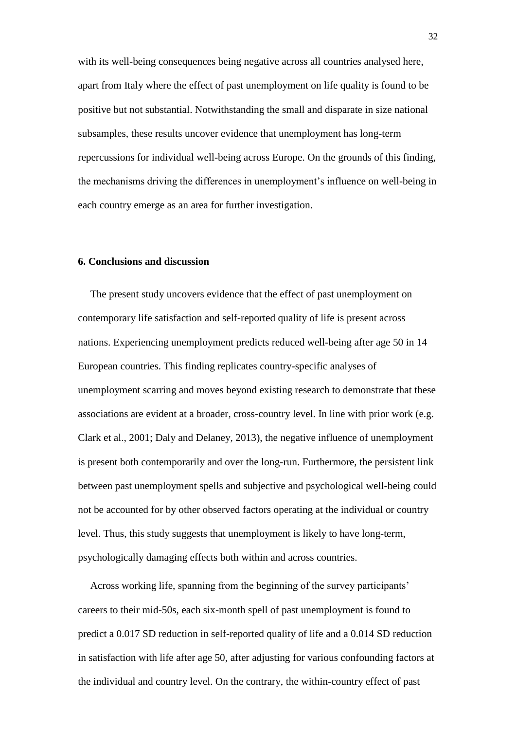with its well-being consequences being negative across all countries analysed here, apart from Italy where the effect of past unemployment on life quality is found to be positive but not substantial. Notwithstanding the small and disparate in size national subsamples, these results uncover evidence that unemployment has long-term repercussions for individual well-being across Europe. On the grounds of this finding, the mechanisms driving the differences in unemployment's influence on well-being in each country emerge as an area for further investigation.

## 6. Conclusions and discussion

The present study uncovers evidence that the effect of past unemployment on contemporary life satisfaction and self-reported quality of life is present across nations. Experiencing unemployment predicts reduced well-being after age 50 in 14 European countries. This finding replicates country-specific analyses of unemployment scarring and moves beyond existing research to demonstrate that these associations are evident at a broader, cross-country level. In line with prior work (e.g. Clark et al., 2001; Daly and Delaney, 2013), the negative influence of unemployment is present both contemporarily and over the long-run. Furthermore, the persistent link between past unemployment spells and subjective and psychological well-being could not be accounted for by other observed factors operating at the individual or country level. Thus, this study suggests that unemployment is likely to have long-term, psychologically damaging effects both within and across countries.

Across working life, spanning from the beginning of the survey participants' careers to their mid-50s, each six-month spell of past unemployment is found to predict a 0.017 SD reduction in self-reported quality of life and a 0.014 SD reduction in satisfaction with life after age 50, after adjusting for various confounding factors at the individual and country level. On the contrary, the within-country effect of past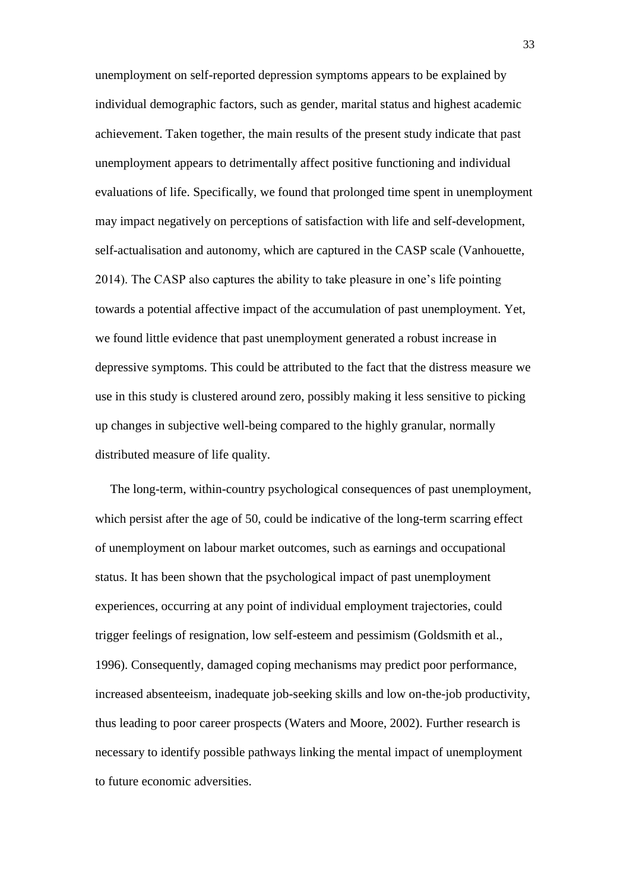unemployment on self-reported depression symptoms appears to be explained by individual demographic factors, such as gender, marital status and highest academic achievement. Taken together, the main results of the present study indicate that past unemployment appears to detrimentally affect positive functioning and individual evaluations of life. Specifically, we found that prolonged time spent in unemployment may impact negatively on perceptions of satisfaction with life and self-development, self-actualisation and autonomy, which are captured in the CASP scale (Vanhouette, 2014). The CASP also captures the ability to take pleasure in one's life pointing towards a potential affective impact of the accumulation of past unemployment. Yet, we found little evidence that past unemployment generated a robust increase in depressive symptoms. This could be attributed to the fact that the distress measure we use in this study is clustered around zero, possibly making it less sensitive to picking up changes in subjective well-being compared to the highly granular, normally distributed measure of life quality.

The long-term, within-country psychological consequences of past unemployment, which persist after the age of 50, could be indicative of the long-term scarring effect of unemployment on labour market outcomes, such as earnings and occupational status. It has been shown that the psychological impact of past unemployment experiences, occurring at any point of individual employment trajectories, could trigger feelings of resignation, low self-esteem and pessimism (Goldsmith et al., 1996). Consequently, damaged coping mechanisms may predict poor performance, increased absenteeism, inadequate job-seeking skills and low on-the-job productivity, thus leading to poor career prospects (Waters and Moore, 2002). Further research is necessary to identify possible pathways linking the mental impact of unemployment to future economic adversities.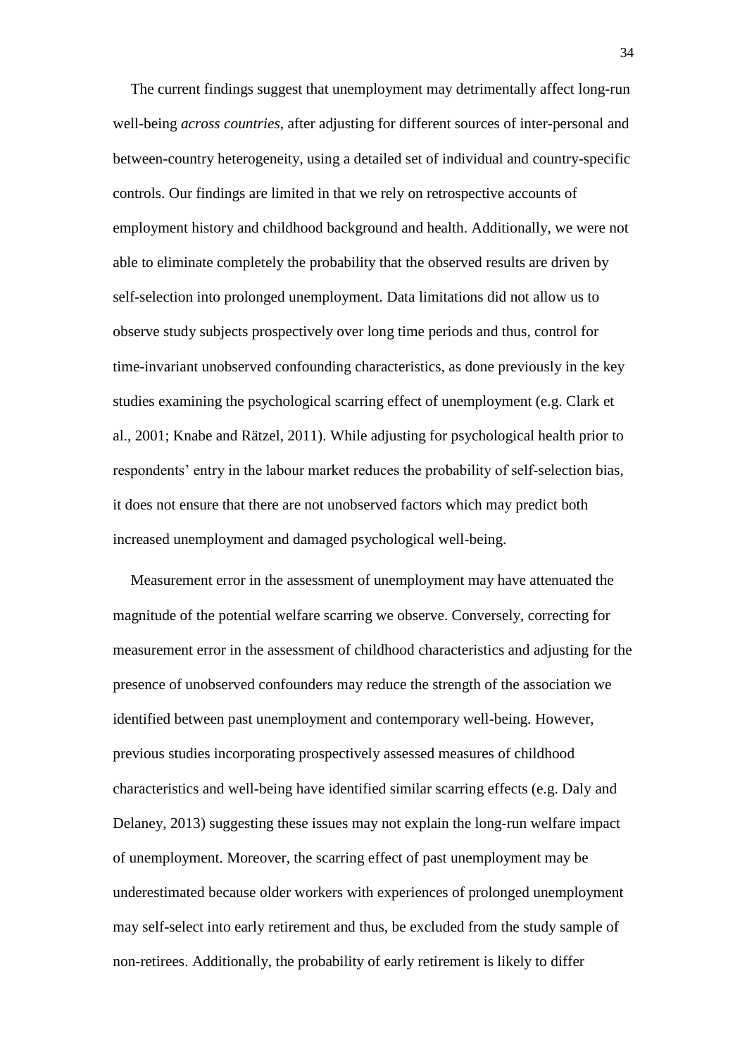The current findings suggest that unemployment may detrimentally affect long-run well-being *across countries*, after adjusting for different sources of inter-personal and between-country heterogeneity, using a detailed set of individual and country-specific controls. Our findings are limited in that we rely on retrospective accounts of employment history and childhood background and health. Additionally, we were not able to eliminate completely the probability that the observed results are driven by self-selection into prolonged unemployment. Data limitations did not allow us to observe study subjects prospectively over long time periods and thus, control for time-invariant unobserved confounding characteristics, as done previously in the key studies examining the psychological scarring effect of unemployment (e.g. Clark et al., 2001; Knabe and Rätzel, 2011). While adjusting for psychological health prior to respondents' entry in the labour market reduces the probability of self-selection bias, it does not ensure that there are not unobserved factors which may predict both increased unemployment and damaged psychological well-being.

Measurement error in the assessment of unemployment may have attenuated the magnitude of the potential welfare scarring we observe. Conversely, correcting for measurement error in the assessment of childhood characteristics and adjusting for the presence of unobserved confounders may reduce the strength of the association we identified between past unemployment and contemporary well-being. However, previous studies incorporating prospectively assessed measures of childhood characteristics and well-being have identified similar scarring effects (e.g. Daly and Delaney, 2013) suggesting these issues may not explain the long-run welfare impact of unemployment. Moreover, the scarring effect of past unemployment may be underestimated because older workers with experiences of prolonged unemployment may self-select into early retirement and thus, be excluded from the study sample of non-retirees. Additionally, the probability of early retirement is likely to differ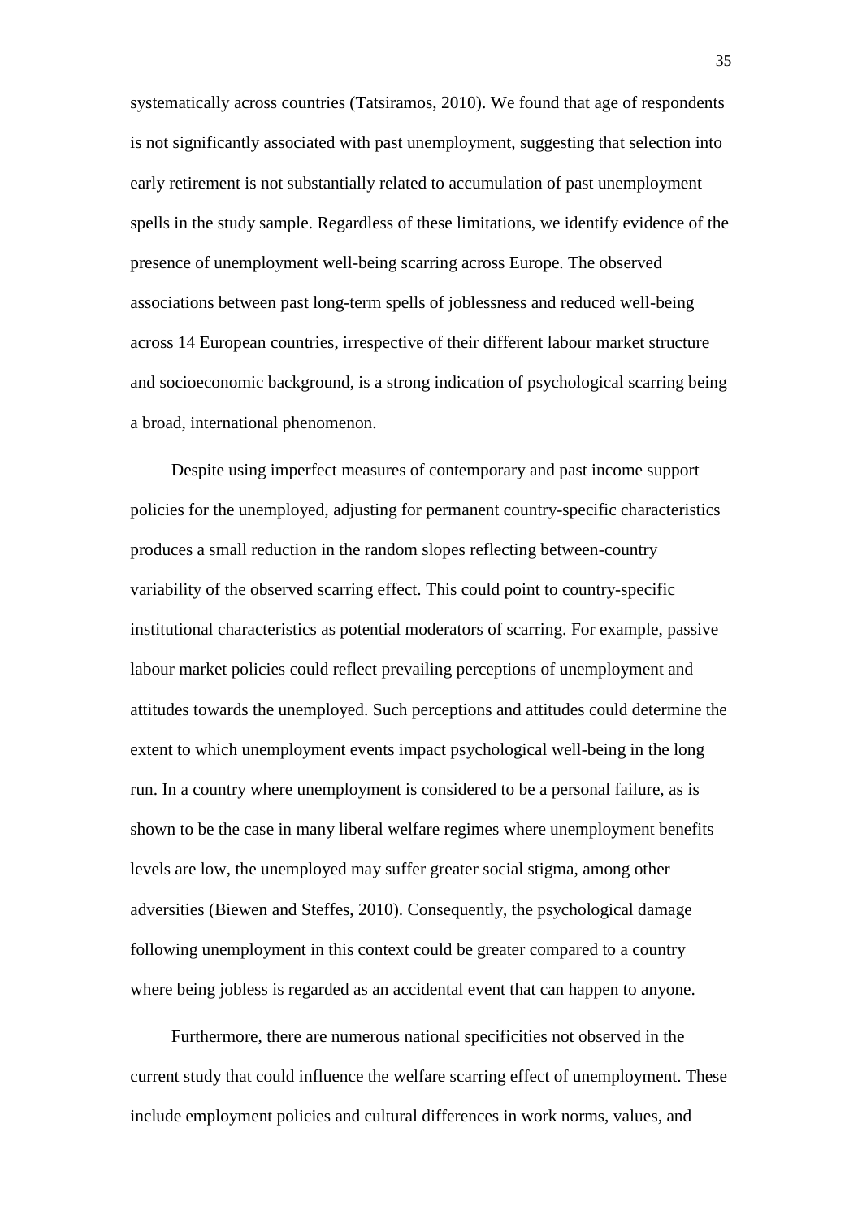systematically across countries (Tatsiramos, 2010). We found that age of respondents is not significantly associated with past unemployment, suggesting that selection into early retirement is not substantially related to accumulation of past unemployment spells in the study sample. Regardless of these limitations, we identify evidence of the presence of unemployment well-being scarring across Europe. The observed associations between past long-term spells of joblessness and reduced well-being across 14 European countries, irrespective of their different labour market structure and socioeconomic background, is a strong indication of psychological scarring being a broad, international phenomenon.

Despite using imperfect measures of contemporary and past income support policies for the unemployed, adjusting for permanent country-specific characteristics produces a small reduction in the random slopes reflecting between-country variability of the observed scarring effect. This could point to country-specific institutional characteristics as potential moderators of scarring. For example, passive labour market policies could reflect prevailing perceptions of unemployment and attitudes towards the unemployed. Such perceptions and attitudes could determine the extent to which unemployment events impact psychological well-being in the long run. In a country where unemployment is considered to be a personal failure, as is shown to be the case in many liberal welfare regimes where unemployment benefits levels are low, the unemployed may suffer greater social stigma, among other adversities (Biewen and Steffes, 2010). Consequently, the psychological damage following unemployment in this context could be greater compared to a country where being jobless is regarded as an accidental event that can happen to anyone.

Furthermore, there are numerous national specificities not observed in the current study that could influence the welfare scarring effect of unemployment. These include employment policies and cultural differences in work norms, values, and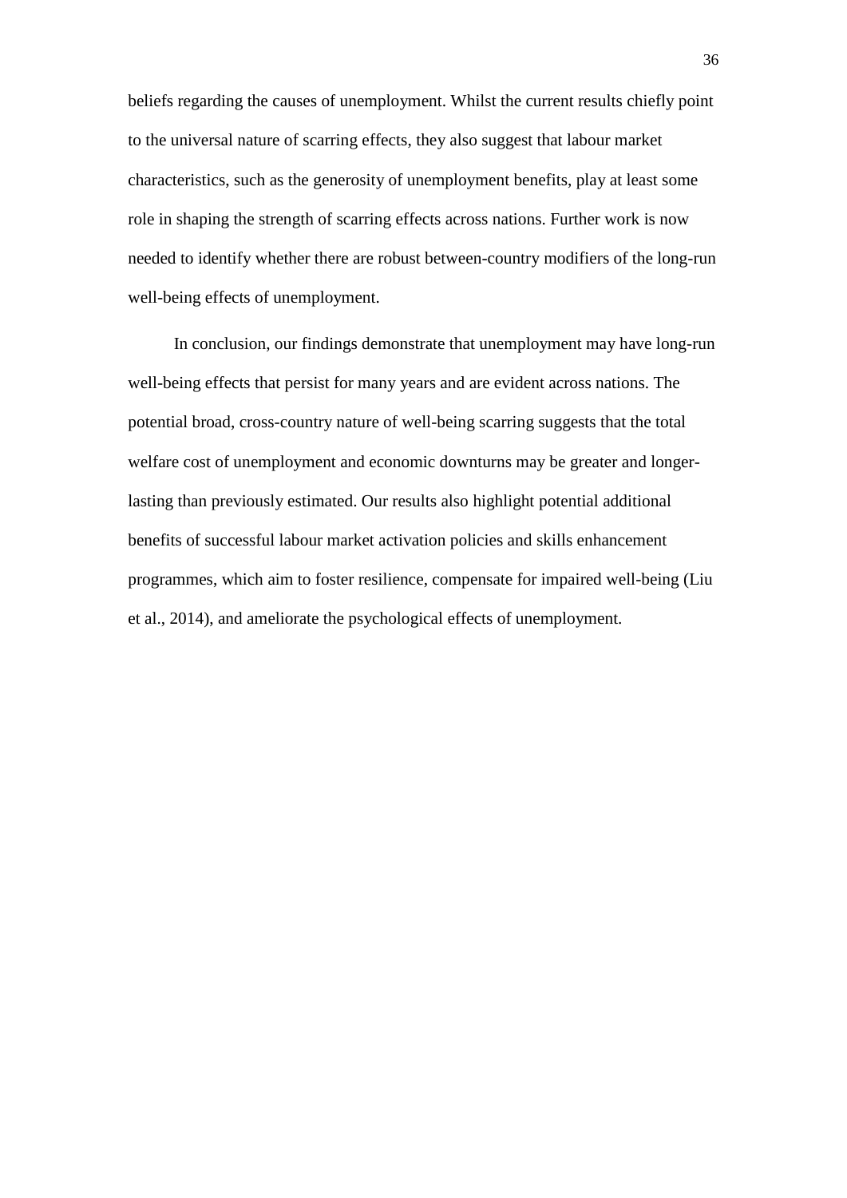beliefs regarding the causes of unemployment. Whilst the current results chiefly point to the universal nature of scarring effects, they also suggest that labour market characteristics, such as the generosity of unemployment benefits, play at least some role in shaping the strength of scarring effects across nations. Further work is now needed to identify whether there are robust between-country modifiers of the long-run well-being effects of unemployment.

In conclusion, our findings demonstrate that unemployment may have long-run well-being effects that persist for many years and are evident across nations. The potential broad, cross-country nature of well-being scarring suggests that the total welfare cost of unemployment and economic downturns may be greater and longer-lasting than previously estimated. Our results also highlight potential additional benefits of successful labour market activation policies and skills enhancement programmes, which aim to foster resilience, compensate for impaired well-being (Liu et al., 2014), and ameliorate the psychological effects of unemployment.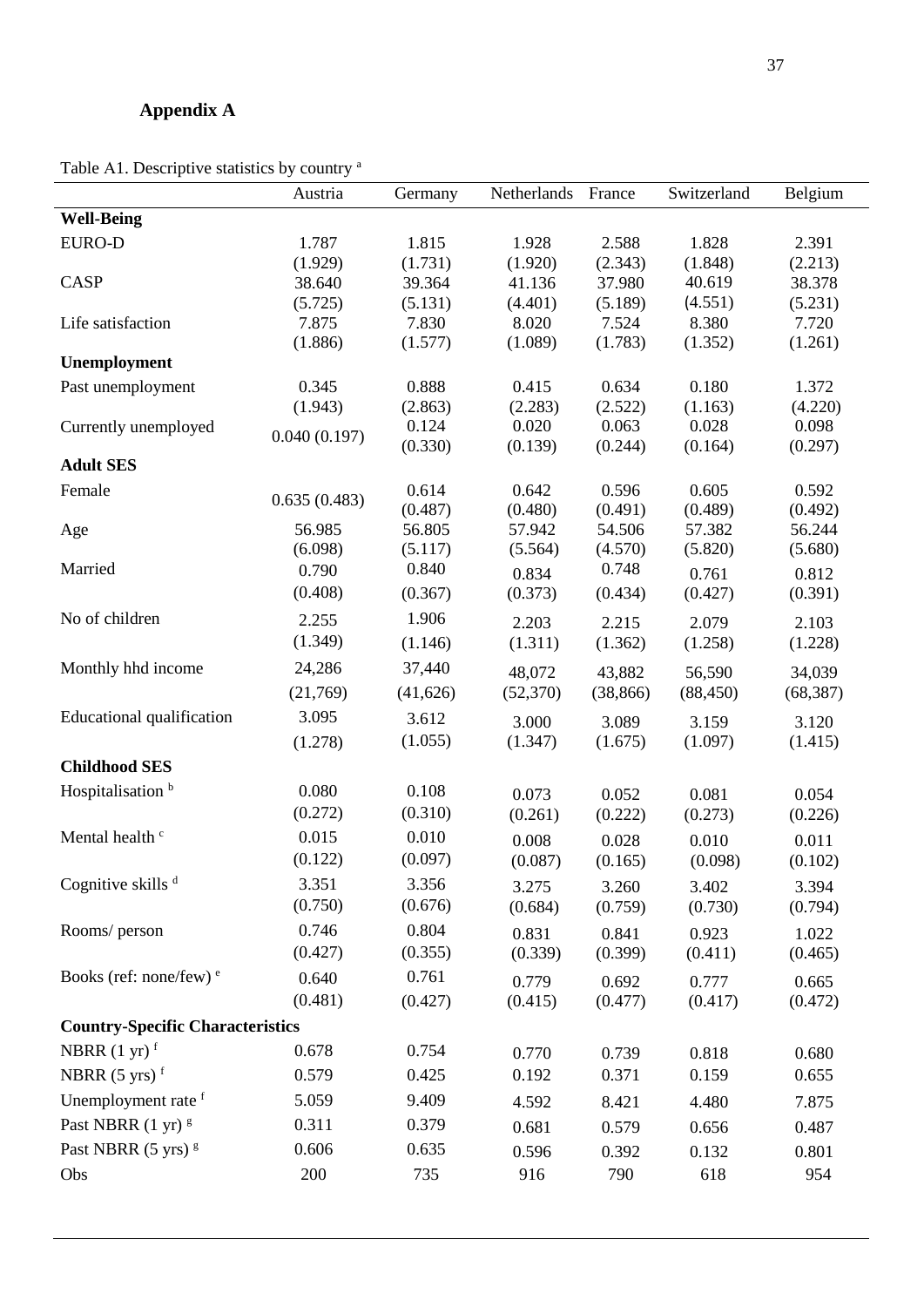## Appendix A

Table A1. Descriptive statistics by country [a]

| | Austria | Germany | Netherlands | France | Switzerland | Belgium |
|---|---|---|---|---|---|---|
| **Well-Being** | | | | | | |
| EURO-D | 1.787 | 1.815 | 1.928 | 2.588 | 1.828 | 2.391 |
| | (1.929) | (1.731) | (1.920) | (2.343) | (1.848) | (2.213) |
| CASP | 38.640 | 39.364 | 41.136 | 37.980 | 40.619 | 38.378 |
| | (5.725) | (5.131) | (4.401) | (5.189) | (4.551) | (5.231) |
| Life satisfaction | 7.875 | 7.830 | 8.020 | 7.524 | 8.380 | 7.720 |
| | (1.886) | (1.577) | (1.089) | (1.783) | (1.352) | (1.261) |
| **Unemployment** | | | | | | |
| Past unemployment | 0.345 | 0.888 | 0.415 | 0.634 | 0.180 | 1.372 |
| | (1.943) | (2.863) | (2.283) | (2.522) | (1.163) | (4.220) |
| Currently unemployed | 0.040 (0.197) | 0.124 | 0.020 | 0.063 | 0.028 | 0.098 |
| | | (0.330) | (0.139) | (0.244) | (0.164) | (0.297) |
| **Adult SES** | | | | | | |
| Female | 0.635 (0.483) | 0.614 | 0.642 | 0.596 | 0.605 | 0.592 |
| | | (0.487) | (0.480) | (0.491) | (0.489) | (0.492) |
| Age | 56.985 | 56.805 | 57.942 | 54.506 | 57.382 | 56.244 |
| | (6.098) | (5.117) | (5.564) | (4.570) | (5.820) | (5.680) |
| Married | 0.790 | 0.840 | 0.834 | 0.748 | 0.761 | 0.812 |
| | (0.408) | (0.367) | (0.373) | (0.434) | (0.427) | (0.391) |
| No of children | 2.255 | 1.906 | 2.203 | 2.215 | 2.079 | 2.103 |
| | (1.349) | (1.146) | (1.311) | (1.362) | (1.258) | (1.228) |
| Monthly hhd income | 24,286 | 37,440 | 48,072 | 43,882 | 56,590 | 34,039 |
| | (21,769) | (41,626) | (52,370) | (38,866) | (88,450) | (68,387) |
| Educational qualification | 3.095 | 3.612 | 3.000 | 3.089 | 3.159 | 3.120 |
| | (1.278) | (1.055) | (1.347) | (1.675) | (1.097) | (1.415) |
| **Childhood SES** | | | | | | |
| Hospitalisation [b] | 0.080 | 0.108 | 0.073 | 0.052 | 0.081 | 0.054 |
| | (0.272) | (0.310) | (0.261) | (0.222) | (0.273) | (0.226) |
| Mental health [c] | 0.015 | 0.010 | 0.008 | 0.028 | 0.010 | 0.011 |
| | (0.122) | (0.097) | (0.087) | (0.165) | (0.098) | (0.102) |
| Cognitive skills [d] | 3.351 | 3.356 | 3.275 | 3.260 | 3.402 | 3.394 |
| | (0.750) | (0.676) | (0.684) | (0.759) | (0.730) | (0.794) |
| Rooms/ person | 0.746 | 0.804 | 0.831 | 0.841 | 0.923 | 1.022 |
| | (0.427) | (0.355) | (0.339) | (0.399) | (0.411) | (0.465) |
| Books (ref: none/few) [e] | 0.640 | 0.761 | 0.779 | 0.692 | 0.777 | 0.665 |
| | (0.481) | (0.427) | (0.415) | (0.477) | (0.417) | (0.472) |
| **Country-Specific Characteristics** | | | | | | |
| NBRR (1 yr) [f] | 0.678 | 0.754 | 0.770 | 0.739 | 0.818 | 0.680 |
| NBRR (5 yrs) [f] | 0.579 | 0.425 | 0.192 | 0.371 | 0.159 | 0.655 |
| Unemployment rate [f] | 5.059 | 9.409 | 4.592 | 8.421 | 4.480 | 7.875 |
| Past NBRR (1 yr) [g] | 0.311 | 0.379 | 0.681 | 0.579 | 0.656 | 0.487 |
| Past NBRR (5 yrs) [g] | 0.606 | 0.635 | 0.596 | 0.392 | 0.132 | 0.801 |
| Obs | 200 | 735 | 916 | 790 | 618 | 954 |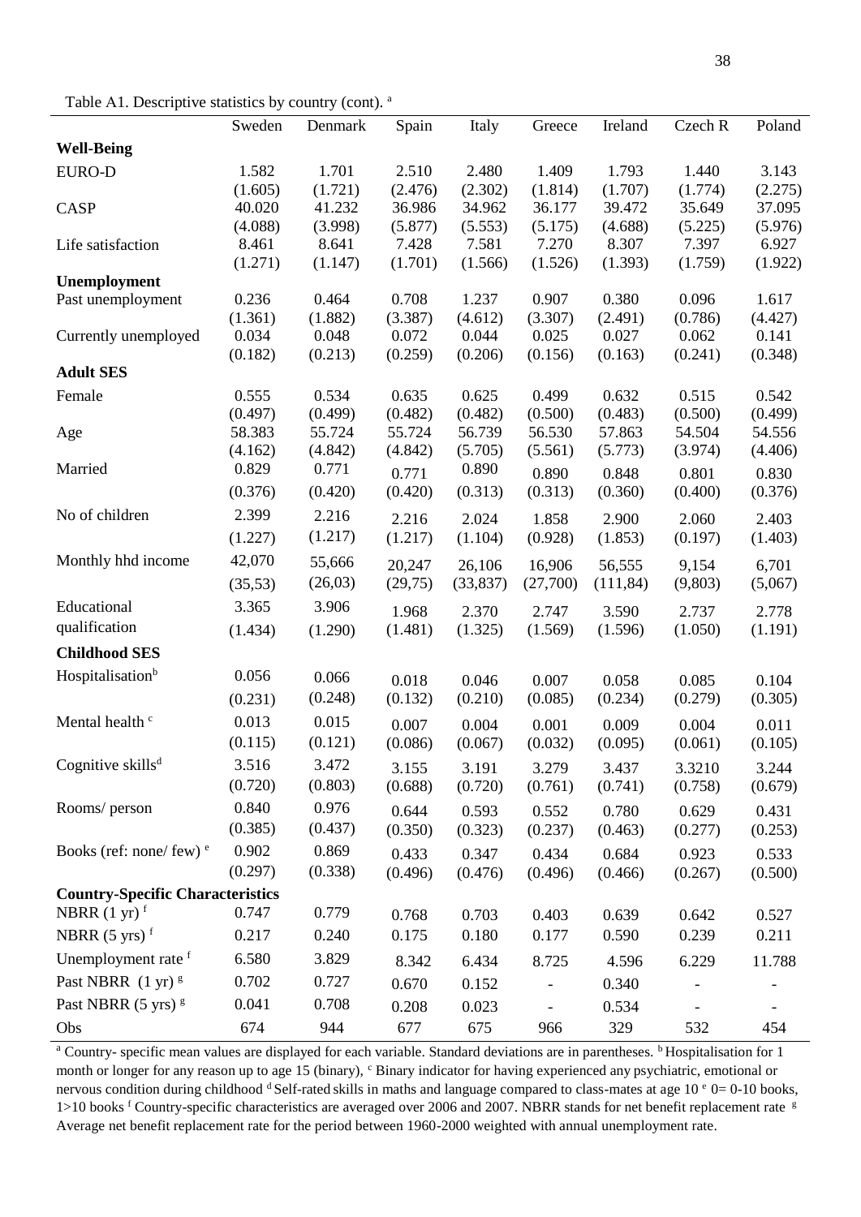Table A1. Descriptive statistics by country (cont). [a]

| | Sweden | Denmark | Spain | Italy | Greece | Ireland | Czech R | Poland |
|---|---|---|---|---|---|---|---|---|
| **Well-Being** | | | | | | | | |
| EURO-D | 1.582 | 1.701 | 2.510 | 2.480 | 1.409 | 1.793 | 1.440 | 3.143 |
| | (1.605) | (1.721) | (2.476) | (2.302) | (1.814) | (1.707) | (1.774) | (2.275) |
| CASP | 40.020 | 41.232 | 36.986 | 34.962 | 36.177 | 39.472 | 35.649 | 37.095 |
| | (4.088) | (3.998) | (5.877) | (5.553) | (5.175) | (4.688) | (5.225) | (5.976) |
| Life satisfaction | 8.461 | 8.641 | 7.428 | 7.581 | 7.270 | 8.307 | 7.397 | 6.927 |
| | (1.271) | (1.147) | (1.701) | (1.566) | (1.526) | (1.393) | (1.759) | (1.922) |
| **Unemployment** | | | | | | | | |
| Past unemployment | 0.236 | 0.464 | 0.708 | 1.237 | 0.907 | 0.380 | 0.096 | 1.617 |
| | (1.361) | (1.882) | (3.387) | (4.612) | (3.307) | (2.491) | (0.786) | (4.427) |
| Currently unemployed | 0.034 | 0.048 | 0.072 | 0.044 | 0.025 | 0.027 | 0.062 | 0.141 |
| | (0.182) | (0.213) | (0.259) | (0.206) | (0.156) | (0.163) | (0.241) | (0.348) |
| **Adult SES** | | | | | | | | |
| Female | 0.555 | 0.534 | 0.635 | 0.625 | 0.499 | 0.632 | 0.515 | 0.542 |
| | (0.497) | (0.499) | (0.482) | (0.482) | (0.500) | (0.483) | (0.500) | (0.499) |
| Age | 58.383 | 55.724 | 55.724 | 56.739 | 56.530 | 57.863 | 54.504 | 54.556 |
| | (4.162) | (4.842) | (4.842) | (5.705) | (5.561) | (5.773) | (3.974) | (4.406) |
| Married | 0.829 | 0.771 | 0.771 | 0.890 | 0.890 | 0.848 | 0.801 | 0.830 |
| | (0.376) | (0.420) | (0.420) | (0.313) | (0.313) | (0.360) | (0.400) | (0.376) |
| No of children | 2.399 | 2.216 | 2.216 | 2.024 | 1.858 | 2.900 | 2.060 | 2.403 |
| | (1.227) | (1.217) | (1.217) | (1.104) | (0.928) | (1.853) | (0.197) | (1.403) |
| Monthly hhd income | 42,070 | 55,666 | 20,247 | 26,106 | 16,906 | 56,555 | 9,154 | 6,701 |
| | (35,53) | (26,03) | (29,75) | (33,837) | (27,700) | (111,84) | (9,803) | (5,067) |
| Educational qualification | 3.365 | 3.906 | 1.968 | 2.370 | 2.747 | 3.590 | 2.737 | 2.778 |
| | (1.434) | (1.290) | (1.481) | (1.325) | (1.569) | (1.596) | (1.050) | (1.191) |
| **Childhood SES** | | | | | | | | |
| Hospitalisation[b] | 0.056 | 0.066 | 0.018 | 0.046 | 0.007 | 0.058 | 0.085 | 0.104 |
| | (0.231) | (0.248) | (0.132) | (0.210) | (0.085) | (0.234) | (0.279) | (0.305) |
| Mental health [c] | 0.013 | 0.015 | 0.007 | 0.004 | 0.001 | 0.009 | 0.004 | 0.011 |
| | (0.115) | (0.121) | (0.086) | (0.067) | (0.032) | (0.095) | (0.061) | (0.105) |
| Cognitive skills[d] | 3.516 | 3.472 | 3.155 | 3.191 | 3.279 | 3.437 | 3.3210 | 3.244 |
| | (0.720) | (0.803) | (0.688) | (0.720) | (0.761) | (0.741) | (0.758) | (0.679) |
| Rooms/ person | 0.840 | 0.976 | 0.644 | 0.593 | 0.552 | 0.780 | 0.629 | 0.431 |
| | (0.385) | (0.437) | (0.350) | (0.323) | (0.237) | (0.463) | (0.277) | (0.253) |
| Books (ref: none/ few) [e] | 0.902 | 0.869 | 0.433 | 0.347 | 0.434 | 0.684 | 0.923 | 0.533 |
| | (0.297) | (0.338) | (0.496) | (0.476) | (0.496) | (0.466) | (0.267) | (0.500) |
| **Country-Specific Characteristics** | | | | | | | | |
| NBRR (1 yr) [f] | 0.747 | 0.779 | 0.768 | 0.703 | 0.403 | 0.639 | 0.642 | 0.527 |
| NBRR (5 yrs) [f] | 0.217 | 0.240 | 0.175 | 0.180 | 0.177 | 0.590 | 0.239 | 0.211 |
| Unemployment rate [f] | 6.580 | 3.829 | 8.342 | 6.434 | 8.725 | 4.596 | 6.229 | 11.788 |
| Past NBRR (1 yr) [g] | 0.702 | 0.727 | 0.670 | 0.152 | - | 0.340 | - | - |
| Past NBRR (5 yrs) [g] | 0.041 | 0.708 | 0.208 | 0.023 | - | 0.534 | - | - |
| Obs | 674 | 944 | 677 | 675 | 966 | 329 | 532 | 454 |

[a] Country- specific mean values are displayed for each variable. Standard deviations are in parentheses. [b] Hospitalisation for 1 month or longer for any reason up to age 15 (binary), [c] Binary indicator for having experienced any psychiatric, emotional or nervous condition during childhood [d] Self-rated skills in maths and language compared to class-mates at age 10 [e] 0= 0-10 books, 1>10 books [f] Country-specific characteristics are averaged over 2006 and 2007. NBRR stands for net benefit replacement rate [g] Average net benefit replacement rate for the period between 1960-2000 weighted with annual unemployment rate.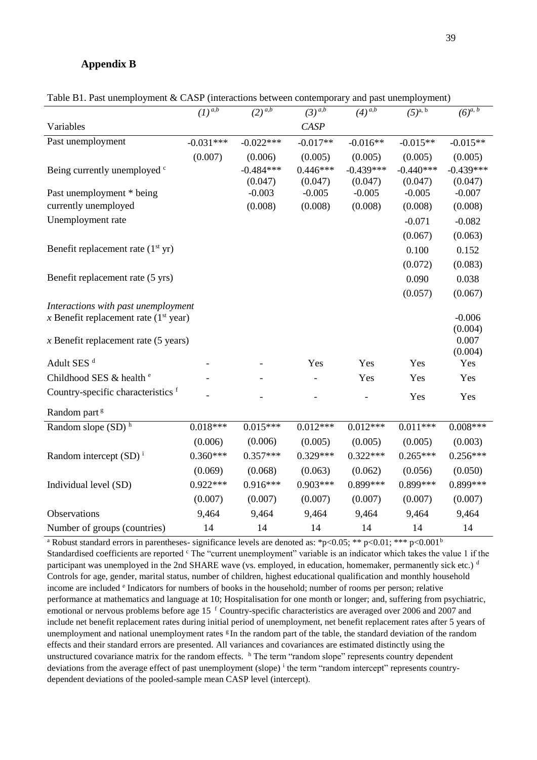## Appendix B

Table B1. Past unemployment & CASP (interactions between contemporary and past unemployment)

| | $(1)^{a,b}$ | $(2)^{a,b}$ | $(3)^{a,b}$ | $(4)^{a,b}$ | $(5)^{a,b}$ | $(6)^{a,b}$ |
|---|---|---|---|---|---|---|
| Variables | | | CASP | | | |
| Past unemployment | -0.031*** | -0.022*** | -0.017** | -0.016** | -0.015** | -0.015** |
| | (0.007) | (0.006) | (0.005) | (0.005) | (0.005) | (0.005) |
| Being currently unemployed [c] | | -0.484*** | 0.446*** | -0.439*** | -0.440*** | -0.439*** |
| | | (0.047) | (0.047) | (0.047) | (0.047) | (0.047) |
| Past unemployment * being currently unemployed | | -0.003 | -0.005 | -0.005 | -0.005 | -0.007 |
| | | (0.008) | (0.008) | (0.008) | (0.008) | (0.008) |
| Unemployment rate | | | | | -0.071 | -0.082 |
| | | | | | (0.067) | (0.063) |
| Benefit replacement rate (1st yr) | | | | | 0.100 | 0.152 |
| | | | | | (0.072) | (0.083) |
| Benefit replacement rate (5 yrs) | | | | | 0.090 | 0.038 |
| | | | | | (0.057) | (0.067) |
| *Interactions with past unemployment* | | | | | | |
| *x* Benefit replacement rate (1st year) | | | | | | -0.006 |
| | | | | | | (0.004) |
| *x* Benefit replacement rate (5 years) | | | | | | 0.007 |
| | | | | | | (0.004) |
| Adult SES [d] | - | - | Yes | Yes | Yes | Yes |
| Childhood SES & health [e] | - | - | - | Yes | Yes | Yes |
| Country-specific characteristics [f] | - | - | - | - | Yes | Yes |
| Random part [g] | | | | | | |
| Random slope (SD) [h] | 0.018*** | 0.015*** | 0.012*** | 0.012*** | 0.011*** | 0.008*** |
| | (0.006) | (0.006) | (0.005) | (0.005) | (0.005) | (0.003) |
| Random intercept (SD) [i] | 0.360*** | 0.357*** | 0.329*** | 0.322*** | 0.265*** | 0.256*** |
| | (0.069) | (0.068) | (0.063) | (0.062) | (0.056) | (0.050) |
| Individual level (SD) | 0.922*** | 0.916*** | 0.903*** | 0.899*** | 0.899*** | 0.899*** |
| | (0.007) | (0.007) | (0.007) | (0.007) | (0.007) | (0.007) |
| Observations | 9,464 | 9,464 | 9,464 | 9,464 | 9,464 | 9,464 |
| Number of groups (countries) | 14 | 14 | 14 | 14 | 14 | 14 |

[a] Robust standard errors in parentheses- significance levels are denoted as: *p<0.05; ** p<0.01; *** p<0.001 [b] Standardised coefficients are reported [c] The "current unemployment" variable is an indicator which takes the value 1 if the participant was unemployed in the 2nd SHARE wave (vs. employed, in education, homemaker, permanently sick etc.) [d] Controls for age, gender, marital status, number of children, highest educational qualification and monthly household income are included [e] Indicators for numbers of books in the household; number of rooms per person; relative performance at mathematics and language at 10; Hospitalisation for one month or longer; and, suffering from psychiatric, emotional or nervous problems before age 15 [f] Country-specific characteristics are averaged over 2006 and 2007 and include net benefit replacement rates during initial period of unemployment, net benefit replacement rates after 5 years of unemployment and national unemployment rates [g] In the random part of the table, the standard deviation of the random effects and their standard errors are presented. All variances and covariances are estimated distinctly using the unstructured covariance matrix for the random effects. [h] The term "random slope" represents country dependent deviations from the average effect of past unemployment (slope) [i] the term "random intercept" represents country-dependent deviations of the pooled-sample mean CASP level (intercept).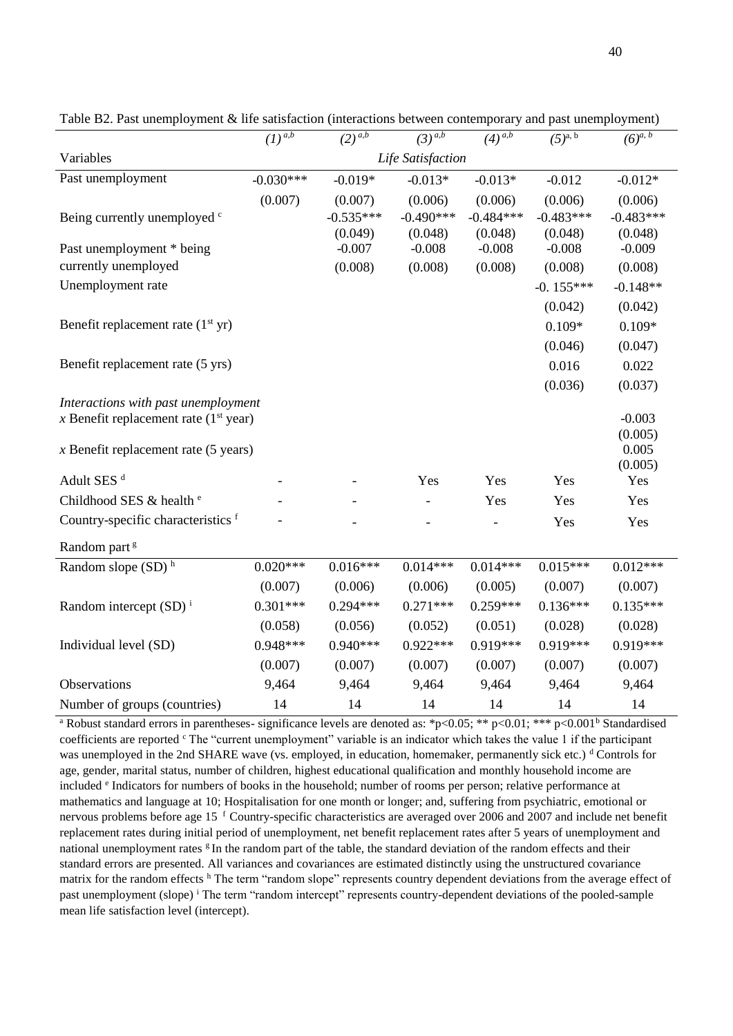Table B2. Past unemployment & life satisfaction (interactions between contemporary and past unemployment)

| | *(1)* [a,b] | *(2)* [a,b] | *(3)* [a,b] | *(4)* [a,b] | *(5)* [a, b] | *(6)* [a, b] |
|---|---|---|---|---|---|---|
| Variables | | | *Life Satisfaction* | | | |
| Past unemployment | -0.030*** | -0.019* | -0.013* | -0.013* | -0.012 | -0.012* |
| | (0.007) | (0.007) | (0.006) | (0.006) | (0.006) | (0.006) |
| Being currently unemployed [c] | | -0.535*** | -0.490*** | -0.484*** | -0.483*** | -0.483*** |
| | | (0.049) | (0.048) | (0.048) | (0.048) | (0.048) |
| Past unemployment * being currently unemployed | | -0.007 | -0.008 | -0.008 | -0.008 | -0.009 |
| | | (0.008) | (0.008) | (0.008) | (0.008) | (0.008) |
| Unemployment rate | | | | | -0. 155*** | -0.148** |
| | | | | | (0.042) | (0.042) |
| Benefit replacement rate (1st yr) | | | | | 0.109* | 0.109* |
| | | | | | (0.046) | (0.047) |
| Benefit replacement rate (5 yrs) | | | | | 0.016 | 0.022 |
| | | | | | (0.036) | (0.037) |
| *Interactions with past unemployment* | | | | | | |
| *x* Benefit replacement rate (1st year) | | | | | | -0.003 |
| | | | | | | (0.005) |
| *x* Benefit replacement rate (5 years) | | | | | | 0.005 |
| | | | | | | (0.005) |
| Adult SES [d] | - | - | Yes | Yes | Yes | Yes |
| Childhood SES & health [e] | - | - | - | Yes | Yes | Yes |
| Country-specific characteristics [f] | - | - | - | - | Yes | Yes |
| Random part [g] | | | | | | |
| Random slope (SD) [h] | 0.020*** | 0.016*** | 0.014*** | 0.014*** | 0.015*** | 0.012*** |
| | (0.007) | (0.006) | (0.006) | (0.005) | (0.007) | (0.007) |
| Random intercept (SD) [i] | 0.301*** | 0.294*** | 0.271*** | 0.259*** | 0.136*** | 0.135*** |
| | (0.058) | (0.056) | (0.052) | (0.051) | (0.028) | (0.028) |
| Individual level (SD) | 0.948*** | 0.940*** | 0.922*** | 0.919*** | 0.919*** | 0.919*** |
| | (0.007) | (0.007) | (0.007) | (0.007) | (0.007) | (0.007) |
| Observations | 9,464 | 9,464 | 9,464 | 9,464 | 9,464 | 9,464 |
| Number of groups (countries) | 14 | 14 | 14 | 14 | 14 | 14 |

[a] Robust standard errors in parentheses- significance levels are denoted as: *p<0.05; ** p<0.01; *** p<0.001 [b] Standardised coefficients are reported [c] The "current unemployment" variable is an indicator which takes the value 1 if the participant was unemployed in the 2nd SHARE wave (vs. employed, in education, homemaker, permanently sick etc.) [d] Controls for age, gender, marital status, number of children, highest educational qualification and monthly household income are included [e] Indicators for numbers of books in the household; number of rooms per person; relative performance at mathematics and language at 10; Hospitalisation for one month or longer; and, suffering from psychiatric, emotional or nervous problems before age 15 [f] Country-specific characteristics are averaged over 2006 and 2007 and include net benefit replacement rates during initial period of unemployment, net benefit replacement rates after 5 years of unemployment and national unemployment rates [g] In the random part of the table, the standard deviation of the random effects and their standard errors are presented. All variances and covariances are estimated distinctly using the unstructured covariance matrix for the random effects [h] The term "random slope" represents country dependent deviations from the average effect of past unemployment (slope) [i] The term "random intercept" represents country-dependent deviations of the pooled-sample mean life satisfaction level (intercept).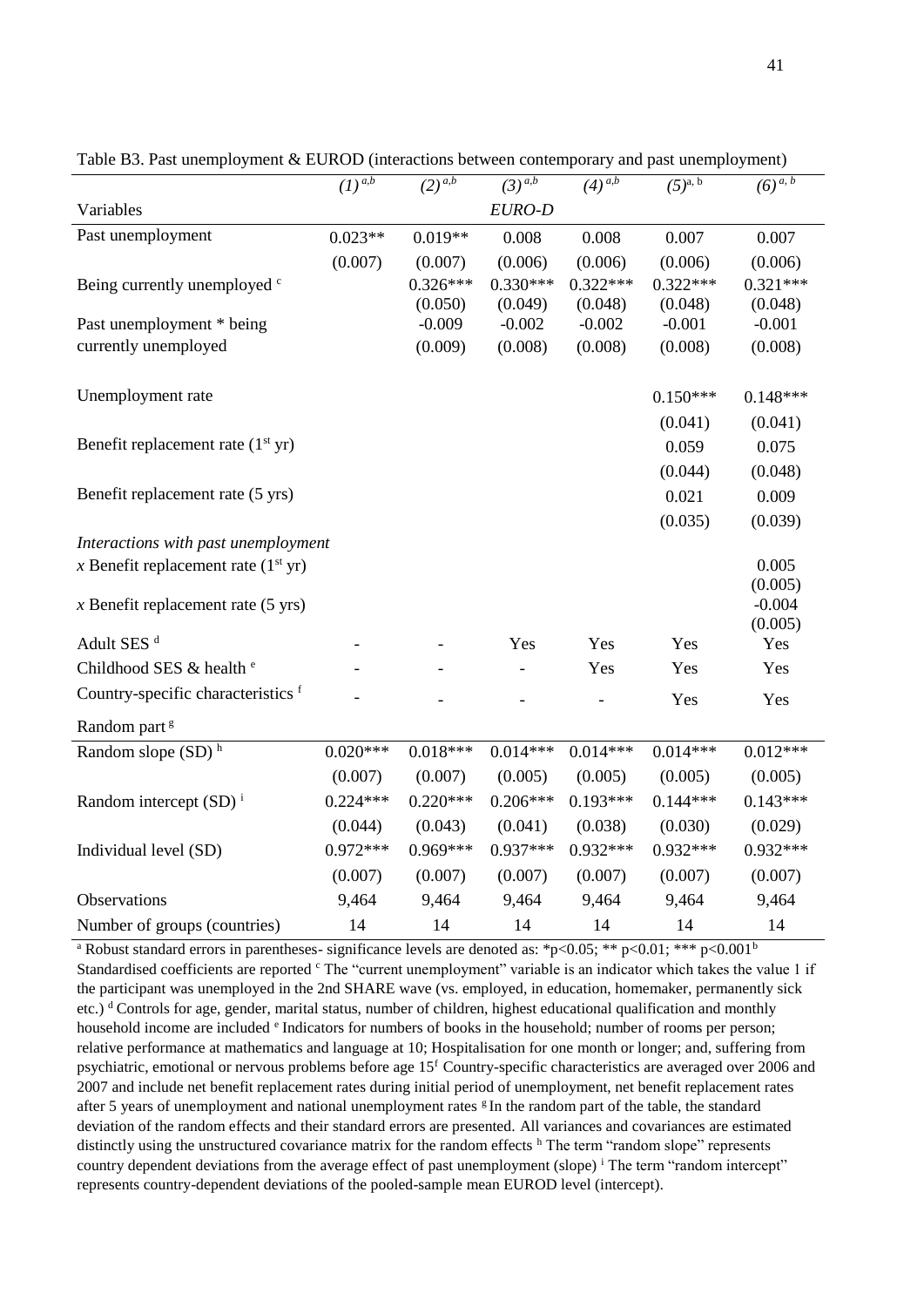Table B3. Past unemployment & EUROD (interactions between contemporary and past unemployment)

| | (1) [a,b] | (2) [a,b] | (3) [a,b] | (4) [a,b] | (5) [a, b] | (6) [a, b] |
|---|---|---|---|---|---|---|
| Variables | | | *EURO-D* | | | |
| Past unemployment | 0.023** | 0.019** | 0.008 | 0.008 | 0.007 | 0.007 |
| | (0.007) | (0.007) | (0.006) | (0.006) | (0.006) | (0.006) |
| Being currently unemployed [c] | | 0.326*** | 0.330*** | 0.322*** | 0.322*** | 0.321*** |
| | | (0.050) | (0.049) | (0.048) | (0.048) | (0.048) |
| Past unemployment * being currently unemployed | | -0.009 | -0.002 | -0.002 | -0.001 | -0.001 |
| | | (0.009) | (0.008) | (0.008) | (0.008) | (0.008) |
| Unemployment rate | | | | | 0.150*** | 0.148*** |
| | | | | | (0.041) | (0.041) |
| Benefit replacement rate (1st yr) | | | | | 0.059 | 0.075 |
| | | | | | (0.044) | (0.048) |
| Benefit replacement rate (5 yrs) | | | | | 0.021 | 0.009 |
| | | | | | (0.035) | (0.039) |
| *Interactions with past unemployment* | | | | | | |
| *x* Benefit replacement rate (1st yr) | | | | | | 0.005 |
| | | | | | | (0.005) |
| *x* Benefit replacement rate (5 yrs) | | | | | | -0.004 |
| | | | | | | (0.005) |
| Adult SES [d] | - | - | Yes | Yes | Yes | Yes |
| Childhood SES & health [e] | - | - | - | Yes | Yes | Yes |
| Country-specific characteristics [f] | - | - | - | - | Yes | Yes |
| Random part [g] | | | | | | |
| Random slope (SD) [h] | 0.020*** | 0.018*** | 0.014*** | 0.014*** | 0.014*** | 0.012*** |
| | (0.007) | (0.007) | (0.005) | (0.005) | (0.005) | (0.005) |
| Random intercept (SD) [i] | 0.224*** | 0.220*** | 0.206*** | 0.193*** | 0.144*** | 0.143*** |
| | (0.044) | (0.043) | (0.041) | (0.038) | (0.030) | (0.029) |
| Individual level (SD) | 0.972*** | 0.969*** | 0.937*** | 0.932*** | 0.932*** | 0.932*** |
| | (0.007) | (0.007) | (0.007) | (0.007) | (0.007) | (0.007) |
| Observations | 9,464 | 9,464 | 9,464 | 9,464 | 9,464 | 9,464 |
| Number of groups (countries) | 14 | 14 | 14 | 14 | 14 | 14 |

[a] Robust standard errors in parentheses- significance levels are denoted as: *p<0.05; ** p<0.01; *** p<0.001 [b] Standardised coefficients are reported [c] The "current unemployment" variable is an indicator which takes the value 1 if the participant was unemployed in the 2nd SHARE wave (vs. employed, in education, homemaker, permanently sick etc.) [d] Controls for age, gender, marital status, number of children, highest educational qualification and monthly household income are included [e] Indicators for numbers of books in the household; number of rooms per person; relative performance at mathematics and language at 10; Hospitalisation for one month or longer; and, suffering from psychiatric, emotional or nervous problems before age 15 [f] Country-specific characteristics are averaged over 2006 and 2007 and include net benefit replacement rates during initial period of unemployment, net benefit replacement rates after 5 years of unemployment and national unemployment rates [g] In the random part of the table, the standard deviation of the random effects and their standard errors are presented. All variances and covariances are estimated distinctly using the unstructured covariance matrix for the random effects [h] The term "random slope" represents country dependent deviations from the average effect of past unemployment (slope) [i] The term "random intercept" represents country-dependent deviations of the pooled-sample mean EUROD level (intercept).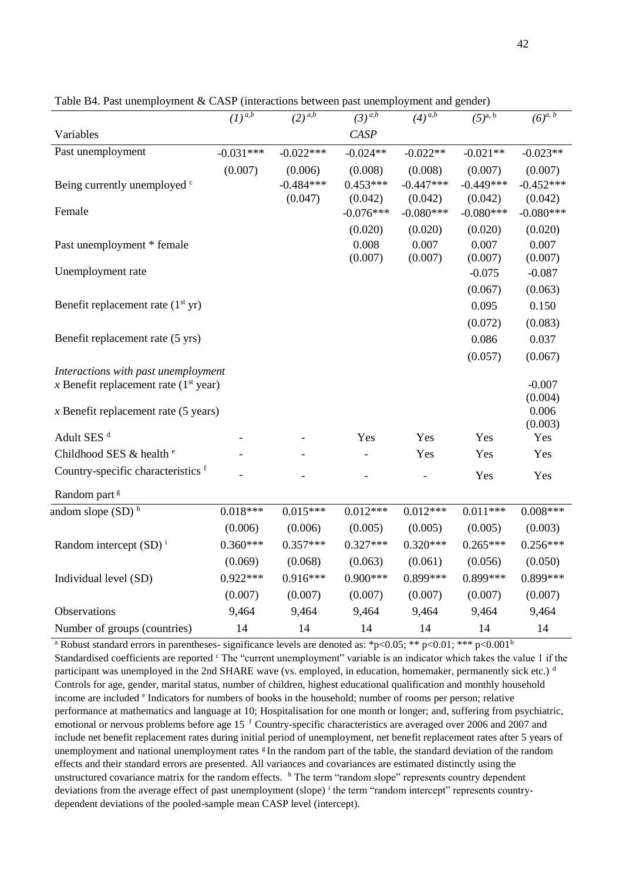Table B4. Past unemployment & CASP (interactions between past unemployment and gender)

| | (1) [a,b] | (2) [a,b] | (3) [a,b] | (4) [a,b] | (5) [a, b] | (6) [a, b] |
|---|---|---|---|---|---|---|
| Variables | | | *CASP* | | | |
| Past unemployment | -0.031*** | -0.022*** | -0.024** | -0.022** | -0.021** | -0.023** |
| | (0.007) | (0.006) | (0.008) | (0.008) | (0.007) | (0.007) |
| Being currently unemployed [c] | | -0.484*** | 0.453*** | -0.447*** | -0.449*** | -0.452*** |
| | | (0.047) | (0.042) | (0.042) | (0.042) | (0.042) |
| Female | | | -0.076*** | -0.080*** | -0.080*** | -0.080*** |
| | | | (0.020) | (0.020) | (0.020) | (0.020) |
| Past unemployment * female | | | 0.008 | 0.007 | 0.007 | 0.007 |
| | | | (0.007) | (0.007) | (0.007) | (0.007) |
| Unemployment rate | | | | | -0.075 | -0.087 |
| | | | | | (0.067) | (0.063) |
| Benefit replacement rate (1st yr) | | | | | 0.095 | 0.150 |
| | | | | | (0.072) | (0.083) |
| Benefit replacement rate (5 yrs) | | | | | 0.086 | 0.037 |
| | | | | | (0.057) | (0.067) |
| *Interactions with past unemployment* | | | | | | |
| *x* Benefit replacement rate (1st year) | | | | | | -0.007 |
| | | | | | | (0.004) |
| *x* Benefit replacement rate (5 years) | | | | | | 0.006 |
| | | | | | | (0.003) |
| Adult SES [d] | - | - | Yes | Yes | Yes | Yes |
| Childhood SES & health [e] | - | - | - | Yes | Yes | Yes |
| Country-specific characteristics [f] | - | - | - | - | Yes | Yes |
| Random part [g] | | | | | | |
| andom slope (SD) [h] | 0.018*** | 0.015*** | 0.012*** | 0.012*** | 0.011*** | 0.008*** |
| | (0.006) | (0.006) | (0.005) | (0.005) | (0.005) | (0.003) |
| Random intercept (SD) [i] | 0.360*** | 0.357*** | 0.327*** | 0.320*** | 0.265*** | 0.256*** |
| | (0.069) | (0.068) | (0.063) | (0.061) | (0.056) | (0.050) |
| Individual level (SD) | 0.922*** | 0.916*** | 0.900*** | 0.899*** | 0.899*** | 0.899*** |
| | (0.007) | (0.007) | (0.007) | (0.007) | (0.007) | (0.007) |
| Observations | 9,464 | 9,464 | 9,464 | 9,464 | 9,464 | 9,464 |
| Number of groups (countries) | 14 | 14 | 14 | 14 | 14 | 14 |

[a] Robust standard errors in parentheses- significance levels are denoted as: *p<0.05; ** p<0.01; *** p<0.001 [b] Standardised coefficients are reported [c] The "current unemployment" variable is an indicator which takes the value 1 if the participant was unemployed in the 2nd SHARE wave (vs. employed, in education, homemaker, permanently sick etc.) [d] Controls for age, gender, marital status, number of children, highest educational qualification and monthly household income are included [e] Indicators for numbers of books in the household; number of rooms per person; relative performance at mathematics and language at 10; Hospitalisation for one month or longer; and, suffering from psychiatric, emotional or nervous problems before age 15 [f] Country-specific characteristics are averaged over 2006 and 2007 and include net benefit replacement rates during initial period of unemployment, net benefit replacement rates after 5 years of unemployment and national unemployment rates [g] In the random part of the table, the standard deviation of the random effects and their standard errors are presented. All variances and covariances are estimated distinctly using the unstructured covariance matrix for the random effects. [h] The term "random slope" represents country dependent deviations from the average effect of past unemployment (slope) [i] the term "random intercept" represents country-dependent deviations of the pooled-sample mean CASP level (intercept).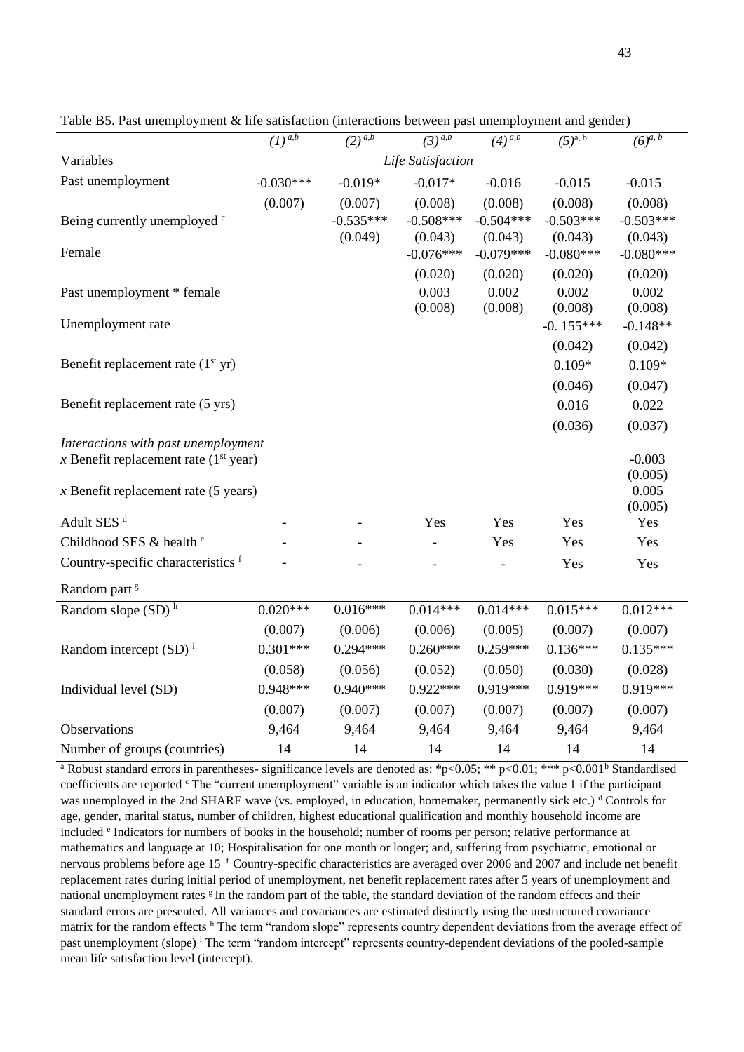Table B5. Past unemployment & life satisfaction (interactions between past unemployment and gender)

| | *(1)* [a,b] | *(2)* [a,b] | *(3)* [a,b] | *(4)* [a,b] | *(5)* [a, b] | *(6)* [a, b] |
|---|---|---|---|---|---|---|
| Variables | | | *Life Satisfaction* | | | |
| Past unemployment | -0.030*** | -0.019* | -0.017* | -0.016 | -0.015 | -0.015 |
| | (0.007) | (0.007) | (0.008) | (0.008) | (0.008) | (0.008) |
| Being currently unemployed [c] | | -0.535*** | -0.508*** | -0.504*** | -0.503*** | -0.503*** |
| | | (0.049) | (0.043) | (0.043) | (0.043) | (0.043) |
| Female | | | -0.076*** | -0.079*** | -0.080*** | -0.080*** |
| | | | (0.020) | (0.020) | (0.020) | (0.020) |
| Past unemployment * female | | | 0.003 | 0.002 | 0.002 | 0.002 |
| | | | (0.008) | (0.008) | (0.008) | (0.008) |
| Unemployment rate | | | | | -0. 155*** | -0.148** |
| | | | | | (0.042) | (0.042) |
| Benefit replacement rate (1st yr) | | | | | 0.109* | 0.109* |
| | | | | | (0.046) | (0.047) |
| Benefit replacement rate (5 yrs) | | | | | 0.016 | 0.022 |
| | | | | | (0.036) | (0.037) |
| *Interactions with past unemployment* | | | | | | |
| *x* Benefit replacement rate (1st year) | | | | | | -0.003 |
| | | | | | | (0.005) |
| *x* Benefit replacement rate (5 years) | | | | | | 0.005 |
| | | | | | | (0.005) |
| Adult SES [d] | - | - | Yes | Yes | Yes | Yes |
| Childhood SES & health [e] | - | - | - | Yes | Yes | Yes |
| Country-specific characteristics [f] | - | - | - | - | Yes | Yes |
| Random part [g] | | | | | | |
| Random slope (SD) [h] | 0.020*** | 0.016*** | 0.014*** | 0.014*** | 0.015*** | 0.012*** |
| | (0.007) | (0.006) | (0.006) | (0.005) | (0.007) | (0.007) |
| Random intercept (SD) [i] | 0.301*** | 0.294*** | 0.260*** | 0.259*** | 0.136*** | 0.135*** |
| | (0.058) | (0.056) | (0.052) | (0.050) | (0.030) | (0.028) |
| Individual level (SD) | 0.948*** | 0.940*** | 0.922*** | 0.919*** | 0.919*** | 0.919*** |
| | (0.007) | (0.007) | (0.007) | (0.007) | (0.007) | (0.007) |
| Observations | 9,464 | 9,464 | 9,464 | 9,464 | 9,464 | 9,464 |
| Number of groups (countries) | 14 | 14 | 14 | 14 | 14 | 14 |

[a] Robust standard errors in parentheses- significance levels are denoted as: *p<0.05; ** p<0.01; *** p<0.001 [b] Standardised coefficients are reported [c] The "current unemployment" variable is an indicator which takes the value 1 if the participant was unemployed in the 2nd SHARE wave (vs. employed, in education, homemaker, permanently sick etc.) [d] Controls for age, gender, marital status, number of children, highest educational qualification and monthly household income are included [e] Indicators for numbers of books in the household; number of rooms per person; relative performance at mathematics and language at 10; Hospitalisation for one month or longer; and, suffering from psychiatric, emotional or nervous problems before age 15 [f] Country-specific characteristics are averaged over 2006 and 2007 and include net benefit replacement rates during initial period of unemployment, net benefit replacement rates after 5 years of unemployment and national unemployment rates [g] In the random part of the table, the standard deviation of the random effects and their standard errors are presented. All variances and covariances are estimated distinctly using the unstructured covariance matrix for the random effects [h] The term "random slope" represents country dependent deviations from the average effect of past unemployment (slope) [i] The term "random intercept" represents country-dependent deviations of the pooled-sample mean life satisfaction level (intercept).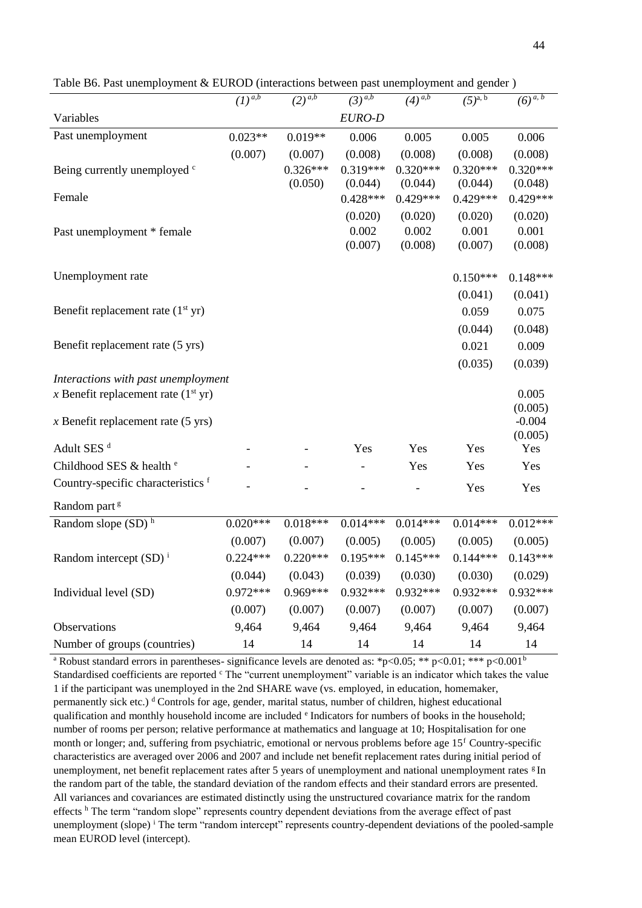Table B6. Past unemployment & EUROD (interactions between past unemployment and gender )

| | *(1)* [a,b] | *(2)* [a,b] | *(3)* [a,b] | *(4)* [a,b] | *(5)* [a, b] | *(6)* [a, b] |
|---|---|---|---|---|---|---|
| Variables | | | *EURO-D* | | | |
| Past unemployment | 0.023** | 0.019** | 0.006 | 0.005 | 0.005 | 0.006 |
| | (0.007) | (0.007) | (0.008) | (0.008) | (0.008) | (0.008) |
| Being currently unemployed [c] | | 0.326*** | 0.319*** | 0.320*** | 0.320*** | 0.320*** |
| | | (0.050) | (0.044) | (0.044) | (0.044) | (0.048) |
| Female | | | 0.428*** | 0.429*** | 0.429*** | 0.429*** |
| | | | (0.020) | (0.020) | (0.020) | (0.020) |
| Past unemployment * female | | | 0.002 | 0.002 | 0.001 | 0.001 |
| | | | (0.007) | (0.008) | (0.007) | (0.008) |
| Unemployment rate | | | | | 0.150*** | 0.148*** |
| | | | | | (0.041) | (0.041) |
| Benefit replacement rate (1st yr) | | | | | 0.059 | 0.075 |
| | | | | | (0.044) | (0.048) |
| Benefit replacement rate (5 yrs) | | | | | 0.021 | 0.009 |
| | | | | | (0.035) | (0.039) |
| *Interactions with past unemployment* | | | | | | |
| *x* Benefit replacement rate (1st yr) | | | | | | 0.005 |
| | | | | | | (0.005) |
| *x* Benefit replacement rate (5 yrs) | | | | | | -0.004 |
| | | | | | | (0.005) |
| Adult SES [d] | - | - | Yes | Yes | Yes | Yes |
| Childhood SES & health [e] | - | - | - | Yes | Yes | Yes |
| Country-specific characteristics [f] | - | - | - | - | Yes | Yes |
| Random part [g] | | | | | | |
| Random slope (SD) [h] | 0.020*** | 0.018*** | 0.014*** | 0.014*** | 0.014*** | 0.012*** |
| | (0.007) | (0.007) | (0.005) | (0.005) | (0.005) | (0.005) |
| Random intercept (SD) [i] | 0.224*** | 0.220*** | 0.195*** | 0.145*** | 0.144*** | 0.143*** |
| | (0.044) | (0.043) | (0.039) | (0.030) | (0.030) | (0.029) |
| Individual level (SD) | 0.972*** | 0.969*** | 0.932*** | 0.932*** | 0.932*** | 0.932*** |
| | (0.007) | (0.007) | (0.007) | (0.007) | (0.007) | (0.007) |
| Observations | 9,464 | 9,464 | 9,464 | 9,464 | 9,464 | 9,464 |
| Number of groups (countries) | 14 | 14 | 14 | 14 | 14 | 14 |

[a] Robust standard errors in parentheses- significance levels are denoted as: *p<0.05; ** p<0.01; *** p<0.001 [b] Standardised coefficients are reported [c] The "current unemployment" variable is an indicator which takes the value 1 if the participant was unemployed in the 2nd SHARE wave (vs. employed, in education, homemaker, permanently sick etc.) [d] Controls for age, gender, marital status, number of children, highest educational qualification and monthly household income are included [e] Indicators for numbers of books in the household; number of rooms per person; relative performance at mathematics and language at 10; Hospitalisation for one month or longer; and, suffering from psychiatric, emotional or nervous problems before age 15 [f] Country-specific characteristics are averaged over 2006 and 2007 and include net benefit replacement rates during initial period of unemployment, net benefit replacement rates after 5 years of unemployment and national unemployment rates [g] In the random part of the table, the standard deviation of the random effects and their standard errors are presented. All variances and covariances are estimated distinctly using the unstructured covariance matrix for the random effects [h] The term "random slope" represents country dependent deviations from the average effect of past unemployment (slope) [i] The term "random intercept" represents country-dependent deviations of the pooled-sample mean EUROD level (intercept).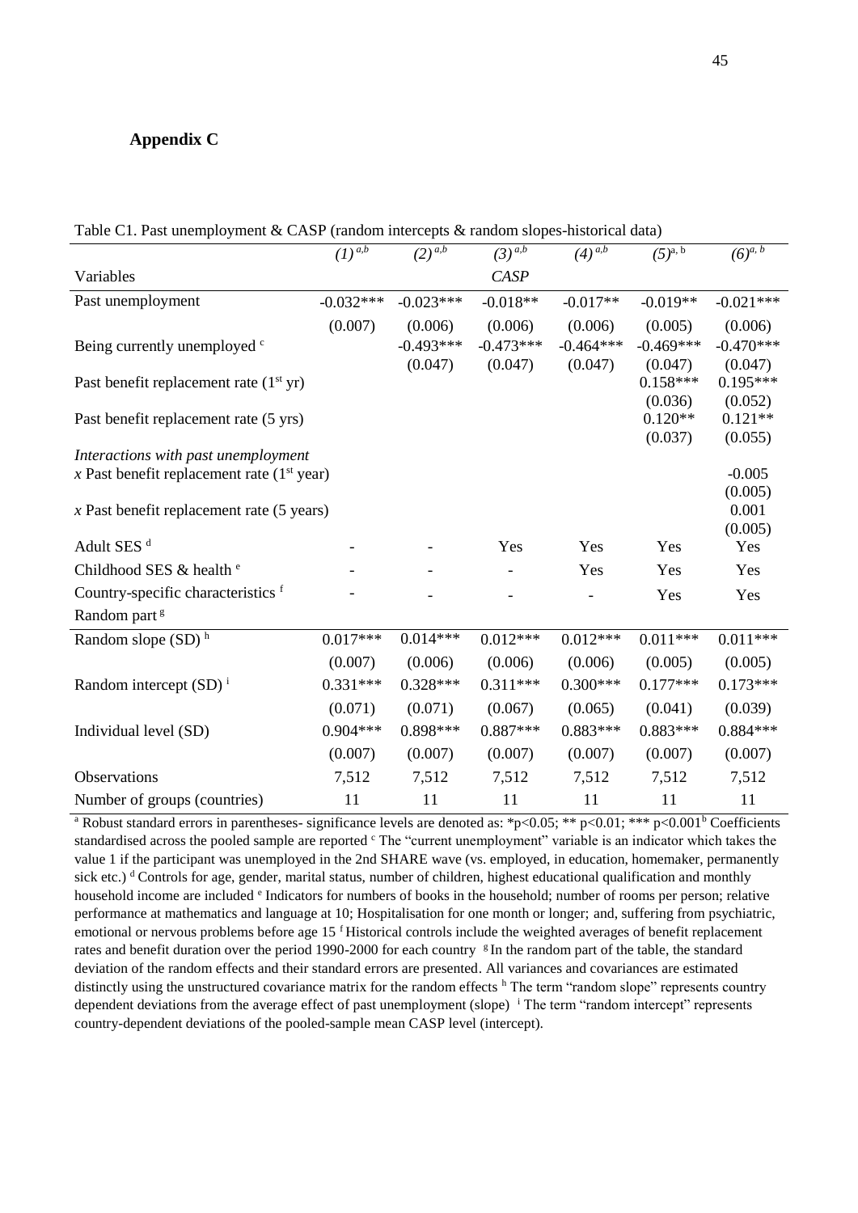## Appendix C

Table C1. Past unemployment & CASP (random intercepts & random slopes-historical data)

| | (1) [a,b] | (2) [a,b] | (3) [a,b] | (4) [a,b] | (5) [a, b] | (6) [a, b] |
|---|---|---|---|---|---|---|
| Variables | | | *CASP* | | | |
| Past unemployment | -0.032*** | -0.023*** | -0.018** | -0.017** | -0.019** | -0.021*** |
| | (0.007) | (0.006) | (0.006) | (0.006) | (0.005) | (0.006) |
| Being currently unemployed [c] | | -0.493*** | -0.473*** | -0.464*** | -0.469*** | -0.470*** |
| | | (0.047) | (0.047) | (0.047) | (0.047) | (0.047) |
| Past benefit replacement rate (1st yr) | | | | | 0.158*** | 0.195*** |
| | | | | | (0.036) | (0.052) |
| Past benefit replacement rate (5 yrs) | | | | | 0.120** | 0.121** |
| | | | | | (0.037) | (0.055) |
| *Interactions with past unemployment* | | | | | | |
| *x* Past benefit replacement rate (1st year) | | | | | | -0.005 |
| | | | | | | (0.005) |
| *x* Past benefit replacement rate (5 years) | | | | | | 0.001 |
| | | | | | | (0.005) |
| Adult SES [d] | - | - | Yes | Yes | Yes | Yes |
| Childhood SES & health [e] | - | - | - | Yes | Yes | Yes |
| Country-specific characteristics [f] | - | - | - | - | Yes | Yes |
| Random part [g] | | | | | | |
| Random slope (SD) [h] | 0.017*** | 0.014*** | 0.012*** | 0.012*** | 0.011*** | 0.011*** |
| | (0.007) | (0.006) | (0.006) | (0.006) | (0.005) | (0.005) |
| Random intercept (SD) [i] | 0.331*** | 0.328*** | 0.311*** | 0.300*** | 0.177*** | 0.173*** |
| | (0.071) | (0.071) | (0.067) | (0.065) | (0.041) | (0.039) |
| Individual level (SD) | 0.904*** | 0.898*** | 0.887*** | 0.883*** | 0.883*** | 0.884*** |
| | (0.007) | (0.007) | (0.007) | (0.007) | (0.007) | (0.007) |
| Observations | 7,512 | 7,512 | 7,512 | 7,512 | 7,512 | 7,512 |
| Number of groups (countries) | 11 | 11 | 11 | 11 | 11 | 11 |

[a] Robust standard errors in parentheses- significance levels are denoted as: *p<0.05; ** p<0.01; *** p<0.001 [b] Coefficients standardised across the pooled sample are reported [c] The "current unemployment" variable is an indicator which takes the value 1 if the participant was unemployed in the 2nd SHARE wave (vs. employed, in education, homemaker, permanently sick etc.) [d] Controls for age, gender, marital status, number of children, highest educational qualification and monthly household income are included [e] Indicators for numbers of books in the household; number of rooms per person; relative performance at mathematics and language at 10; Hospitalisation for one month or longer; and, suffering from psychiatric, emotional or nervous problems before age 15 [f] Historical controls include the weighted averages of benefit replacement rates and benefit duration over the period 1990-2000 for each country [g] In the random part of the table, the standard deviation of the random effects and their standard errors are presented. All variances and covariances are estimated distinctly using the unstructured covariance matrix for the random effects [h] The term "random slope" represents country dependent deviations from the average effect of past unemployment (slope) [i] The term "random intercept" represents country-dependent deviations of the pooled-sample mean CASP level (intercept).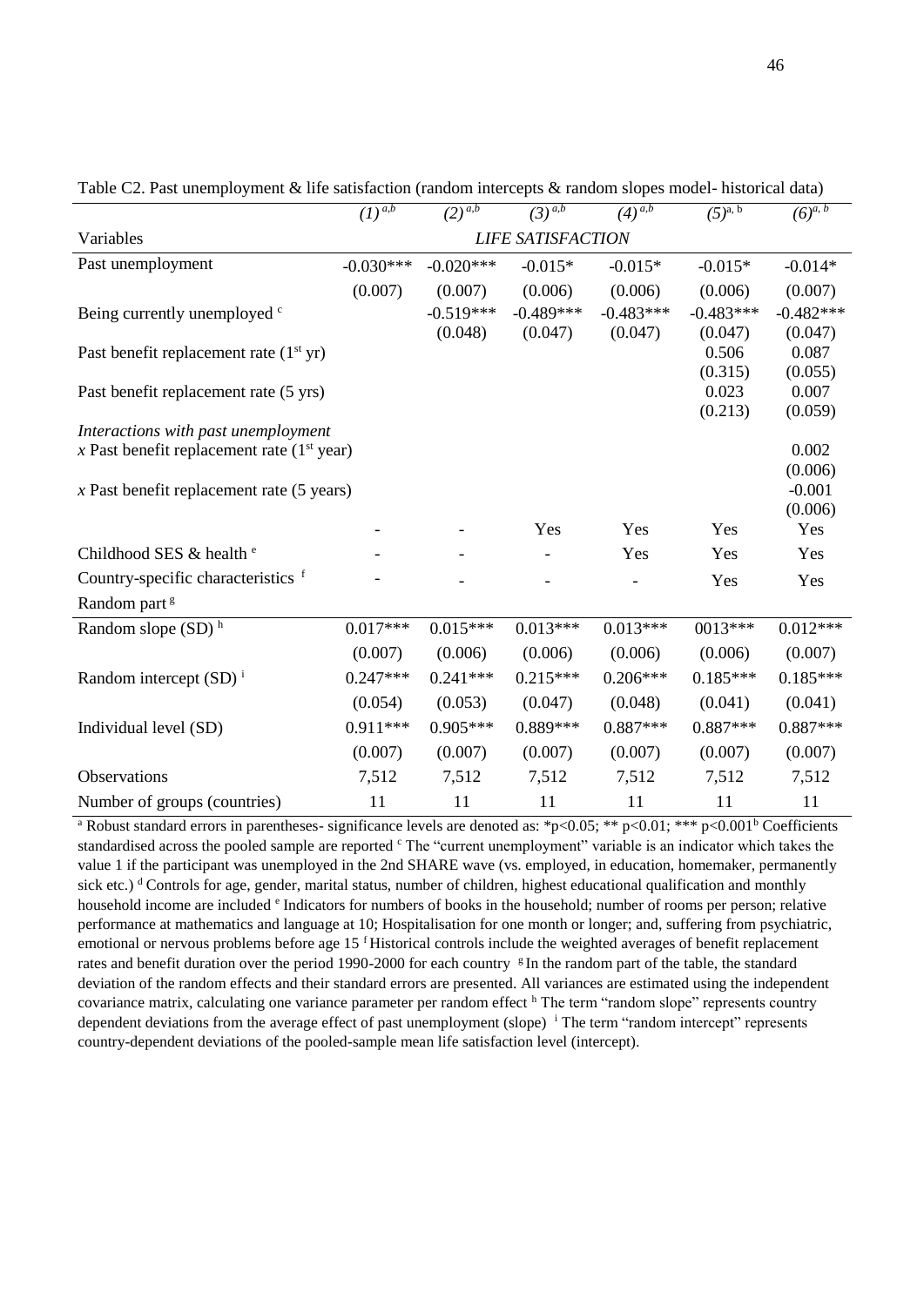Table C2. Past unemployment & life satisfaction (random intercepts & random slopes model- historical data)

| | $(1)^{a,b}$ | $(2)^{a,b}$ | $(3)^{a,b}$ | $(4)^{a,b}$ | $(5)^{a,b}$ | $(6)^{a,b}$ |
|---|---|---|---|---|---|---|
| Variables | | | *LIFE SATISFACTION* | | | |
| Past unemployment | -0.030*** | -0.020*** | -0.015* | -0.015* | -0.015* | -0.014* |
| | (0.007) | (0.007) | (0.006) | (0.006) | (0.006) | (0.007) |
| Being currently unemployed [c] | | -0.519*** | -0.489*** | -0.483*** | -0.483*** | -0.482*** |
| | | (0.048) | (0.047) | (0.047) | (0.047) | (0.047) |
| Past benefit replacement rate (1[st] yr) | | | | | 0.506 | 0.087 |
| | | | | | (0.315) | (0.055) |
| Past benefit replacement rate (5 yrs) | | | | | 0.023 | 0.007 |
| | | | | | (0.213) | (0.059) |
| *Interactions with past unemployment* | | | | | | |
| *x* Past benefit replacement rate (1[st] year) | | | | | | 0.002 |
| | | | | | | (0.006) |
| *x* Past benefit replacement rate (5 years) | | | | | | -0.001 |
| | | | | | | (0.006) |
| | - | - | Yes | Yes | Yes | Yes |
| Childhood SES & health [e] | - | - | - | Yes | Yes | Yes |
| Country-specific characteristics [f] | - | - | - | - | Yes | Yes |
| Random part [g] | | | | | | |
| Random slope (SD) [h] | 0.017*** | 0.015*** | 0.013*** | 0.013*** | 0013*** | 0.012*** |
| | (0.007) | (0.006) | (0.006) | (0.006) | (0.006) | (0.007) |
| Random intercept (SD) [i] | 0.247*** | 0.241*** | 0.215*** | 0.206*** | 0.185*** | 0.185*** |
| | (0.054) | (0.053) | (0.047) | (0.048) | (0.041) | (0.041) |
| Individual level (SD) | 0.911*** | 0.905*** | 0.889*** | 0.887*** | 0.887*** | 0.887*** |
| | (0.007) | (0.007) | (0.007) | (0.007) | (0.007) | (0.007) |
| Observations | 7,512 | 7,512 | 7,512 | 7,512 | 7,512 | 7,512 |
| Number of groups (countries) | 11 | 11 | 11 | 11 | 11 | 11 |

[a] Robust standard errors in parentheses- significance levels are denoted as: *p<0.05; ** p<0.01; *** p<0.001 [b] Coefficients standardised across the pooled sample are reported [c] The "current unemployment" variable is an indicator which takes the value 1 if the participant was unemployed in the 2nd SHARE wave (vs. employed, in education, homemaker, permanently sick etc.) [d] Controls for age, gender, marital status, number of children, highest educational qualification and monthly household income are included [e] Indicators for numbers of books in the household; number of rooms per person; relative performance at mathematics and language at 10; Hospitalisation for one month or longer; and, suffering from psychiatric, emotional or nervous problems before age 15 [f] Historical controls include the weighted averages of benefit replacement rates and benefit duration over the period 1990-2000 for each country [g] In the random part of the table, the standard deviation of the random effects and their standard errors are presented. All variances are estimated using the independent covariance matrix, calculating one variance parameter per random effect [h] The term "random slope" represents country dependent deviations from the average effect of past unemployment (slope) [i] The term "random intercept" represents country-dependent deviations of the pooled-sample mean life satisfaction level (intercept).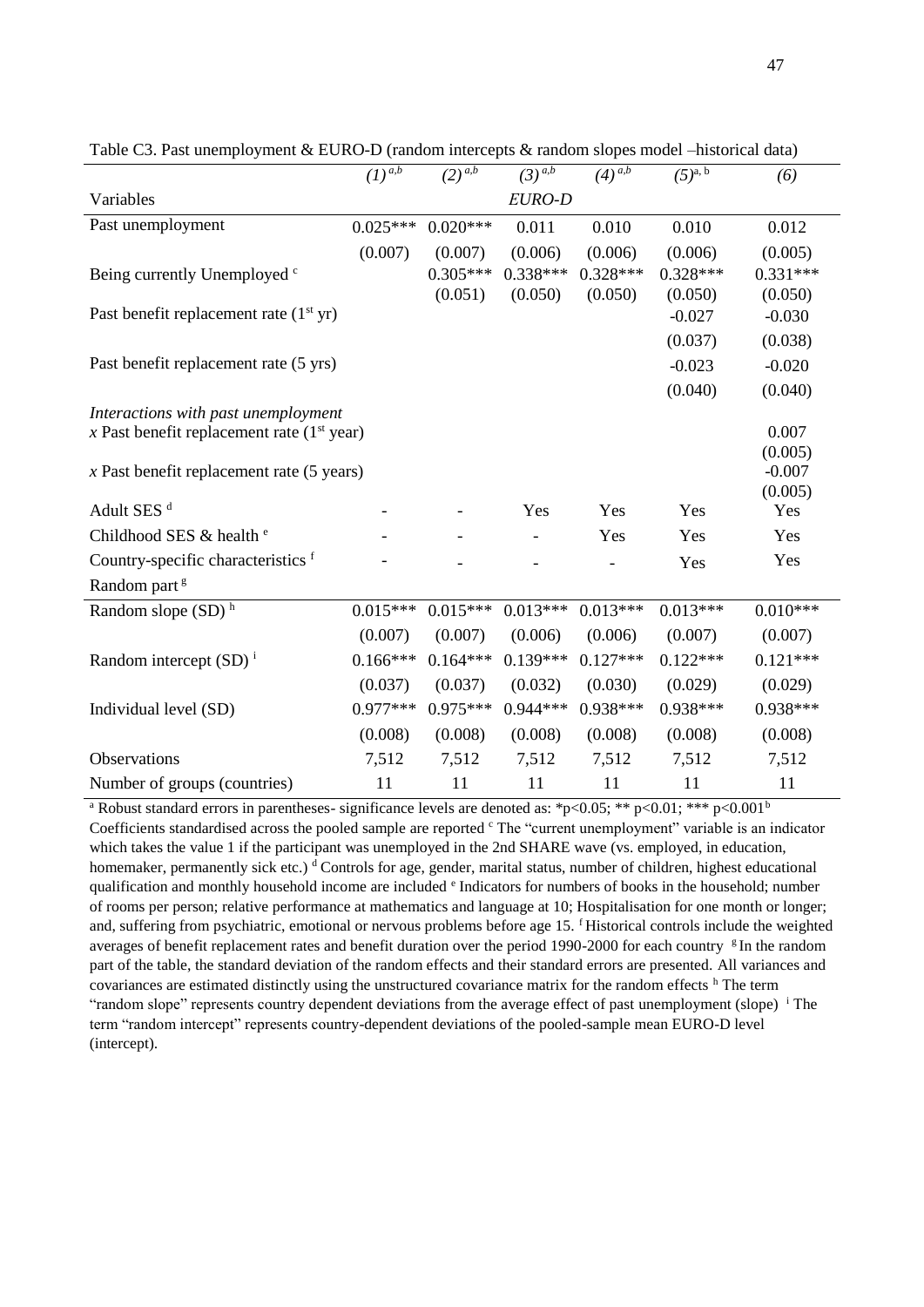Table C3. Past unemployment & EURO-D (random intercepts & random slopes model –historical data)

| | $(1)^{a,b}$ | $(2)^{a,b}$ | $(3)^{a,b}$ | $(4)^{a,b}$ | $(5)^{a,b}$ | $(6)$ |
|---|---|---|---|---|---|---|
| Variables | | | *EURO-D* | | | |
| Past unemployment | 0.025*** | 0.020*** | 0.011 | 0.010 | 0.010 | 0.012 |
| | (0.007) | (0.007) | (0.006) | (0.006) | (0.006) | (0.005) |
| Being currently Unemployed [c] | | 0.305*** | 0.338*** | 0.328*** | 0.328*** | 0.331*** |
| | | (0.051) | (0.050) | (0.050) | (0.050) | (0.050) |
| Past benefit replacement rate (1st yr) | | | | | -0.027 | -0.030 |
| | | | | | (0.037) | (0.038) |
| Past benefit replacement rate (5 yrs) | | | | | -0.023 | -0.020 |
| | | | | | (0.040) | (0.040) |
| *Interactions with past unemployment* | | | | | | |
| *x* Past benefit replacement rate (1st year) | | | | | | 0.007 |
| | | | | | | (0.005) |
| *x* Past benefit replacement rate (5 years) | | | | | | -0.007 |
| | | | | | | (0.005) |
| Adult SES [d] | - | - | Yes | Yes | Yes | Yes |
| Childhood SES & health [e] | - | - | - | Yes | Yes | Yes |
| Country-specific characteristics [f] | - | - | - | - | Yes | Yes |
| Random part [g] | | | | | | |
| Random slope (SD) [h] | 0.015*** | 0.015*** | 0.013*** | 0.013*** | 0.013*** | 0.010*** |
| | (0.007) | (0.007) | (0.006) | (0.006) | (0.007) | (0.007) |
| Random intercept (SD) [i] | 0.166*** | 0.164*** | 0.139*** | 0.127*** | 0.122*** | 0.121*** |
| | (0.037) | (0.037) | (0.032) | (0.030) | (0.029) | (0.029) |
| Individual level (SD) | 0.977*** | 0.975*** | 0.944*** | 0.938*** | 0.938*** | 0.938*** |
| | (0.008) | (0.008) | (0.008) | (0.008) | (0.008) | (0.008) |
| Observations | 7,512 | 7,512 | 7,512 | 7,512 | 7,512 | 7,512 |
| Number of groups (countries) | 11 | 11 | 11 | 11 | 11 | 11 |

[a] Robust standard errors in parentheses- significance levels are denoted as: *p<0.05; ** p<0.01; *** p<0.001 [b] Coefficients standardised across the pooled sample are reported [c] The "current unemployment" variable is an indicator which takes the value 1 if the participant was unemployed in the 2nd SHARE wave (vs. employed, in education, homemaker, permanently sick etc.) [d] Controls for age, gender, marital status, number of children, highest educational qualification and monthly household income are included [e] Indicators for numbers of books in the household; number of rooms per person; relative performance at mathematics and language at 10; Hospitalisation for one month or longer; and, suffering from psychiatric, emotional or nervous problems before age 15. [f] Historical controls include the weighted averages of benefit replacement rates and benefit duration over the period 1990-2000 for each country [g] In the random part of the table, the standard deviation of the random effects and their standard errors are presented. All variances and covariances are estimated distinctly using the unstructured covariance matrix for the random effects [h] The term "random slope" represents country dependent deviations from the average effect of past unemployment (slope) [i] The term "random intercept" represents country-dependent deviations of the pooled-sample mean EURO-D level (intercept).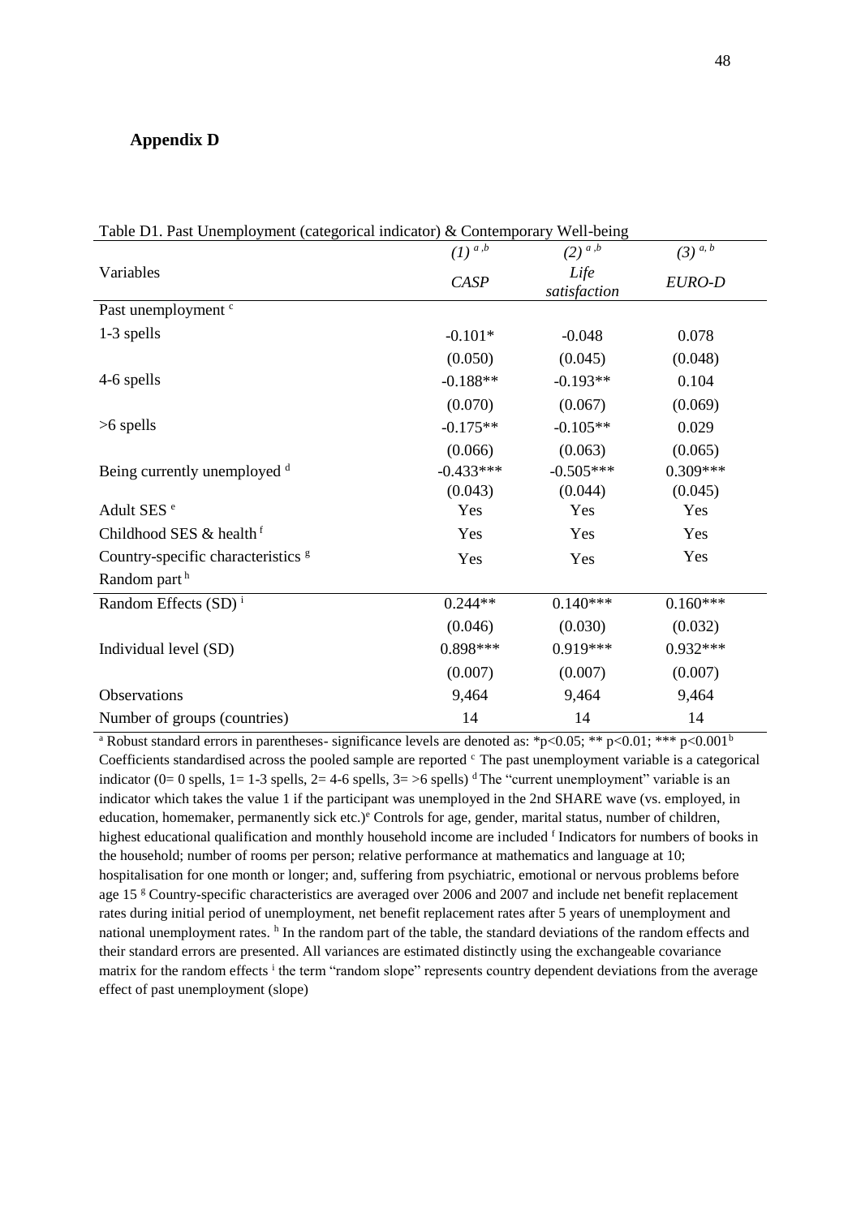## Appendix D

Table D1. Past Unemployment (categorical indicator) & Contemporary Well-being

| Variables | (1) [a,b] *CASP* | (2) [a,b] *Life satisfaction* | (3) [a,b] *EURO-D* |
|---|---|---|---|
| Past unemployment [c] | | | |
| 1-3 spells | -0.101* | -0.048 | 0.078 |
| | (0.050) | (0.045) | (0.048) |
| 4-6 spells | -0.188** | -0.193** | 0.104 |
| | (0.070) | (0.067) | (0.069) |
| >6 spells | -0.175** | -0.105** | 0.029 |
| | (0.066) | (0.063) | (0.065) |
| Being currently unemployed [d] | -0.433*** | -0.505*** | 0.309*** |
| | (0.043) | (0.044) | (0.045) |
| Adult SES [e] | Yes | Yes | Yes |
| Childhood SES & health [f] | Yes | Yes | Yes |
| Country-specific characteristics [g] | Yes | Yes | Yes |
| Random part [h] | | | |
| Random Effects (SD) [i] | 0.244** | 0.140*** | 0.160*** |
| | (0.046) | (0.030) | (0.032) |
| Individual level (SD) | 0.898*** | 0.919*** | 0.932*** |
| | (0.007) | (0.007) | (0.007) |
| Observations | 9,464 | 9,464 | 9,464 |
| Number of groups (countries) | 14 | 14 | 14 |

[a] Robust standard errors in parentheses- significance levels are denoted as: *p<0.05; ** p<0.01; *** p<0.001 [b] Coefficients standardised across the pooled sample are reported [c] The past unemployment variable is a categorical indicator (0= 0 spells, 1= 1-3 spells, 2= 4-6 spells, 3= >6 spells) [d] The "current unemployment" variable is an indicator which takes the value 1 if the participant was unemployed in the 2nd SHARE wave (vs. employed, in education, homemaker, permanently sick etc.)[e] Controls for age, gender, marital status, number of children, highest educational qualification and monthly household income are included [f] Indicators for numbers of books in the household; number of rooms per person; relative performance at mathematics and language at 10; hospitalisation for one month or longer; and, suffering from psychiatric, emotional or nervous problems before age 15 [g] Country-specific characteristics are averaged over 2006 and 2007 and include net benefit replacement rates during initial period of unemployment, net benefit replacement rates after 5 years of unemployment and national unemployment rates. [h] In the random part of the table, the standard deviations of the random effects and their standard errors are presented. All variances are estimated distinctly using the exchangeable covariance matrix for the random effects [i] the term "random slope" represents country dependent deviations from the average effect of past unemployment (slope)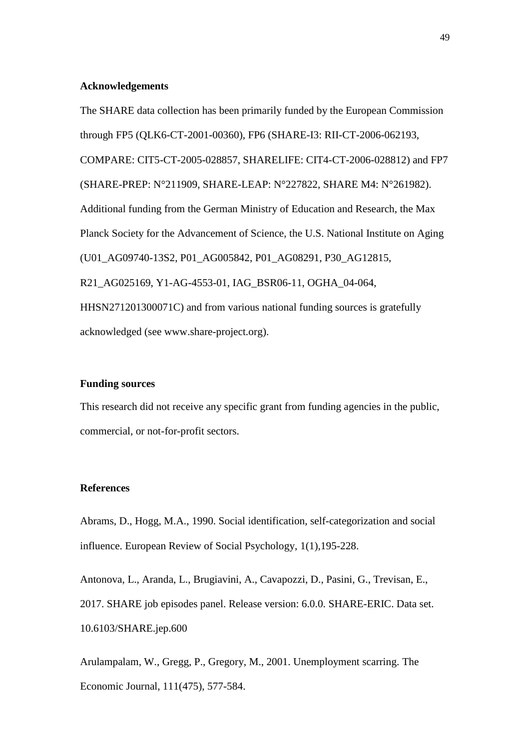## Acknowledgements

The SHARE data collection has been primarily funded by the European Commission through FP5 (QLK6-CT-2001-00360), FP6 (SHARE-I3: RII-CT-2006-062193, COMPARE: CIT5-CT-2005-028857, SHARELIFE: CIT4-CT-2006-028812) and FP7 (SHARE-PREP: N°211909, SHARE-LEAP: N°227822, SHARE M4: N°261982). Additional funding from the German Ministry of Education and Research, the Max Planck Society for the Advancement of Science, the U.S. National Institute on Aging (U01_AG09740-13S2, P01_AG005842, P01_AG08291, P30_AG12815, R21_AG025169, Y1-AG-4553-01, IAG_BSR06-11, OGHA_04-064, HHSN271201300071C) and from various national funding sources is gratefully acknowledged (see www.share-project.org).

## Funding sources

This research did not receive any specific grant from funding agencies in the public, commercial, or not-for-profit sectors.

## References

Abrams, D., Hogg, M.A., 1990. Social identification, self-categorization and social influence. European Review of Social Psychology, 1(1),195-228.

Antonova, L., Aranda, L., Brugiavini, A., Cavapozzi, D., Pasini, G., Trevisan, E., 2017. SHARE job episodes panel. Release version: 6.0.0. SHARE-ERIC. Data set. 10.6103/SHARE.jep.600

Arulampalam, W., Gregg, P., Gregory, M., 2001. Unemployment scarring. The Economic Journal, 111(475), 577-584.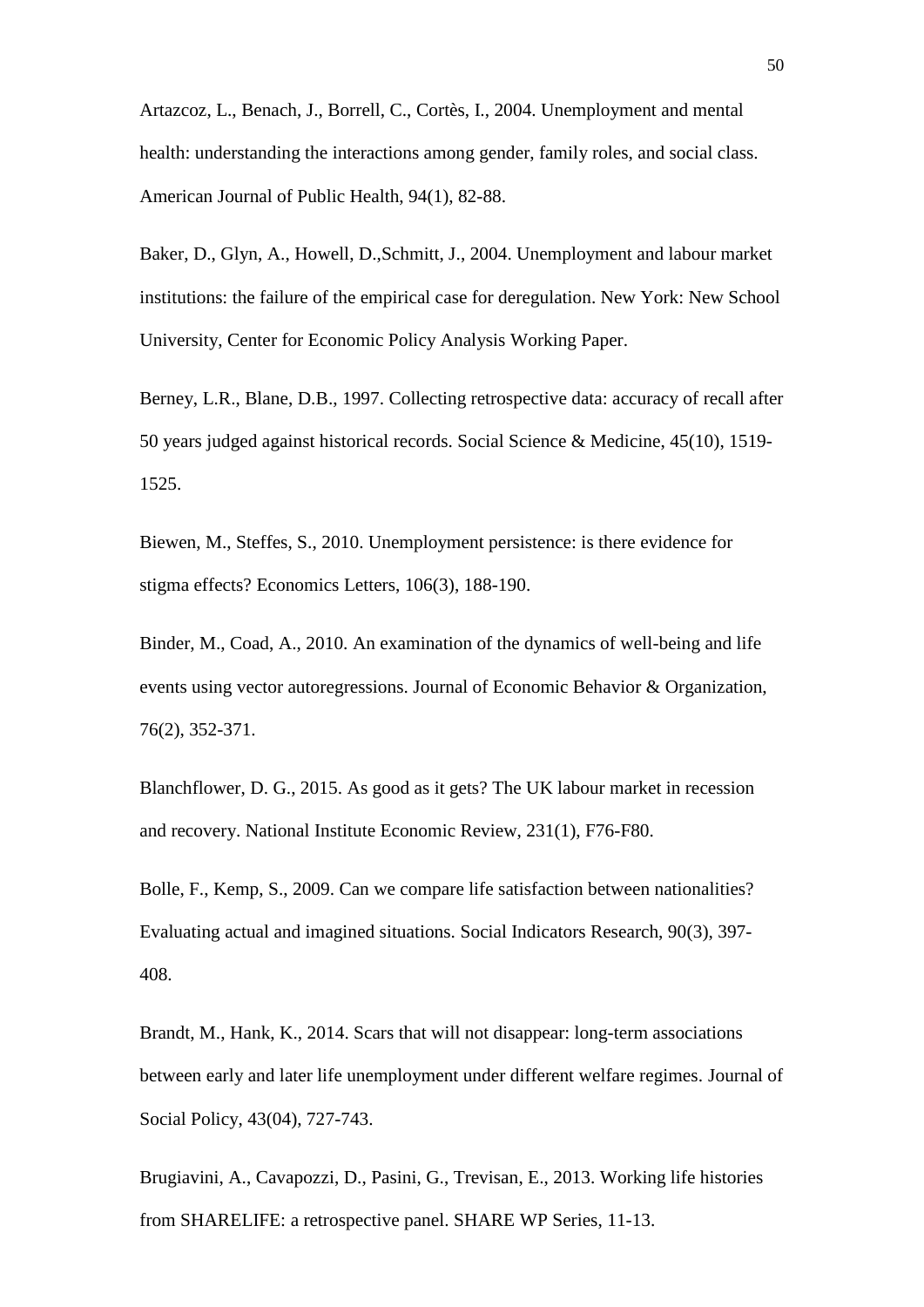Artazcoz, L., Benach, J., Borrell, C., Cortès, I., 2004. Unemployment and mental health: understanding the interactions among gender, family roles, and social class. American Journal of Public Health, 94(1), 82-88.

Baker, D., Glyn, A., Howell, D.,Schmitt, J., 2004. Unemployment and labour market institutions: the failure of the empirical case for deregulation. New York: New School University, Center for Economic Policy Analysis Working Paper.

Berney, L.R., Blane, D.B., 1997. Collecting retrospective data: accuracy of recall after 50 years judged against historical records. Social Science & Medicine, 45(10), 1519-1525.

Biewen, M., Steffes, S., 2010. Unemployment persistence: is there evidence for stigma effects? Economics Letters, 106(3), 188-190.

Binder, M., Coad, A., 2010. An examination of the dynamics of well-being and life events using vector autoregressions. Journal of Economic Behavior & Organization, 76(2), 352-371.

Blanchflower, D. G., 2015. As good as it gets? The UK labour market in recession and recovery. National Institute Economic Review, 231(1), F76-F80.

Bolle, F., Kemp, S., 2009. Can we compare life satisfaction between nationalities? Evaluating actual and imagined situations. Social Indicators Research, 90(3), 397-408.

Brandt, M., Hank, K., 2014. Scars that will not disappear: long-term associations between early and later life unemployment under different welfare regimes. Journal of Social Policy, 43(04), 727-743.

Brugiavini, A., Cavapozzi, D., Pasini, G., Trevisan, E., 2013. Working life histories from SHARELIFE: a retrospective panel. SHARE WP Series, 11-13.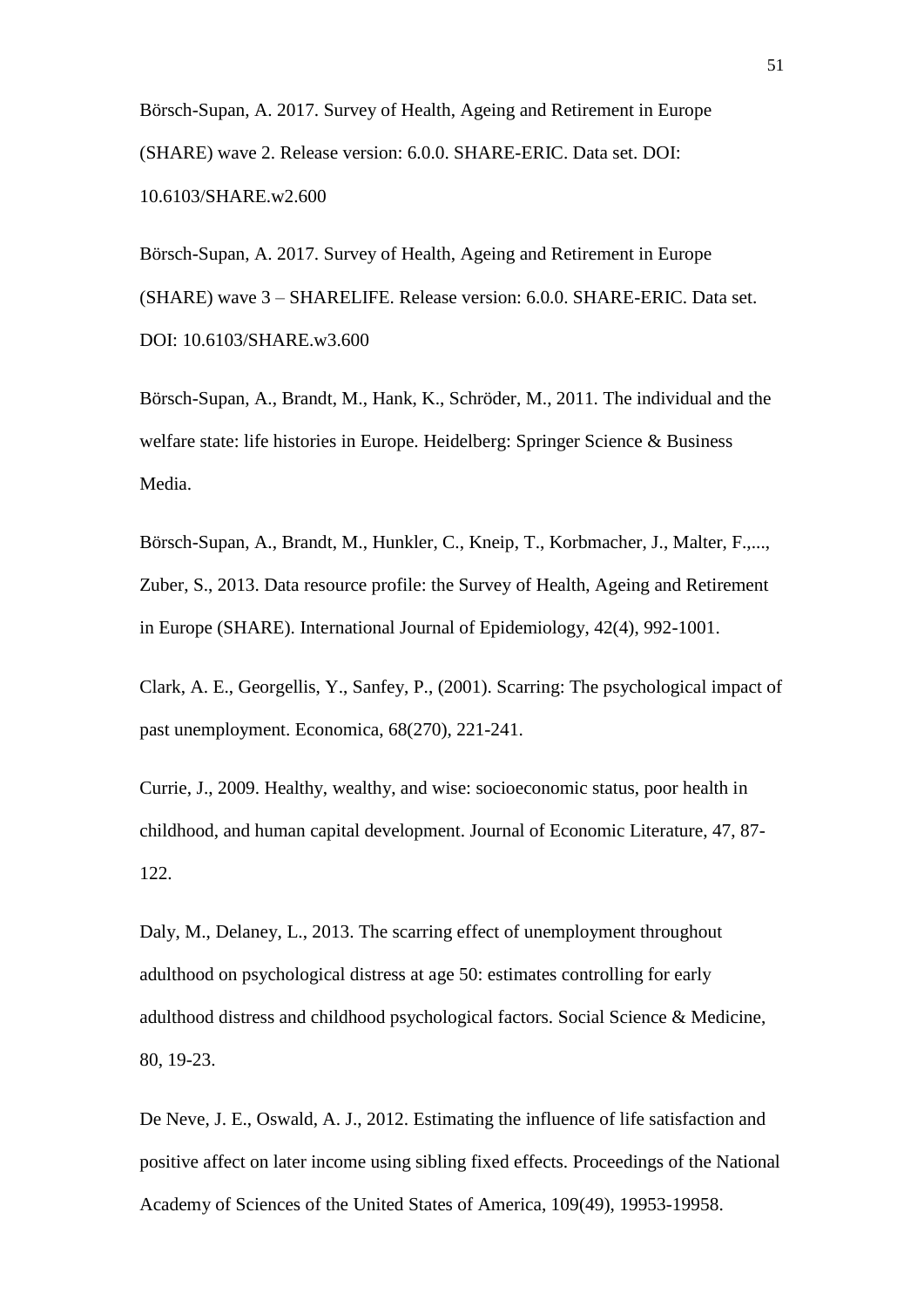Börsch-Supan, A. 2017. Survey of Health, Ageing and Retirement in Europe (SHARE) wave 2. Release version: 6.0.0. SHARE-ERIC. Data set. DOI: 10.6103/SHARE.w2.600

Börsch-Supan, A. 2017. Survey of Health, Ageing and Retirement in Europe (SHARE) wave 3 – SHARELIFE. Release version: 6.0.0. SHARE-ERIC. Data set. DOI: 10.6103/SHARE.w3.600

Börsch-Supan, A., Brandt, M., Hank, K., Schröder, M., 2011. The individual and the welfare state: life histories in Europe. Heidelberg: Springer Science & Business Media.

Börsch-Supan, A., Brandt, M., Hunkler, C., Kneip, T., Korbmacher, J., Malter, F.,..., Zuber, S., 2013. Data resource profile: the Survey of Health, Ageing and Retirement in Europe (SHARE). International Journal of Epidemiology, 42(4), 992-1001.

Clark, A. E., Georgellis, Y., Sanfey, P., (2001). Scarring: The psychological impact of past unemployment. Economica, 68(270), 221-241.

Currie, J., 2009. Healthy, wealthy, and wise: socioeconomic status, poor health in childhood, and human capital development. Journal of Economic Literature, 47, 87-122.

Daly, M., Delaney, L., 2013. The scarring effect of unemployment throughout adulthood on psychological distress at age 50: estimates controlling for early adulthood distress and childhood psychological factors. Social Science & Medicine, 80, 19-23.

De Neve, J. E., Oswald, A. J., 2012. Estimating the influence of life satisfaction and positive affect on later income using sibling fixed effects. Proceedings of the National Academy of Sciences of the United States of America, 109(49), 19953-19958.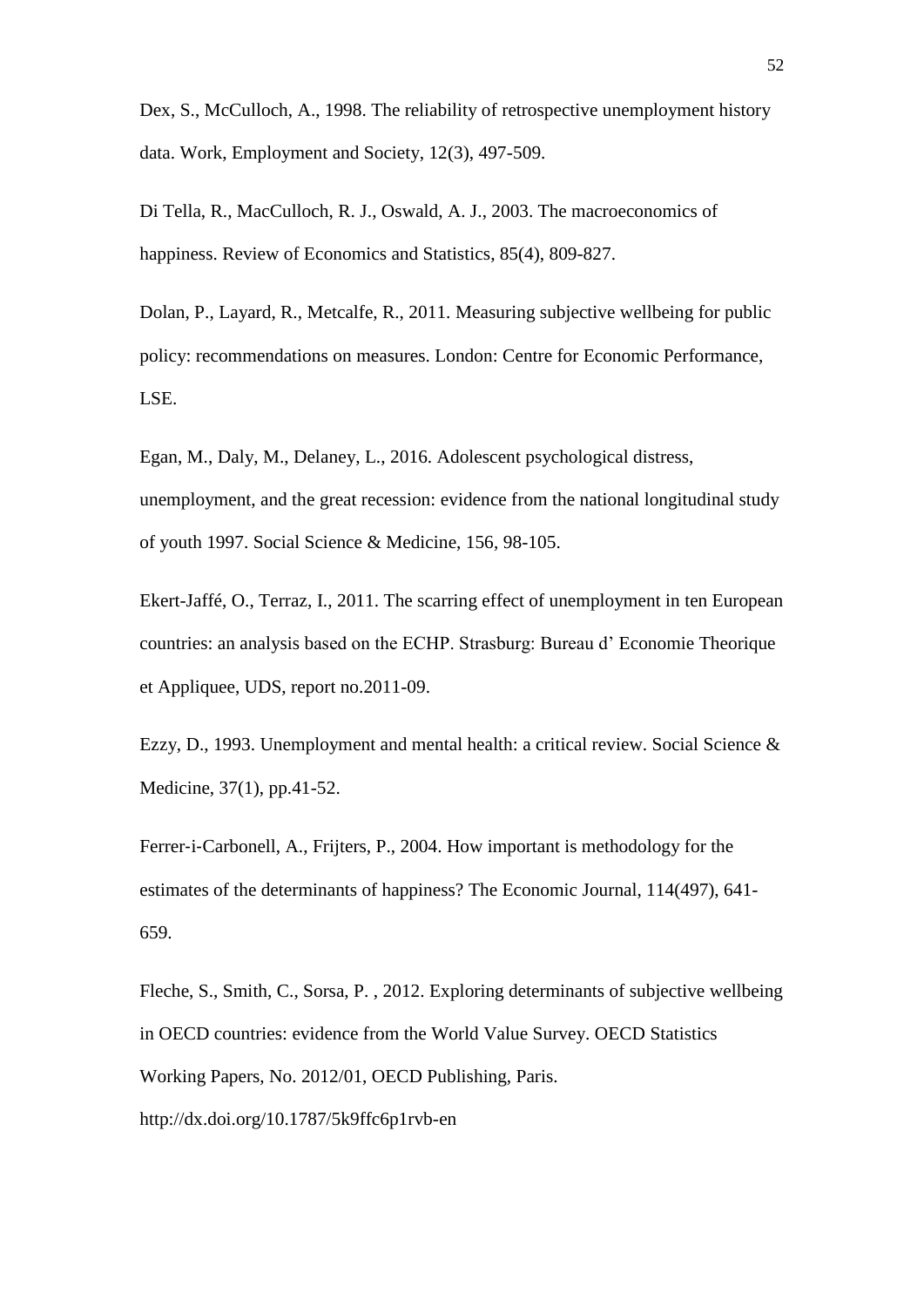Dex, S., McCulloch, A., 1998. The reliability of retrospective unemployment history data. Work, Employment and Society, 12(3), 497-509.

Di Tella, R., MacCulloch, R. J., Oswald, A. J., 2003. The macroeconomics of happiness. Review of Economics and Statistics, 85(4), 809-827.

Dolan, P., Layard, R., Metcalfe, R., 2011. Measuring subjective wellbeing for public policy: recommendations on measures. London: Centre for Economic Performance, LSE.

Egan, M., Daly, M., Delaney, L., 2016. Adolescent psychological distress, unemployment, and the great recession: evidence from the national longitudinal study of youth 1997. Social Science & Medicine, 156, 98-105.

Ekert-Jaffé, O., Terraz, I., 2011. The scarring effect of unemployment in ten European countries: an analysis based on the ECHP. Strasburg: Bureau d' Economie Theorique et Appliquee, UDS, report no.2011-09.

Ezzy, D., 1993. Unemployment and mental health: a critical review. Social Science & Medicine, 37(1), pp.41-52.

Ferrer-i-Carbonell, A., Frijters, P., 2004. How important is methodology for the estimates of the determinants of happiness? The Economic Journal, 114(497), 641-659.

Fleche, S., Smith, C., Sorsa, P. , 2012. Exploring determinants of subjective wellbeing in OECD countries: evidence from the World Value Survey. OECD Statistics Working Papers, No. 2012/01, OECD Publishing, Paris. http://dx.doi.org/10.1787/5k9ffc6p1rvb-en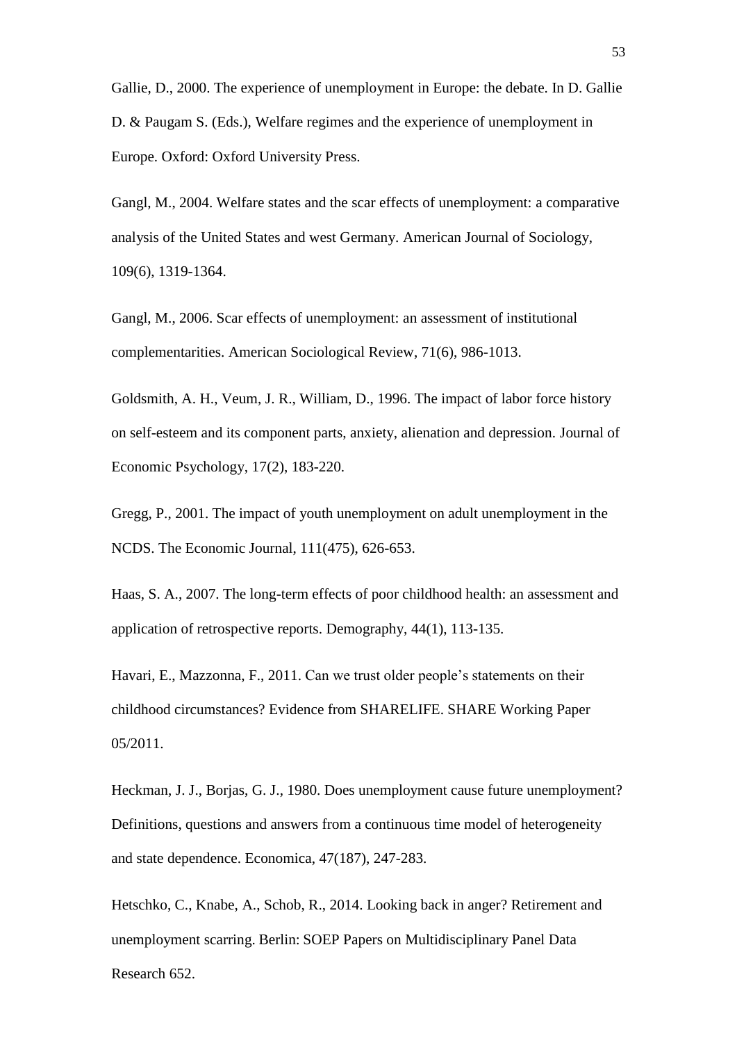Gallie, D., 2000. The experience of unemployment in Europe: the debate. In D. Gallie D. & Paugam S. (Eds.), Welfare regimes and the experience of unemployment in Europe. Oxford: Oxford University Press.

Gangl, M., 2004. Welfare states and the scar effects of unemployment: a comparative analysis of the United States and west Germany. American Journal of Sociology, 109(6), 1319-1364.

Gangl, M., 2006. Scar effects of unemployment: an assessment of institutional complementarities. American Sociological Review, 71(6), 986-1013.

Goldsmith, A. H., Veum, J. R., William, D., 1996. The impact of labor force history on self-esteem and its component parts, anxiety, alienation and depression. Journal of Economic Psychology, 17(2), 183-220.

Gregg, P., 2001. The impact of youth unemployment on adult unemployment in the NCDS. The Economic Journal, 111(475), 626-653.

Haas, S. A., 2007. The long-term effects of poor childhood health: an assessment and application of retrospective reports. Demography, 44(1), 113-135.

Havari, E., Mazzonna, F., 2011. Can we trust older people's statements on their childhood circumstances? Evidence from SHARELIFE. SHARE Working Paper 05/2011.

Heckman, J. J., Borjas, G. J., 1980. Does unemployment cause future unemployment? Definitions, questions and answers from a continuous time model of heterogeneity and state dependence. Economica, 47(187), 247-283.

Hetschko, C., Knabe, A., Schob, R., 2014. Looking back in anger? Retirement and unemployment scarring. Berlin: SOEP Papers on Multidisciplinary Panel Data Research 652.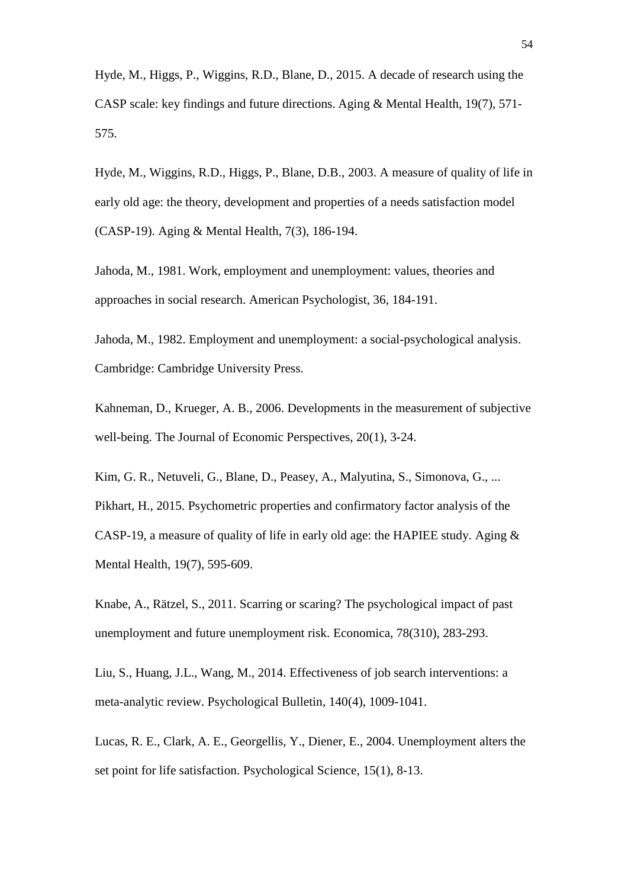Hyde, M., Higgs, P., Wiggins, R.D., Blane, D., 2015. A decade of research using the CASP scale: key findings and future directions. Aging & Mental Health, 19(7), 571-575.

Hyde, M., Wiggins, R.D., Higgs, P., Blane, D.B., 2003. A measure of quality of life in early old age: the theory, development and properties of a needs satisfaction model (CASP-19). Aging & Mental Health, 7(3), 186-194.

Jahoda, M., 1981. Work, employment and unemployment: values, theories and approaches in social research. American Psychologist, 36, 184-191.

Jahoda, M., 1982. Employment and unemployment: a social-psychological analysis. Cambridge: Cambridge University Press.

Kahneman, D., Krueger, A. B., 2006. Developments in the measurement of subjective well-being. The Journal of Economic Perspectives, 20(1), 3-24.

Kim, G. R., Netuveli, G., Blane, D., Peasey, A., Malyutina, S., Simonova, G., ... Pikhart, H., 2015. Psychometric properties and confirmatory factor analysis of the CASP-19, a measure of quality of life in early old age: the HAPIEE study. Aging & Mental Health, 19(7), 595-609.

Knabe, A., Rätzel, S., 2011. Scarring or scaring? The psychological impact of past unemployment and future unemployment risk. Economica, 78(310), 283-293.

Liu, S., Huang, J.L., Wang, M., 2014. Effectiveness of job search interventions: a meta-analytic review. Psychological Bulletin, 140(4), 1009-1041.

Lucas, R. E., Clark, A. E., Georgellis, Y., Diener, E., 2004. Unemployment alters the set point for life satisfaction. Psychological Science, 15(1), 8-13.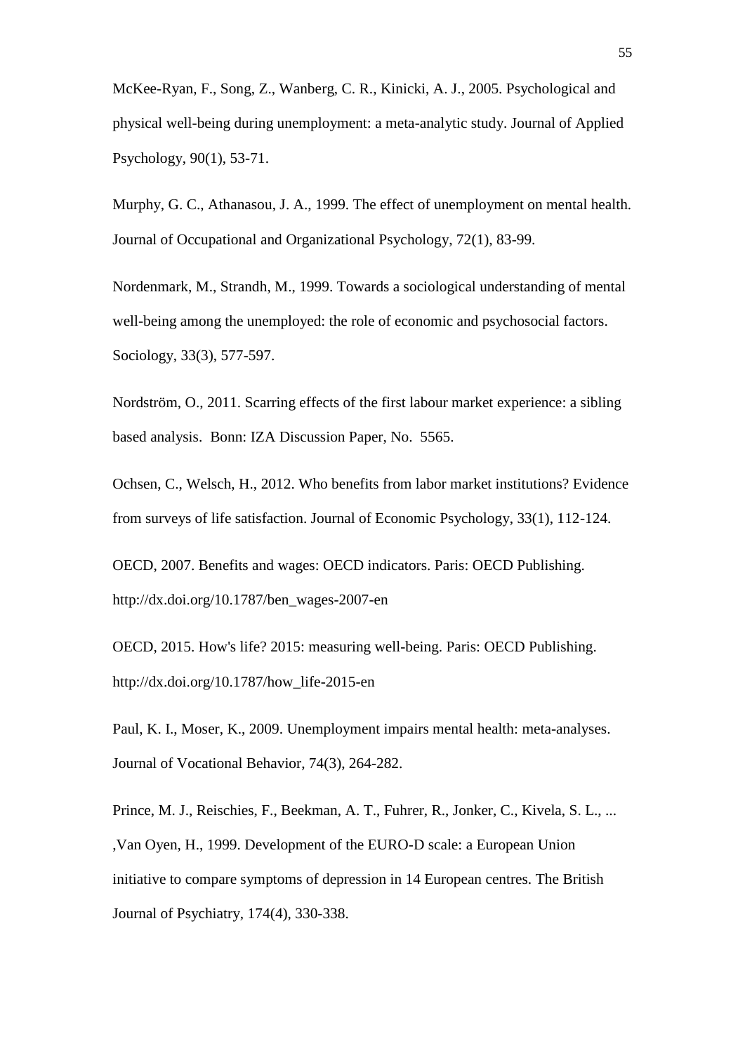McKee-Ryan, F., Song, Z., Wanberg, C. R., Kinicki, A. J., 2005. Psychological and physical well-being during unemployment: a meta-analytic study. Journal of Applied Psychology, 90(1), 53-71.

Murphy, G. C., Athanasou, J. A., 1999. The effect of unemployment on mental health. Journal of Occupational and Organizational Psychology, 72(1), 83-99.

Nordenmark, M., Strandh, M., 1999. Towards a sociological understanding of mental well-being among the unemployed: the role of economic and psychosocial factors. Sociology, 33(3), 577-597.

Nordström, O., 2011. Scarring effects of the first labour market experience: a sibling based analysis. Bonn: IZA Discussion Paper, No. 5565.

Ochsen, C., Welsch, H., 2012. Who benefits from labor market institutions? Evidence from surveys of life satisfaction. Journal of Economic Psychology, 33(1), 112-124.

OECD, 2007. Benefits and wages: OECD indicators. Paris: OECD Publishing. http://dx.doi.org/10.1787/ben_wages-2007-en

OECD, 2015. How's life? 2015: measuring well-being. Paris: OECD Publishing. http://dx.doi.org/10.1787/how_life-2015-en

Paul, K. I., Moser, K., 2009. Unemployment impairs mental health: meta-analyses. Journal of Vocational Behavior, 74(3), 264-282.

Prince, M. J., Reischies, F., Beekman, A. T., Fuhrer, R., Jonker, C., Kivela, S. L., ... ,Van Oyen, H., 1999. Development of the EURO-D scale: a European Union initiative to compare symptoms of depression in 14 European centres. The British Journal of Psychiatry, 174(4), 330-338.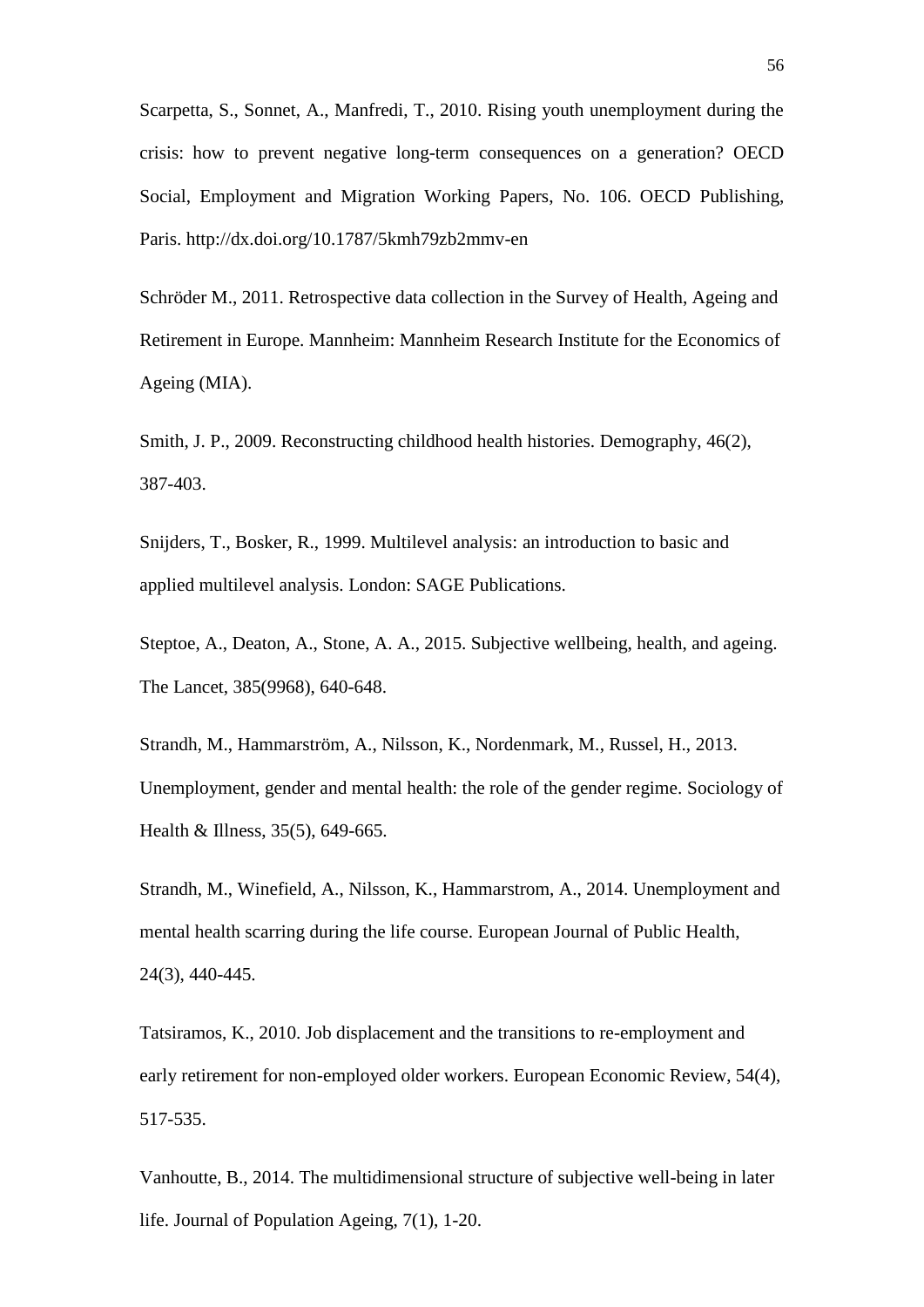Scarpetta, S., Sonnet, A., Manfredi, T., 2010. Rising youth unemployment during the crisis: how to prevent negative long-term consequences on a generation? OECD Social, Employment and Migration Working Papers, No. 106. OECD Publishing, Paris. http://dx.doi.org/10.1787/5kmh79zb2mmv-en

Schröder M., 2011. Retrospective data collection in the Survey of Health, Ageing and Retirement in Europe. Mannheim: Mannheim Research Institute for the Economics of Ageing (MIA).

Smith, J. P., 2009. Reconstructing childhood health histories. Demography, 46(2), 387-403.

Snijders, T., Bosker, R., 1999. Multilevel analysis: an introduction to basic and applied multilevel analysis. London: SAGE Publications.

Steptoe, A., Deaton, A., Stone, A. A., 2015. Subjective wellbeing, health, and ageing. The Lancet, 385(9968), 640-648.

Strandh, M., Hammarström, A., Nilsson, K., Nordenmark, M., Russel, H., 2013. Unemployment, gender and mental health: the role of the gender regime. Sociology of Health & Illness, 35(5), 649-665.

Strandh, M., Winefield, A., Nilsson, K., Hammarstrom, A., 2014. Unemployment and mental health scarring during the life course. European Journal of Public Health, 24(3), 440-445.

Tatsiramos, K., 2010. Job displacement and the transitions to re-employment and early retirement for non-employed older workers. European Economic Review, 54(4), 517-535.

Vanhoutte, B., 2014. The multidimensional structure of subjective well-being in later life. Journal of Population Ageing, 7(1), 1-20.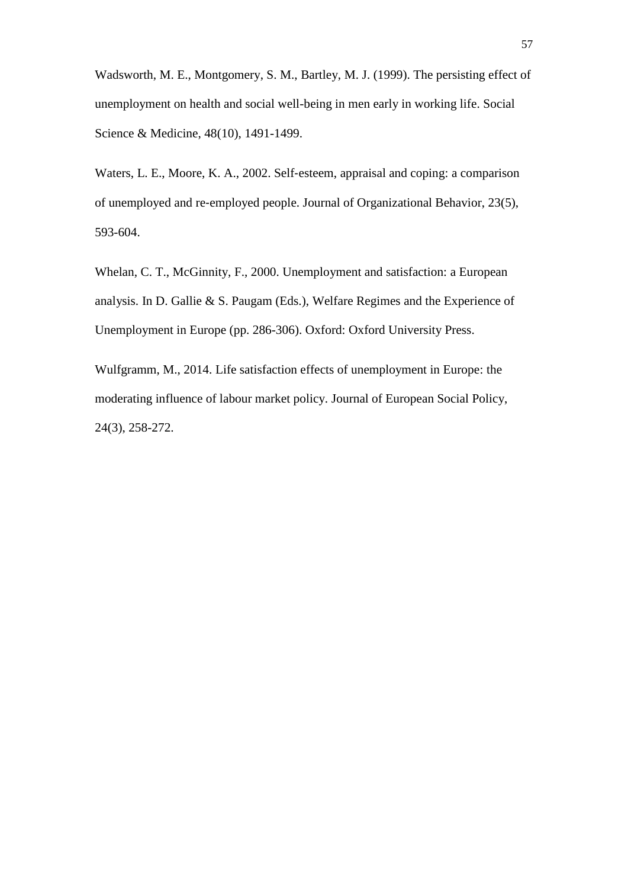Wadsworth, M. E., Montgomery, S. M., Bartley, M. J. (1999). The persisting effect of unemployment on health and social well-being in men early in working life. Social Science & Medicine, 48(10), 1491-1499.

Waters, L. E., Moore, K. A., 2002. Self-esteem, appraisal and coping: a comparison of unemployed and re-employed people. Journal of Organizational Behavior, 23(5), 593-604.

Whelan, C. T., McGinnity, F., 2000. Unemployment and satisfaction: a European analysis. In D. Gallie & S. Paugam (Eds.), Welfare Regimes and the Experience of Unemployment in Europe (pp. 286-306). Oxford: Oxford University Press.

Wulfgramm, M., 2014. Life satisfaction effects of unemployment in Europe: the moderating influence of labour market policy. Journal of European Social Policy, 24(3), 258-272.